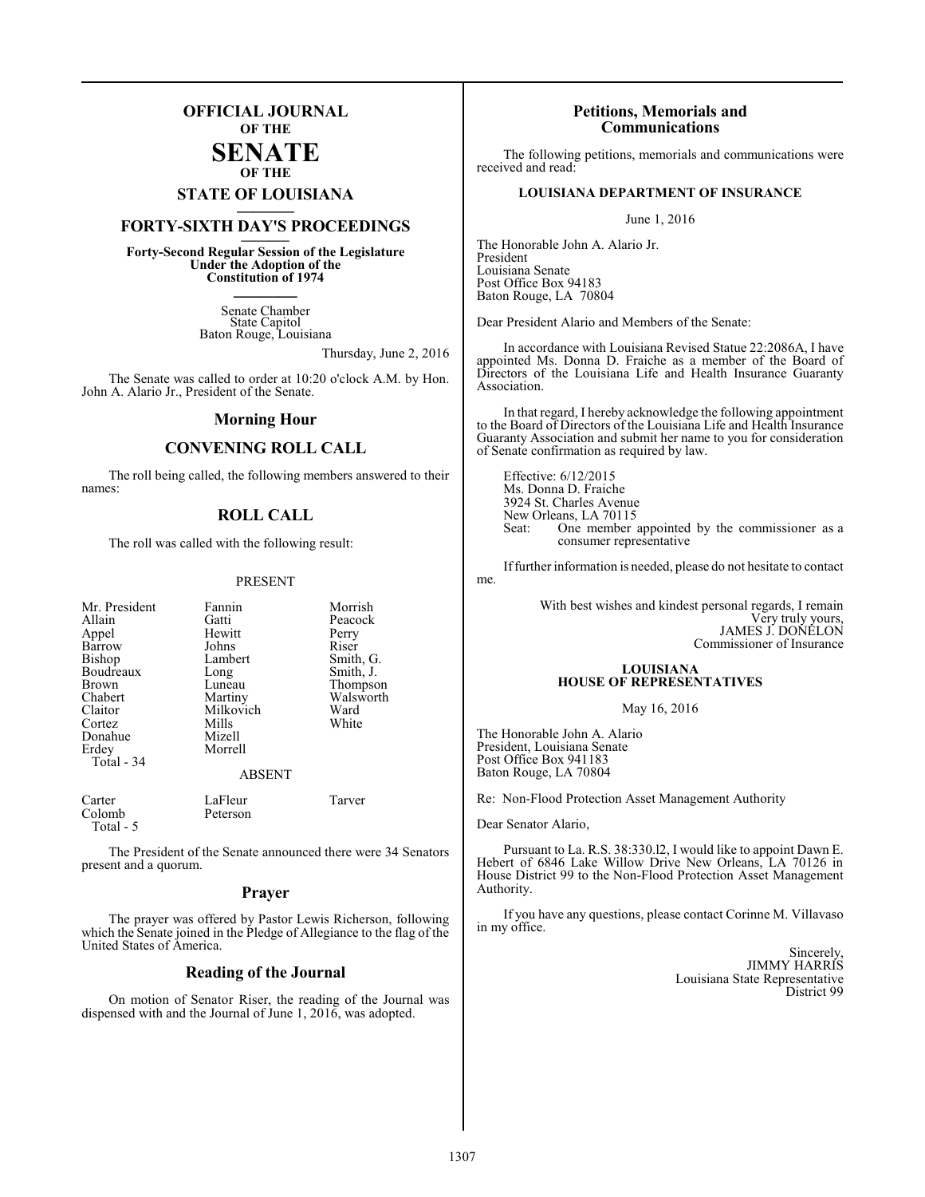# OFFICIAL JOURNAL OF THE SENATE OF THE STATE OF LOUISIANA

## FORTY-SIXTH DAY'S PROCEEDINGS

**Forty-Second Regular Session of the Legislature Under the Adoption of the Constitution of 1974**

Senate Chamber
State Capitol
Baton Rouge, Louisiana

Thursday, June 2, 2016

The Senate was called to order at 10:20 o'clock A.M. by Hon. John A. Alario Jr., President of the Senate.

## Morning Hour

## CONVENING ROLL CALL

The roll being called, the following members answered to their names:

## ROLL CALL

The roll was called with the following result:

PRESENT

| | | |
|---|---|---|
| Mr. President | Fannin | Morrish |
| Allain | Gatti | Peacock |
| Appel | Hewitt | Perry |
| Barrow | Johns | Riser |
| Bishop | Lambert | Smith, G. |
| Boudreaux | Long | Smith, J. |
| Brown | Luneau | Thompson |
| Chabert | Martiny | Walsworth |
| Claitor | Milkovich | Ward |
| Cortez | Mills | White |
| Donahue | Mizell | |
| Erdey | Morrell | |
| Total - 34 | | |

ABSENT

| | | |
|---|---|---|
| Carter | LaFleur | Tarver |
| Colomb | Peterson | |
| Total - 5 | | |

The President of the Senate announced there were 34 Senators present and a quorum.

## Prayer

The prayer was offered by Pastor Lewis Richerson, following which the Senate joined in the Pledge of Allegiance to the flag of the United States of America.

## Reading of the Journal

On motion of Senator Riser, the reading of the Journal was dispensed with and the Journal of June 1, 2016, was adopted.

## Petitions, Memorials and Communications

The following petitions, memorials and communications were received and read:

**LOUISIANA DEPARTMENT OF INSURANCE**

June 1, 2016

The Honorable John A. Alario Jr.
President
Louisiana Senate
Post Office Box 94183
Baton Rouge, LA 70804

Dear President Alario and Members of the Senate:

In accordance with Louisiana Revised Statue 22:2086A, I have appointed Ms. Donna D. Fraiche as a member of the Board of Directors of the Louisiana Life and Health Insurance Guaranty Association.

In that regard, I hereby acknowledge the following appointment to the Board of Directors of the Louisiana Life and Health Insurance Guaranty Association and submit her name to you for consideration of Senate confirmation as required by law.

Effective: 6/12/2015
Ms. Donna D. Fraiche
3924 St. Charles Avenue
New Orleans, LA 70115
Seat: One member appointed by the commissioner as a consumer representative

If further information is needed, please do not hesitate to contact me.

With best wishes and kindest personal regards, I remain
Very truly yours,
JAMES J. DONELON
Commissioner of Insurance

**LOUISIANA HOUSE OF REPRESENTATIVES**

May 16, 2016

The Honorable John A. Alario
President, Louisiana Senate
Post Office Box 941183
Baton Rouge, LA 70804

Re: Non-Flood Protection Asset Management Authority

Dear Senator Alario,

Pursuant to La. R.S. 38:330.l2, I would like to appoint Dawn E. Hebert of 6846 Lake Willow Drive New Orleans, LA 70126 in House District 99 to the Non-Flood Protection Asset Management Authority.

If you have any questions, please contact Corinne M. Villavaso in my office.

Sincerely,
JIMMY HARRIS
Louisiana State Representative
District 99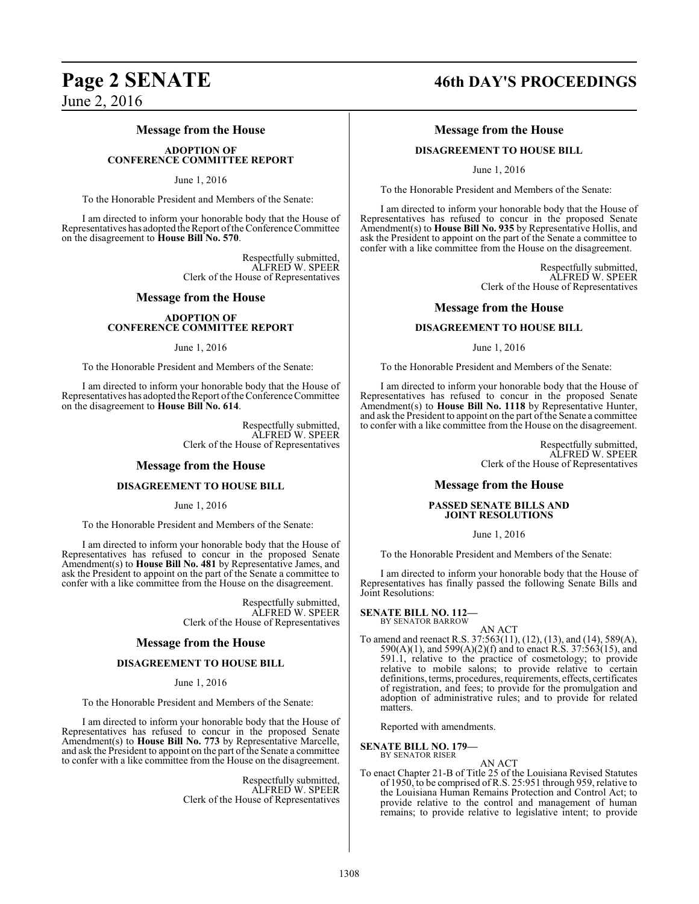### Message from the House

**ADOPTION OF CONFERENCE COMMITTEE REPORT**

June 1, 2016

To the Honorable President and Members of the Senate:

I am directed to inform your honorable body that the House of Representatives has adopted the Report of the Conference Committee on the disagreement to **House Bill No. 570**.

Respectfully submitted,
ALFRED W. SPEER
Clerk of the House of Representatives

### Message from the House

**ADOPTION OF CONFERENCE COMMITTEE REPORT**

June 1, 2016

To the Honorable President and Members of the Senate:

I am directed to inform your honorable body that the House of Representatives has adopted the Report of the Conference Committee on the disagreement to **House Bill No. 614**.

Respectfully submitted,
ALFRED W. SPEER
Clerk of the House of Representatives

### Message from the House

**DISAGREEMENT TO HOUSE BILL**

June 1, 2016

To the Honorable President and Members of the Senate:

I am directed to inform your honorable body that the House of Representatives has refused to concur in the proposed Senate Amendment(s) to **House Bill No. 481** by Representative James, and ask the President to appoint on the part of the Senate a committee to confer with a like committee from the House on the disagreement.

Respectfully submitted,
ALFRED W. SPEER
Clerk of the House of Representatives

### Message from the House

**DISAGREEMENT TO HOUSE BILL**

June 1, 2016

To the Honorable President and Members of the Senate:

I am directed to inform your honorable body that the House of Representatives has refused to concur in the proposed Senate Amendment(s) to **House Bill No. 773** by Representative Marcelle, and ask the President to appoint on the part of the Senate a committee to confer with a like committee from the House on the disagreement.

Respectfully submitted,
ALFRED W. SPEER
Clerk of the House of Representatives

### Message from the House

**DISAGREEMENT TO HOUSE BILL**

June 1, 2016

To the Honorable President and Members of the Senate:

I am directed to inform your honorable body that the House of Representatives has refused to concur in the proposed Senate Amendment(s) to **House Bill No. 935** by Representative Hollis, and ask the President to appoint on the part of the Senate a committee to confer with a like committee from the House on the disagreement.

Respectfully submitted,
ALFRED W. SPEER
Clerk of the House of Representatives

### Message from the House

**DISAGREEMENT TO HOUSE BILL**

June 1, 2016

To the Honorable President and Members of the Senate:

I am directed to inform your honorable body that the House of Representatives has refused to concur in the proposed Senate Amendment(s) to **House Bill No. 1118** by Representative Hunter, and ask the President to appoint on the part of the Senate a committee to confer with a like committee from the House on the disagreement.

Respectfully submitted,
ALFRED W. SPEER
Clerk of the House of Representatives

### Message from the House

**PASSED SENATE BILLS AND JOINT RESOLUTIONS**

June 1, 2016

To the Honorable President and Members of the Senate:

I am directed to inform your honorable body that the House of Representatives has finally passed the following Senate Bills and Joint Resolutions:

**SENATE BILL NO. 112—**
BY SENATOR BARROW

AN ACT

To amend and reenact R.S. 37:563(11), (12), (13), and (14), 589(A), 590(A)(1), and 599(A)(2)(f) and to enact R.S. 37:563(15), and 591.1, relative to the practice of cosmetology; to provide relative to mobile salons; to provide relative to certain definitions, terms, procedures, requirements, effects, certificates of registration, and fees; to provide for the promulgation and adoption of administrative rules; and to provide for related matters.

Reported with amendments.

**SENATE BILL NO. 179—**
BY SENATOR RISER

AN ACT

To enact Chapter 21-B of Title 25 of the Louisiana Revised Statutes of 1950, to be comprised of R.S. 25:951 through 959, relative to the Louisiana Human Remains Protection and Control Act; to provide relative to the control and management of human remains; to provide relative to legislative intent; to provide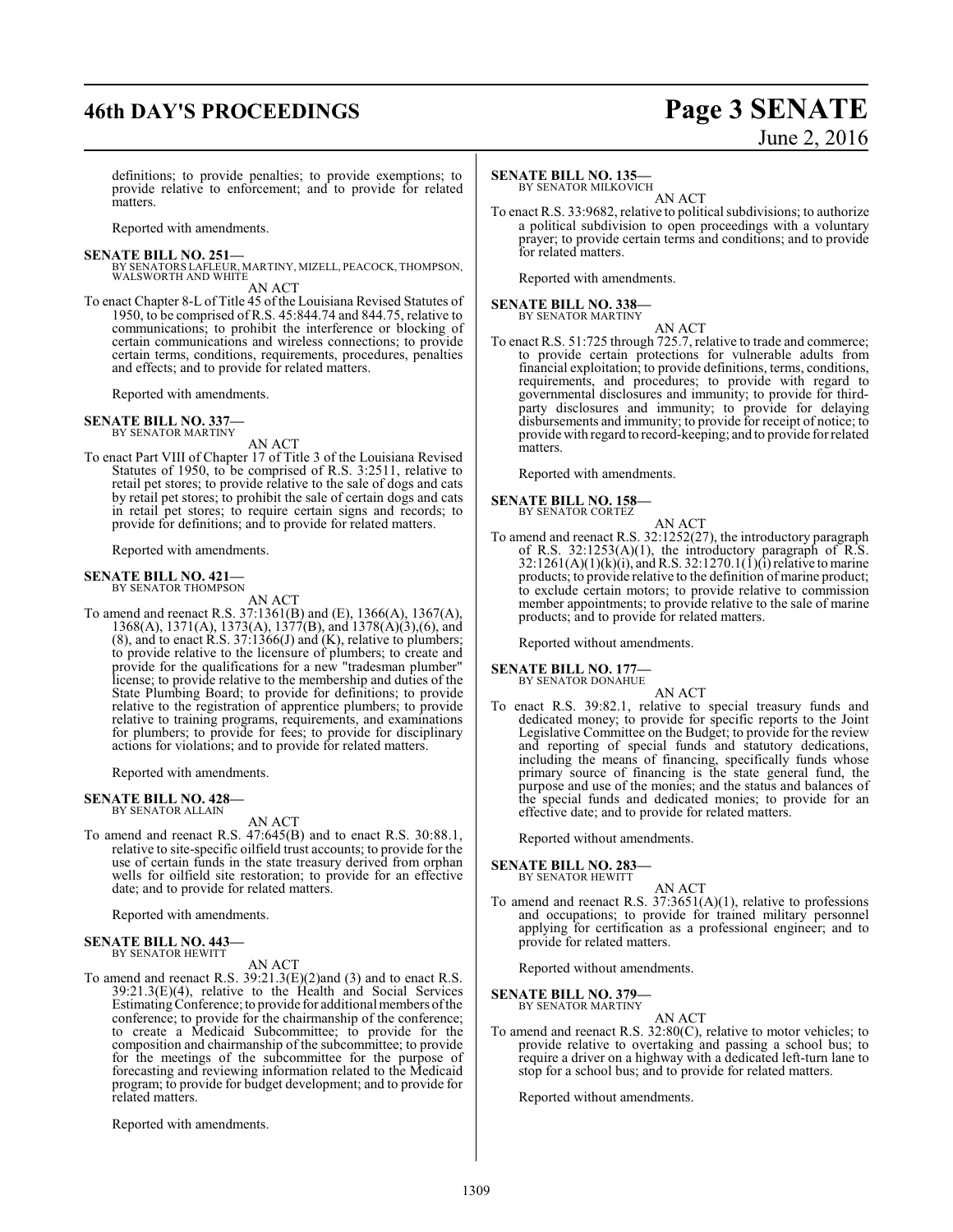definitions; to provide penalties; to provide exemptions; to provide relative to enforcement; and to provide for related matters.

Reported with amendments.

**SENATE BILL NO. 251—**
BY SENATORS LAFLEUR, MARTINY, MIZELL, PEACOCK, THOMPSON, WALSWORTH AND WHITE

AN ACT

To enact Chapter 8-L of Title 45 of the Louisiana Revised Statutes of 1950, to be comprised of R.S. 45:844.74 and 844.75, relative to communications; to prohibit the interference or blocking of certain communications and wireless connections; to provide certain terms, conditions, requirements, procedures, penalties and effects; and to provide for related matters.

Reported with amendments.

**SENATE BILL NO. 337—**
BY SENATOR MARTINY

AN ACT

To enact Part VIII of Chapter 17 of Title 3 of the Louisiana Revised Statutes of 1950, to be comprised of R.S. 3:2511, relative to retail pet stores; to provide relative to the sale of dogs and cats by retail pet stores; to prohibit the sale of certain dogs and cats in retail pet stores; to require certain signs and records; to provide for definitions; and to provide for related matters.

Reported with amendments.

**SENATE BILL NO. 421—**
BY SENATOR THOMPSON

AN ACT

To amend and reenact R.S. 37:1361(B) and (E), 1366(A), 1367(A), 1368(A), 1371(A), 1373(A), 1377(B), and 1378(A)(3),(6), and (8), and to enact R.S. 37:1366(J) and (K), relative to plumbers; to provide relative to the licensure of plumbers; to create and provide for the qualifications for a new "tradesman plumber" license; to provide relative to the membership and duties of the State Plumbing Board; to provide for definitions; to provide relative to the registration of apprentice plumbers; to provide relative to training programs, requirements, and examinations for plumbers; to provide for fees; to provide for disciplinary actions for violations; and to provide for related matters.

Reported with amendments.

**SENATE BILL NO. 428—**
BY SENATOR ALLAIN

AN ACT

To amend and reenact R.S. 47:645(B) and to enact R.S. 30:88.1, relative to site-specific oilfield trust accounts; to provide for the use of certain funds in the state treasury derived from orphan wells for oilfield site restoration; to provide for an effective date; and to provide for related matters.

Reported with amendments.

**SENATE BILL NO. 443—**
BY SENATOR HEWITT

AN ACT

To amend and reenact R.S. 39:21.3(E)(2)and (3) and to enact R.S. 39:21.3(E)(4), relative to the Health and Social Services Estimating Conference; to provide for additional members of the conference; to provide for the chairmanship of the conference; to create a Medicaid Subcommittee; to provide for the composition and chairmanship of the subcommittee; to provide for the meetings of the subcommittee for the purpose of forecasting and reviewing information related to the Medicaid program; to provide for budget development; and to provide for related matters.

Reported with amendments.

**SENATE BILL NO. 135—**
BY SENATOR MILKOVICH

AN ACT

To enact R.S. 33:9682, relative to political subdivisions; to authorize a political subdivision to open proceedings with a voluntary prayer; to provide certain terms and conditions; and to provide for related matters.

Reported with amendments.

**SENATE BILL NO. 338—**
BY SENATOR MARTINY

AN ACT

To enact R.S. 51:725 through 725.7, relative to trade and commerce; to provide certain protections for vulnerable adults from financial exploitation; to provide definitions, terms, conditions, requirements, and procedures; to provide with regard to governmental disclosures and immunity; to provide for third-party disclosures and immunity; to provide for delaying disbursements and immunity; to provide for receipt of notice; to provide with regard to record-keeping; and to provide for related matters.

Reported with amendments.

**SENATE BILL NO. 158—**
BY SENATOR CORTEZ

AN ACT

To amend and reenact R.S. 32:1252(27), the introductory paragraph of R.S. 32:1253(A)(1), the introductory paragraph of R.S. 32:1261(A)(1)(k)(i), and R.S. 32:1270.1(1)(i) relative to marine products; to provide relative to the definition of marine product; to exclude certain motors; to provide relative to commission member appointments; to provide relative to the sale of marine products; and to provide for related matters.

Reported without amendments.

**SENATE BILL NO. 177—**
BY SENATOR DONAHUE

AN ACT

To enact R.S. 39:82.1, relative to special treasury funds and dedicated money; to provide for specific reports to the Joint Legislative Committee on the Budget; to provide for the review and reporting of special funds and statutory dedications, including the means of financing, specifically funds whose primary source of financing is the state general fund, the purpose and use of the monies; and the status and balances of the special funds and dedicated monies; to provide for an effective date; and to provide for related matters.

Reported without amendments.

**SENATE BILL NO. 283—**
BY SENATOR HEWITT

AN ACT

To amend and reenact R.S. 37:3651(A)(1), relative to professions and occupations; to provide for trained military personnel applying for certification as a professional engineer; and to provide for related matters.

Reported without amendments.

**SENATE BILL NO. 379—**
BY SENATOR MARTINY

AN ACT

To amend and reenact R.S. 32:80(C), relative to motor vehicles; to provide relative to overtaking and passing a school bus; to require a driver on a highway with a dedicated left-turn lane to stop for a school bus; and to provide for related matters.

Reported without amendments.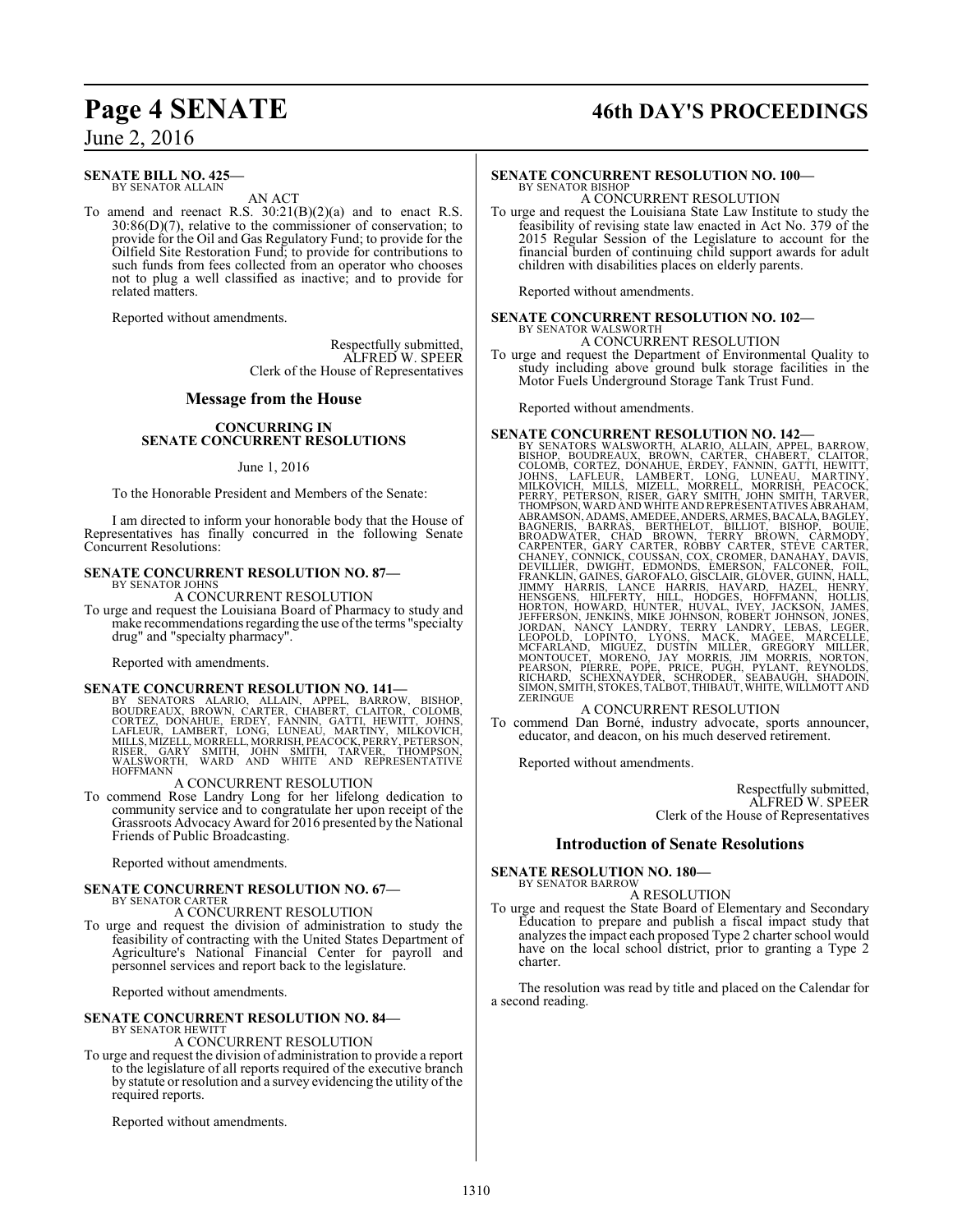**SENATE BILL NO. 425—**
BY SENATOR ALLAIN

AN ACT

To amend and reenact R.S. 30:21(B)(2)(a) and to enact R.S. 30:86(D)(7), relative to the commissioner of conservation; to provide for the Oil and Gas Regulatory Fund; to provide for the Oilfield Site Restoration Fund; to provide for contributions to such funds from fees collected from an operator who chooses not to plug a well classified as inactive; and to provide for related matters.

Reported without amendments.

Respectfully submitted,
ALFRED W. SPEER
Clerk of the House of Representatives

## Message from the House

### CONCURRING IN SENATE CONCURRENT RESOLUTIONS

June 1, 2016

To the Honorable President and Members of the Senate:

I am directed to inform your honorable body that the House of Representatives has finally concurred in the following Senate Concurrent Resolutions:

**SENATE CONCURRENT RESOLUTION NO. 87—**
BY SENATOR JOHNS

A CONCURRENT RESOLUTION

To urge and request the Louisiana Board of Pharmacy to study and make recommendations regarding the use of the terms "specialty drug" and "specialty pharmacy".

Reported with amendments.

**SENATE CONCURRENT RESOLUTION NO. 141—**
BY SENATORS ALARIO, ALLAIN, APPEL, BARROW, BISHOP, BOUDREAUX, BROWN, CARTER, CHABERT, CLAITOR, COLOMB, CORTEZ, DONAHUE, ERDEY, FANNIN, GATTI, HEWITT, JOHNS, LAFLEUR, LAMBERT, LONG, LUNEAU, MARTINY, MILKOVICH, MILLS, MIZELL, MORRELL, MORRISH, PEACOCK, PERRY, PETERSON, RISER, GARY SMITH, JOHN SMITH, TARVER, THOMPSON, WALSWORTH, WARD AND WHITE AND REPRESENTATIVE HOFFMANN

A CONCURRENT RESOLUTION

To commend Rose Landry Long for her lifelong dedication to community service and to congratulate her upon receipt of the Grassroots Advocacy Award for 2016 presented by the National Friends of Public Broadcasting.

Reported without amendments.

**SENATE CONCURRENT RESOLUTION NO. 67—**
BY SENATOR CARTER

A CONCURRENT RESOLUTION

To urge and request the division of administration to study the feasibility of contracting with the United States Department of Agriculture's National Financial Center for payroll and personnel services and report back to the legislature.

Reported without amendments.

**SENATE CONCURRENT RESOLUTION NO. 84—**
BY SENATOR HEWITT

A CONCURRENT RESOLUTION

To urge and request the division of administration to provide a report to the legislature of all reports required of the executive branch by statute or resolution and a survey evidencing the utility of the required reports.

Reported without amendments.

**SENATE CONCURRENT RESOLUTION NO. 100—**
BY SENATOR BISHOP

A CONCURRENT RESOLUTION

To urge and request the Louisiana State Law Institute to study the feasibility of revising state law enacted in Act No. 379 of the 2015 Regular Session of the Legislature to account for the financial burden of continuing child support awards for adult children with disabilities places on elderly parents.

Reported without amendments.

**SENATE CONCURRENT RESOLUTION NO. 102—**
BY SENATOR WALSWORTH

A CONCURRENT RESOLUTION

To urge and request the Department of Environmental Quality to study including above ground bulk storage facilities in the Motor Fuels Underground Storage Tank Trust Fund.

Reported without amendments.

**SENATE CONCURRENT RESOLUTION NO. 142—**
BY SENATORS WALSWORTH, ALARIO, ALLAIN, APPEL, BARROW, BISHOP, BOUDREAUX, BROWN, CARTER, CHABERT, CLAITOR, COLOMB, CORTEZ, DONAHUE, ERDEY, FANNIN, GATTI, HEWITT, JOHNS, LAFLEUR, LAMBERT, LONG, LUNEAU, MARTINY, MILKOVICH, MILLS, MIZELL, MORRELL, MORRISH, PEACOCK, PERRY, PETERSON, RISER, GARY SMITH, JOHN SMITH, TARVER, THOMPSON, WARD AND WHITE AND REPRESENTATIVES ABRAHAM, ABRAMSON, ADAMS, AMEDEE, ANDERS, ARMES, BACALA, BAGLEY, BAGNERIS, BARRAS, BERTHELOT, BILLIOT, BISHOP, BOUIE, BROADWATER, CHAD BROWN, TERRY BROWN, CARMODY, CARPENTER, GARY CARTER, ROBBY CARTER, STEVE CARTER, CHANEY, CONNICK, COUSSAN, COX, CROMER, DANAHAY, DAVIS, DEVILLIER, DWIGHT, EDMONDS, EMERSON, FALCONER, FOIL, FRANKLIN, GAINES, GAROFALO, GISCLAIR, GLOVER, GUINN, HALL, JIMMY HARRIS, LANCE HARRIS, HAVARD, HAZEL, HENRY, HENSGENS, HILFERTY, HILL, HODGES, HOFFMANN, HOLLIS, HORTON, HOWARD, HUNTER, HUVAL, IVEY, JACKSON, JAMES, JEFFERSON, JENKINS, MIKE JOHNSON, ROBERT JOHNSON, JONES, JORDAN, NANCY LANDRY, TERRY LANDRY, LEBAS, LEGER, LEOPOLD, LOPINTO, LYONS, MACK, MAGEE, MARCELLE, MCFARLAND, MIGUEZ, DUSTIN MILLER, GREGORY MILLER, MONTOUCET, MORENO, JAY MORRIS, JIM MORRIS, NORTON, PEARSON, PIERRE, POPE, PRICE, PUGH, PYLANT, REYNOLDS, RICHARD, SCHEXNAYDER, SCHRODER, SEABAUGH, SHADOIN, SIMON, SMITH, STOKES, TALBOT, THIBAUT, WHITE, WILLMOTT AND ZERINGUE

A CONCURRENT RESOLUTION

To commend Dan Borné, industry advocate, sports announcer, educator, and deacon, on his much deserved retirement.

Reported without amendments.

Respectfully submitted,
ALFRED W. SPEER
Clerk of the House of Representatives

## Introduction of Senate Resolutions

**SENATE RESOLUTION NO. 180—**
BY SENATOR BARROW

A RESOLUTION

To urge and request the State Board of Elementary and Secondary Education to prepare and publish a fiscal impact study that analyzes the impact each proposed Type 2 charter school would have on the local school district, prior to granting a Type 2 charter.

The resolution was read by title and placed on the Calendar for a second reading.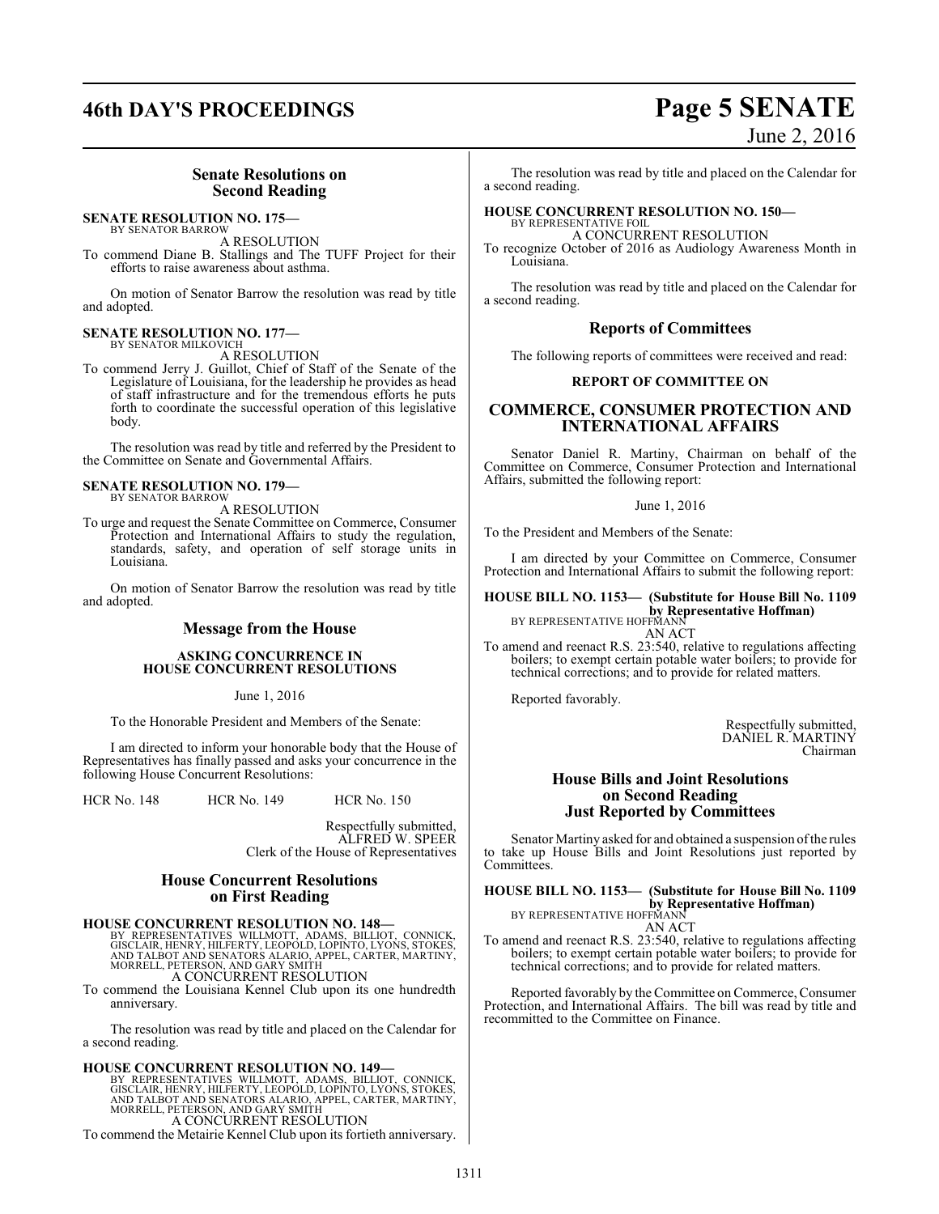## Senate Resolutions on Second Reading

**SENATE RESOLUTION NO. 175—**
BY SENATOR BARROW

A RESOLUTION

To commend Diane B. Stallings and The TUFF Project for their efforts to raise awareness about asthma.

On motion of Senator Barrow the resolution was read by title and adopted.

**SENATE RESOLUTION NO. 177—**
BY SENATOR MILKOVICH

A RESOLUTION

To commend Jerry J. Guillot, Chief of Staff of the Senate of the Legislature of Louisiana, for the leadership he provides as head of staff infrastructure and for the tremendous efforts he puts forth to coordinate the successful operation of this legislative body.

The resolution was read by title and referred by the President to the Committee on Senate and Governmental Affairs.

**SENATE RESOLUTION NO. 179—**
BY SENATOR BARROW

A RESOLUTION

To urge and request the Senate Committee on Commerce, Consumer Protection and International Affairs to study the regulation, standards, safety, and operation of self storage units in Louisiana.

On motion of Senator Barrow the resolution was read by title and adopted.

## Message from the House

**ASKING CONCURRENCE IN HOUSE CONCURRENT RESOLUTIONS**

June 1, 2016

To the Honorable President and Members of the Senate:

I am directed to inform your honorable body that the House of Representatives has finally passed and asks your concurrence in the following House Concurrent Resolutions:

HCR No. 148 HCR No. 149 HCR No. 150

Respectfully submitted,
ALFRED W. SPEER
Clerk of the House of Representatives

## House Concurrent Resolutions on First Reading

**HOUSE CONCURRENT RESOLUTION NO. 148—**
BY REPRESENTATIVES WILLMOTT, ADAMS, BILLIOT, CONNICK, GISCLAIR, HENRY, HILFERTY, LEOPOLD, LOPINTO, LYONS, STOKES, AND TALBOT AND SENATORS ALARIO, APPEL, CARTER, MARTINY, MORRELL, PETERSON, AND GARY SMITH

A CONCURRENT RESOLUTION

To commend the Louisiana Kennel Club upon its one hundredth anniversary.

The resolution was read by title and placed on the Calendar for a second reading.

**HOUSE CONCURRENT RESOLUTION NO. 149—**
BY REPRESENTATIVES WILLMOTT, ADAMS, BILLIOT, CONNICK, GISCLAIR, HENRY, HILFERTY, LEOPOLD, LOPINTO, LYONS, STOKES, AND TALBOT AND SENATORS ALARIO, APPEL, CARTER, MARTINY, MORRELL, PETERSON, AND GARY SMITH

A CONCURRENT RESOLUTION

To commend the Metairie Kennel Club upon its fortieth anniversary.

The resolution was read by title and placed on the Calendar for a second reading.

**HOUSE CONCURRENT RESOLUTION NO. 150—**
BY REPRESENTATIVE FOIL

A CONCURRENT RESOLUTION

To recognize October of 2016 as Audiology Awareness Month in Louisiana.

The resolution was read by title and placed on the Calendar for a second reading.

## Reports of Committees

The following reports of committees were received and read:

**REPORT OF COMMITTEE ON**

## COMMERCE, CONSUMER PROTECTION AND INTERNATIONAL AFFAIRS

Senator Daniel R. Martiny, Chairman on behalf of the Committee on Commerce, Consumer Protection and International Affairs, submitted the following report:

June 1, 2016

To the President and Members of the Senate:

I am directed by your Committee on Commerce, Consumer Protection and International Affairs to submit the following report:

**HOUSE BILL NO. 1153— (Substitute for House Bill No. 1109 by Representative Hoffman)**
BY REPRESENTATIVE HOFFMANN

AN ACT

To amend and reenact R.S. 23:540, relative to regulations affecting boilers; to exempt certain potable water boilers; to provide for technical corrections; and to provide for related matters.

Reported favorably.

Respectfully submitted,
DANIEL R. MARTINY
Chairman

## House Bills and Joint Resolutions on Second Reading Just Reported by Committees

Senator Martiny asked for and obtained a suspension of the rules to take up House Bills and Joint Resolutions just reported by Committees.

**HOUSE BILL NO. 1153— (Substitute for House Bill No. 1109 by Representative Hoffman)**
BY REPRESENTATIVE HOFFMANN

AN ACT

To amend and reenact R.S. 23:540, relative to regulations affecting boilers; to exempt certain potable water boilers; to provide for technical corrections; and to provide for related matters.

Reported favorably by the Committee on Commerce, Consumer Protection, and International Affairs. The bill was read by title and recommitted to the Committee on Finance.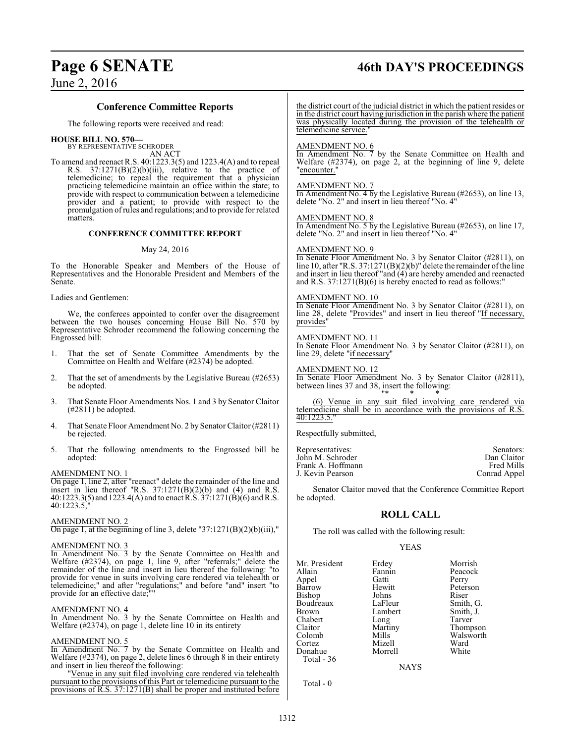## Conference Committee Reports

The following reports were received and read:

**HOUSE BILL NO. 570—**
BY REPRESENTATIVE SCHRODER

AN ACT

To amend and reenact R.S. 40:1223.3(5) and 1223.4(A) and to repeal R.S. 37:1271(B)(2)(b)(iii), relative to the practice of telemedicine; to repeal the requirement that a physician practicing telemedicine maintain an office within the state; to provide with respect to communication between a telemedicine provider and a patient; to provide with respect to the promulgation of rules and regulations; and to provide for related matters.

### CONFERENCE COMMITTEE REPORT

May 24, 2016

To the Honorable Speaker and Members of the House of Representatives and the Honorable President and Members of the Senate.

Ladies and Gentlemen:

We, the conferees appointed to confer over the disagreement between the two houses concerning House Bill No. 570 by Representative Schroder recommend the following concerning the Engrossed bill:

1. That the set of Senate Committee Amendments by the Committee on Health and Welfare (#2374) be adopted.

2. That the set of amendments by the Legislative Bureau (#2653) be adopted.

3. That Senate Floor Amendments Nos. 1 and 3 by Senator Claitor (#2811) be adopted.

4. That Senate Floor Amendment No. 2 by Senator Claitor (#2811) be rejected.

5. That the following amendments to the Engrossed bill be adopted:

AMENDMENT NO. 1
On page 1, line 2, after "reenact" delete the remainder of the line and insert in lieu thereof "R.S. 37:1271(B)(2)(b) and (4) and R.S. 40:1223.3(5) and 1223.4(A) and to enact R.S. 37:1271(B)(6) and R.S. 40:1223.5,"

AMENDMENT NO. 2
On page 1, at the beginning of line 3, delete "37:1271(B)(2)(b)(iii),"

AMENDMENT NO. 3
In Amendment No. 3 by the Senate Committee on Health and Welfare (#2374), on page 1, line 9, after "referrals;" delete the remainder of the line and insert in lieu thereof the following: "to provide for venue in suits involving care rendered via telehealth or telemedicine;" and after "regulations;" and before "and" insert "to provide for an effective date;""

AMENDMENT NO. 4
In Amendment No. 3 by the Senate Committee on Health and Welfare (#2374), on page 1, delete line 10 in its entirety

AMENDMENT NO. 5
In Amendment No. 7 by the Senate Committee on Health and Welfare (#2374), on page 2, delete lines 6 through 8 in their entirety and insert in lieu thereof the following:

"Venue in any suit filed involving care rendered via telehealth pursuant to the provisions of this Part or telemedicine pursuant to the provisions of R.S. 37:1271(B) shall be proper and instituted before the district court of the judicial district in which the patient resides or in the district court having jurisdiction in the parish where the patient was physically located during the provision of the telehealth or telemedicine service."

AMENDMENT NO. 6
In Amendment No. 7 by the Senate Committee on Health and Welfare (#2374), on page 2, at the beginning of line 9, delete "encounter."

AMENDMENT NO. 7
In Amendment No. 4 by the Legislative Bureau (#2653), on line 13, delete "No. 2" and insert in lieu thereof "No. 4"

AMENDMENT NO. 8
In Amendment No. 5 by the Legislative Bureau (#2653), on line 17, delete "No. 2" and insert in lieu thereof "No. 4"

AMENDMENT NO. 9
In Senate Floor Amendment No. 3 by Senator Claitor (#2811), on line 10, after "R.S. 37:1271(B)(2)(b)" delete the remainder of the line and insert in lieu thereof "and (4) are hereby amended and reenacted and R.S. 37:1271(B)(6) is hereby enacted to read as follows:"

AMENDMENT NO. 10
In Senate Floor Amendment No. 3 by Senator Claitor (#2811), on line 28, delete "Provides" and insert in lieu thereof "If necessary, provides"

AMENDMENT NO. 11
In Senate Floor Amendment No. 3 by Senator Claitor (#2811), on line 29, delete "if necessary"

AMENDMENT NO. 12
In Senate Floor Amendment No. 3 by Senator Claitor (#2811), between lines 37 and 38, insert the following:

"* * *

(6) Venue in any suit filed involving care rendered via telemedicine shall be in accordance with the provisions of R.S. 40:1223.5."

Respectfully submitted,

| Representatives: | Senators: |
|---|---|
| John M. Schroder | Dan Claitor |
| Frank A. Hoffmann | Fred Mills |
| J. Kevin Pearson | Conrad Appel |

Senator Claitor moved that the Conference Committee Report be adopted.

## ROLL CALL

The roll was called with the following result:

YEAS

| | | |
|---|---|---|
| Mr. President | Erdey | Morrish |
| Allain | Fannin | Peacock |
| Appel | Gatti | Perry |
| Barrow | Hewitt | Peterson |
| Bishop | Johns | Riser |
| Boudreaux | LaFleur | Smith, G. |
| Brown | Lambert | Smith, J. |
| Chabert | Long | Tarver |
| Claitor | Martiny | Thompson |
| Colomb | Mills | Walsworth |
| Cortez | Mizell | Ward |
| Donahue | Morrell | White |

Total - 36

NAYS

Total - 0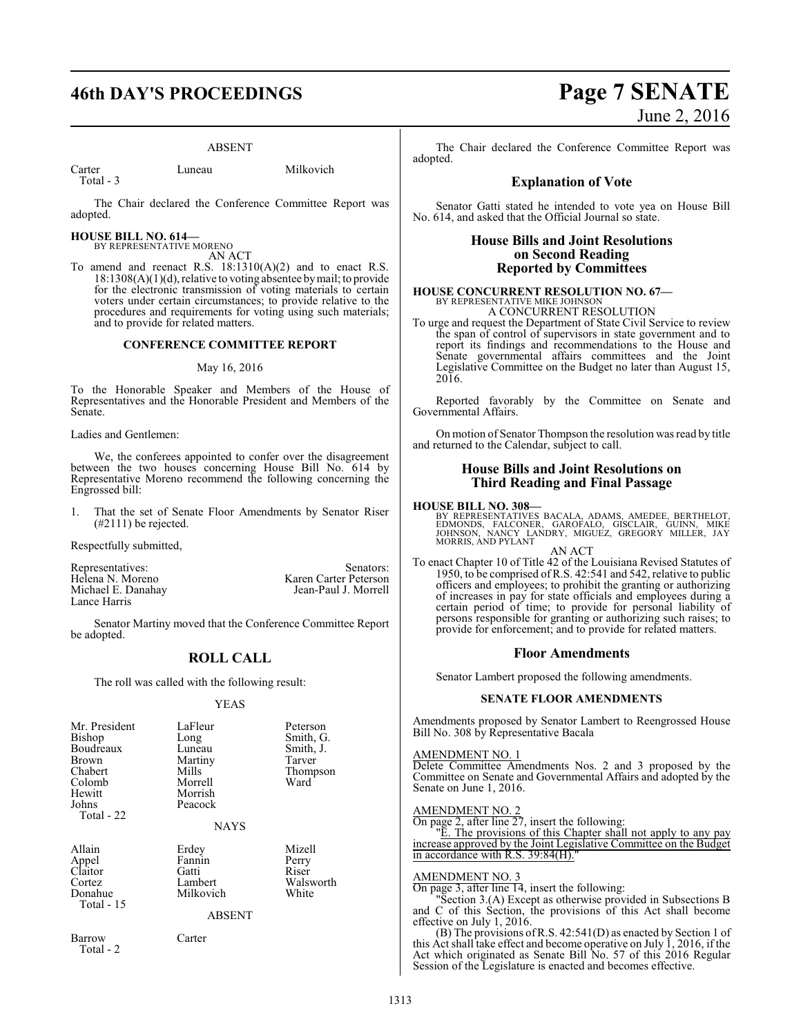ABSENT

| | | |
|---|---|---|
| Carter | Luneau | Milkovich |
| Total - 3 | | |

The Chair declared the Conference Committee Report was adopted.

**HOUSE BILL NO. 614—**
BY REPRESENTATIVE MORENO
AN ACT

To amend and reenact R.S. 18:1310(A)(2) and to enact R.S. 18:1308(A)(1)(d), relative to voting absentee by mail; to provide for the electronic transmission of voting materials to certain voters under certain circumstances; to provide relative to the procedures and requirements for voting using such materials; and to provide for related matters.

**CONFERENCE COMMITTEE REPORT**

May 16, 2016

To the Honorable Speaker and Members of the House of Representatives and the Honorable President and Members of the Senate.

Ladies and Gentlemen:

We, the conferees appointed to confer over the disagreement between the two houses concerning House Bill No. 614 by Representative Moreno recommend the following concerning the Engrossed bill:

1. That the set of Senate Floor Amendments by Senator Riser (#2111) be rejected.

Respectfully submitted,

| Representatives: | Senators: |
|---|---|
| Helena N. Moreno | Karen Carter Peterson |
| Michael E. Danahay | Jean-Paul J. Morrell |
| Lance Harris | |

Senator Martiny moved that the Conference Committee Report be adopted.

## ROLL CALL

The roll was called with the following result:

YEAS

| | | |
|---|---|---|
| Mr. President | LaFleur | Peterson |
| Bishop | Long | Smith, G. |
| Boudreaux | Luneau | Smith, J. |
| Brown | Martiny | Tarver |
| Chabert | Mills | Thompson |
| Colomb | Morrell | Ward |
| Hewitt | Morrish | |
| Johns | Peacock | |
| Total - 22 | | |

NAYS

| | | |
|---|---|---|
| Allain | Erdey | Mizell |
| Appel | Fannin | Perry |
| Claitor | Gatti | Riser |
| Cortez | Lambert | Walsworth |
| Donahue | Milkovich | White |
| Total - 15 | | |

ABSENT

| | |
|---|---|
| Barrow | Carter |
| Total - 2 | |

The Chair declared the Conference Committee Report was adopted.

## Explanation of Vote

Senator Gatti stated he intended to vote yea on House Bill No. 614, and asked that the Official Journal so state.

## House Bills and Joint Resolutions on Second Reading Reported by Committees

**HOUSE CONCURRENT RESOLUTION NO. 67—**
BY REPRESENTATIVE MIKE JOHNSON
A CONCURRENT RESOLUTION

To urge and request the Department of State Civil Service to review the span of control of supervisors in state government and to report its findings and recommendations to the House and Senate governmental affairs committees and the Joint Legislative Committee on the Budget no later than August 15, 2016.

Reported favorably by the Committee on Senate and Governmental Affairs.

On motion of Senator Thompson the resolution was read by title and returned to the Calendar, subject to call.

## House Bills and Joint Resolutions on Third Reading and Final Passage

**HOUSE BILL NO. 308—**
BY REPRESENTATIVES BACALA, ADAMS, AMEDEE, BERTHELOT, EDMONDS, FALCONER, GAROFALO, GISCLAIR, GUINN, MIKE JOHNSON, NANCY LANDRY, MIGUEZ, GREGORY MILLER, JAY MORRIS, AND PYLANT
AN ACT

To enact Chapter 10 of Title 42 of the Louisiana Revised Statutes of 1950, to be comprised of R.S. 42:541 and 542, relative to public officers and employees; to prohibit the granting or authorizing of increases in pay for state officials and employees during a certain period of time; to provide for personal liability of persons responsible for granting or authorizing such raises; to provide for enforcement; and to provide for related matters.

## Floor Amendments

Senator Lambert proposed the following amendments.

**SENATE FLOOR AMENDMENTS**

Amendments proposed by Senator Lambert to Reengrossed House Bill No. 308 by Representative Bacala

AMENDMENT NO. 1
Delete Committee Amendments Nos. 2 and 3 proposed by the Committee on Senate and Governmental Affairs and adopted by the Senate on June 1, 2016.

AMENDMENT NO. 2
On page 2, after line 27, insert the following:

"E. The provisions of this Chapter shall not apply to any pay increase approved by the Joint Legislative Committee on the Budget in accordance with R.S. 39:84(H)."

AMENDMENT NO. 3
On page 3, after line 14, insert the following:

"Section 3.(A) Except as otherwise provided in Subsections B and C of this Section, the provisions of this Act shall become effective on July 1, 2016.

(B) The provisions of R.S. 42:541(D) as enacted by Section 1 of this Act shall take effect and become operative on July 1, 2016, if the Act which originated as Senate Bill No. 57 of this 2016 Regular Session of the Legislature is enacted and becomes effective.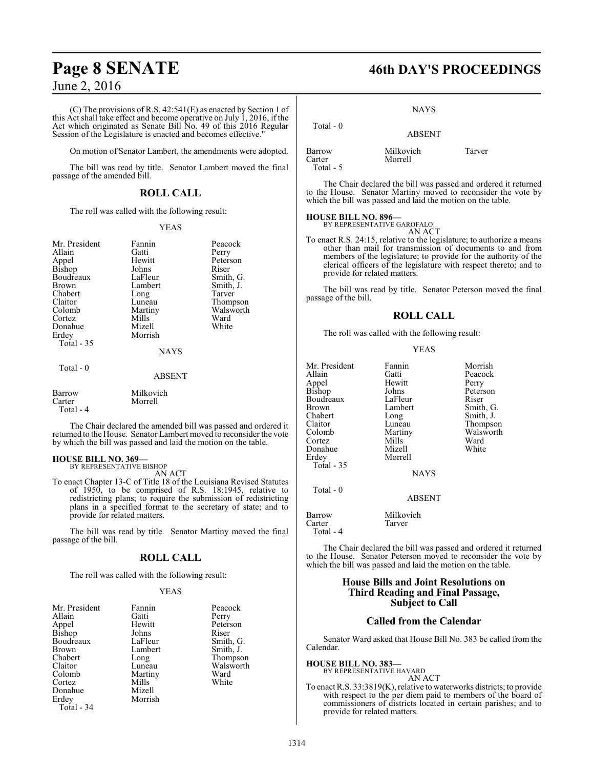(C) The provisions of R.S. 42:541(E) as enacted by Section 1 of this Act shall take effect and become operative on July 1, 2016, if the Act which originated as Senate Bill No. 49 of this 2016 Regular Session of the Legislature is enacted and becomes effective."

On motion of Senator Lambert, the amendments were adopted.

The bill was read by title. Senator Lambert moved the final passage of the amended bill.

## ROLL CALL

The roll was called with the following result:

YEAS

| | | |
|---|---|---|
| Mr. President | Fannin | Peacock |
| Allain | Gatti | Perry |
| Appel | Hewitt | Peterson |
| Bishop | Johns | Riser |
| Boudreaux | LaFleur | Smith, G. |
| Brown | Lambert | Smith, J. |
| Chabert | Long | Tarver |
| Claitor | Luneau | Thompson |
| Colomb | Martiny | Walsworth |
| Cortez | Mills | Ward |
| Donahue | Mizell | White |
| Erdey | Morrish | |

Total - 35

NAYS

Total - 0

ABSENT

| | |
|---|---|
| Barrow | Milkovich |
| Carter | Morrell |

Total - 4

The Chair declared the amended bill was passed and ordered it returned to the House. Senator Lambert moved to reconsider the vote by which the bill was passed and laid the motion on the table.

**HOUSE BILL NO. 369—**
BY REPRESENTATIVE BISHOP
AN ACT

To enact Chapter 13-C of Title 18 of the Louisiana Revised Statutes of 1950, to be comprised of R.S. 18:1945, relative to redistricting plans; to require the submission of redistricting plans in a specified format to the secretary of state; and to provide for related matters.

The bill was read by title. Senator Martiny moved the final passage of the bill.

## ROLL CALL

The roll was called with the following result:

YEAS

| | | |
|---|---|---|
| Mr. President | Fannin | Peacock |
| Allain | Gatti | Perry |
| Appel | Hewitt | Peterson |
| Bishop | Johns | Riser |
| Boudreaux | LaFleur | Smith, G. |
| Brown | Lambert | Smith, J. |
| Chabert | Long | Thompson |
| Claitor | Luneau | Walsworth |
| Colomb | Martiny | Ward |
| Cortez | Mills | White |
| Donahue | Mizell | |
| Erdey | Morrish | |

Total - 34

NAYS

Total - 0

ABSENT

| | | |
|---|---|---|
| Barrow | Milkovich | Tarver |
| Carter | Morrell | |

Total - 5

The Chair declared the bill was passed and ordered it returned to the House. Senator Martiny moved to reconsider the vote by which the bill was passed and laid the motion on the table.

**HOUSE BILL NO. 896—**
BY REPRESENTATIVE GAROFALO
AN ACT

To enact R.S. 24:15, relative to the legislature; to authorize a means other than mail for transmission of documents to and from members of the legislature; to provide for the authority of the clerical officers of the legislature with respect thereto; and to provide for related matters.

The bill was read by title. Senator Peterson moved the final passage of the bill.

## ROLL CALL

The roll was called with the following result:

YEAS

| | | |
|---|---|---|
| Mr. President | Fannin | Morrish |
| Allain | Gatti | Peacock |
| Appel | Hewitt | Perry |
| Bishop | Johns | Peterson |
| Boudreaux | LaFleur | Riser |
| Brown | Lambert | Smith, G. |
| Chabert | Long | Smith, J. |
| Claitor | Luneau | Thompson |
| Colomb | Martiny | Walsworth |
| Cortez | Mills | Ward |
| Donahue | Mizell | White |
| Erdey | Morrell | |

Total - 35

NAYS

Total - 0

ABSENT

| | |
|---|---|
| Barrow | Milkovich |
| Carter | Tarver |

Total - 4

The Chair declared the bill was passed and ordered it returned to the House. Senator Peterson moved to reconsider the vote by which the bill was passed and laid the motion on the table.

## House Bills and Joint Resolutions on Third Reading and Final Passage, Subject to Call

## Called from the Calendar

Senator Ward asked that House Bill No. 383 be called from the Calendar.

**HOUSE BILL NO. 383—**
BY REPRESENTATIVE HAVARD
AN ACT

To enact R.S. 33:3819(K), relative to waterworks districts; to provide with respect to the per diem paid to members of the board of commissioners of districts located in certain parishes; and to provide for related matters.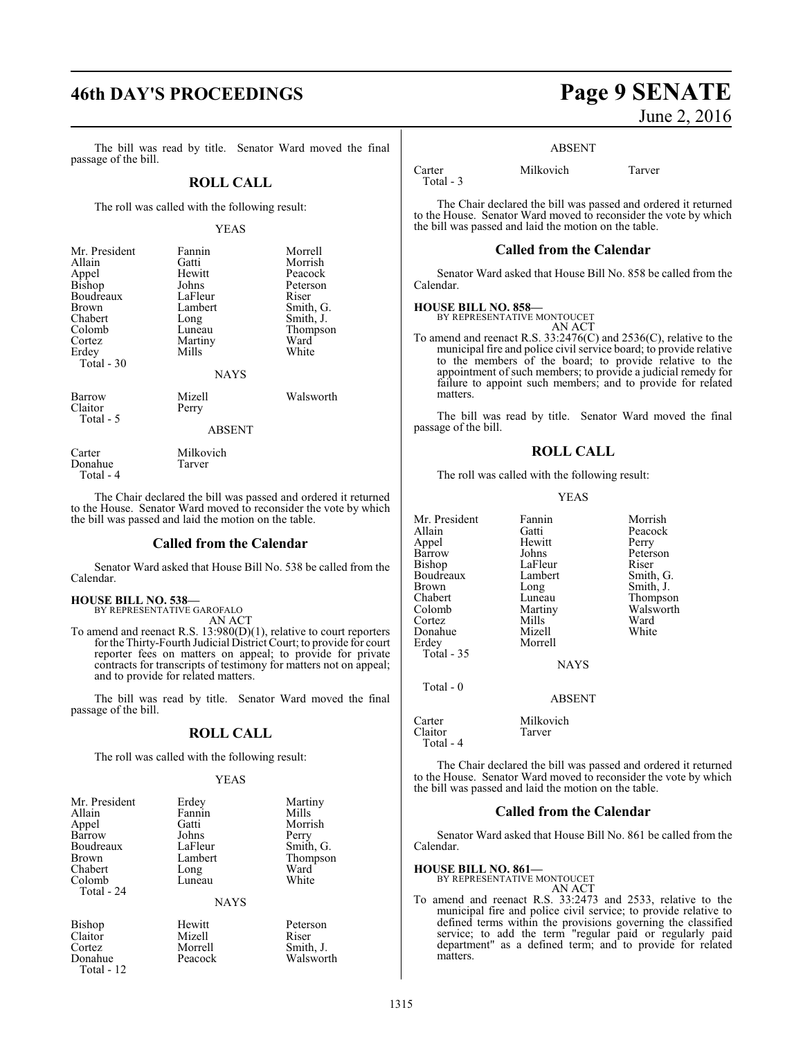The bill was read by title. Senator Ward moved the final passage of the bill.

## ROLL CALL

The roll was called with the following result:

YEAS

| | | |
|---|---|---|
| Mr. President | Fannin | Morrell |
| Allain | Gatti | Morrish |
| Appel | Hewitt | Peacock |
| Bishop | Johns | Peterson |
| Boudreaux | LaFleur | Riser |
| Brown | Lambert | Smith, G. |
| Chabert | Long | Smith, J. |
| Colomb | Luneau | Thompson |
| Cortez | Martiny | Ward |
| Erdey | Mills | White |
| Total - 30 | | |

NAYS

| | | |
|---|---|---|
| Barrow | Mizell | Walsworth |
| Claitor | Perry | |
| Total - 5 | | |

ABSENT

| | |
|---|---|
| Carter | Milkovich |
| Donahue | Tarver |
| Total - 4 | |

The Chair declared the bill was passed and ordered it returned to the House. Senator Ward moved to reconsider the vote by which the bill was passed and laid the motion on the table.

## Called from the Calendar

Senator Ward asked that House Bill No. 538 be called from the Calendar.

**HOUSE BILL NO. 538—**
BY REPRESENTATIVE GAROFALO
AN ACT

To amend and reenact R.S. 13:980(D)(1), relative to court reporters for the Thirty-Fourth Judicial District Court; to provide for court reporter fees on matters on appeal; to provide for private contracts for transcripts of testimony for matters not on appeal; and to provide for related matters.

The bill was read by title. Senator Ward moved the final passage of the bill.

## ROLL CALL

The roll was called with the following result:

YEAS

| | | |
|---|---|---|
| Mr. President | Erdey | Martiny |
| Allain | Fannin | Mills |
| Appel | Gatti | Morrish |
| Barrow | Johns | Perry |
| Boudreaux | LaFleur | Smith, G. |
| Brown | Lambert | Thompson |
| Chabert | Long | Ward |
| Colomb | Luneau | White |
| Total - 24 | | |

NAYS

| | | |
|---|---|---|
| Bishop | Hewitt | Peterson |
| Claitor | Mizell | Riser |
| Cortez | Morrell | Smith, J. |
| Donahue | Peacock | Walsworth |
| Total - 12 | | |

ABSENT

| | | |
|---|---|---|
| Carter | Milkovich | Tarver |
| Total - 3 | | |

The Chair declared the bill was passed and ordered it returned to the House. Senator Ward moved to reconsider the vote by which the bill was passed and laid the motion on the table.

## Called from the Calendar

Senator Ward asked that House Bill No. 858 be called from the Calendar.

**HOUSE BILL NO. 858—**
BY REPRESENTATIVE MONTOUCET
AN ACT

To amend and reenact R.S. 33:2476(C) and 2536(C), relative to the municipal fire and police civil service board; to provide relative to the members of the board; to provide relative to the appointment of such members; to provide a judicial remedy for failure to appoint such members; and to provide for related matters.

The bill was read by title. Senator Ward moved the final passage of the bill.

## ROLL CALL

The roll was called with the following result:

YEAS

| | | |
|---|---|---|
| Mr. President | Fannin | Morrish |
| Allain | Gatti | Peacock |
| Appel | Hewitt | Perry |
| Barrow | Johns | Peterson |
| Bishop | LaFleur | Riser |
| Boudreaux | Lambert | Smith, G. |
| Brown | Long | Smith, J. |
| Chabert | Luneau | Thompson |
| Colomb | Martiny | Walsworth |
| Cortez | Mills | Ward |
| Donahue | Mizell | White |
| Erdey | Morrell | |
| Total - 35 | | |

NAYS

Total - 0

ABSENT

| | |
|---|---|
| Carter | Milkovich |
| Claitor | Tarver |
| Total - 4 | |

The Chair declared the bill was passed and ordered it returned to the House. Senator Ward moved to reconsider the vote by which the bill was passed and laid the motion on the table.

## Called from the Calendar

Senator Ward asked that House Bill No. 861 be called from the Calendar.

**HOUSE BILL NO. 861—**
BY REPRESENTATIVE MONTOUCET
AN ACT

To amend and reenact R.S. 33:2473 and 2533, relative to the municipal fire and police civil service; to provide relative to defined terms within the provisions governing the classified service; to add the term "regular paid or regularly paid department" as a defined term; and to provide for related matters.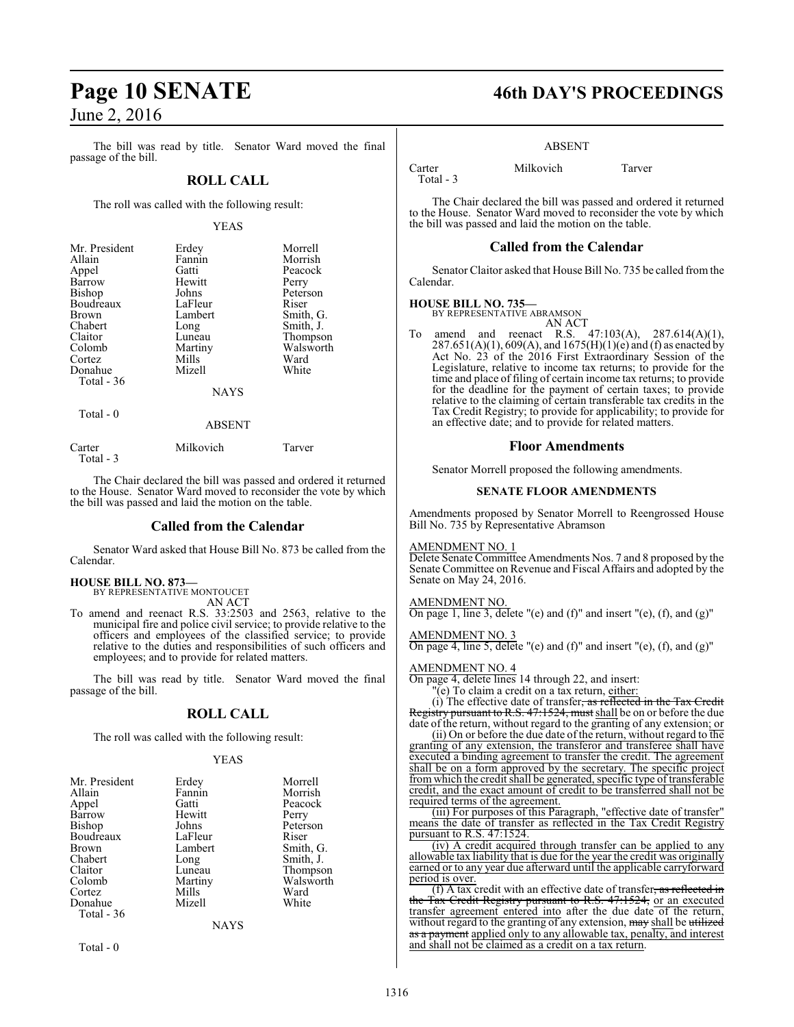The bill was read by title. Senator Ward moved the final passage of the bill.

## ROLL CALL

The roll was called with the following result:

YEAS

| | | |
|---|---|---|
| Mr. President | Erdey | Morrell |
| Allain | Fannin | Morrish |
| Appel | Gatti | Peacock |
| Barrow | Hewitt | Perry |
| Bishop | Johns | Peterson |
| Boudreaux | LaFleur | Riser |
| Brown | Lambert | Smith, G. |
| Chabert | Long | Smith, J. |
| Claitor | Luneau | Thompson |
| Colomb | Martiny | Walsworth |
| Cortez | Mills | Ward |
| Donahue | Mizell | White |

Total - 36

NAYS

Total - 0

ABSENT

| | | |
|---|---|---|
| Carter | Milkovich | Tarver |

Total - 3

The Chair declared the bill was passed and ordered it returned to the House. Senator Ward moved to reconsider the vote by which the bill was passed and laid the motion on the table.

## Called from the Calendar

Senator Ward asked that House Bill No. 873 be called from the Calendar.

**HOUSE BILL NO. 873—**
BY REPRESENTATIVE MONTOUCET
AN ACT

To amend and reenact R.S. 33:2503 and 2563, relative to the municipal fire and police civil service; to provide relative to the officers and employees of the classified service; to provide relative to the duties and responsibilities of such officers and employees; and to provide for related matters.

The bill was read by title. Senator Ward moved the final passage of the bill.

## ROLL CALL

The roll was called with the following result:

YEAS

| | | |
|---|---|---|
| Mr. President | Erdey | Morrell |
| Allain | Fannin | Morrish |
| Appel | Gatti | Peacock |
| Barrow | Hewitt | Perry |
| Bishop | Johns | Peterson |
| Boudreaux | LaFleur | Riser |
| Brown | Lambert | Smith, G. |
| Chabert | Long | Smith, J. |
| Claitor | Luneau | Thompson |
| Colomb | Martiny | Walsworth |
| Cortez | Mills | Ward |
| Donahue | Mizell | White |

Total - 36

NAYS

Total - 0

ABSENT

| | | |
|---|---|---|
| Carter | Milkovich | Tarver |

Total - 3

The Chair declared the bill was passed and ordered it returned to the House. Senator Ward moved to reconsider the vote by which the bill was passed and laid the motion on the table.

## Called from the Calendar

Senator Claitor asked that House Bill No. 735 be called from the Calendar.

**HOUSE BILL NO. 735—**
BY REPRESENTATIVE ABRAMSON
AN ACT

To amend and reenact R.S. 47:103(A), 287.614(A)(1), 287.651(A)(1), 609(A), and 1675(H)(1)(e) and (f) as enacted by Act No. 23 of the 2016 First Extraordinary Session of the Legislature, relative to income tax returns; to provide for the time and place of filing of certain income tax returns; to provide for the deadline for the payment of certain taxes; to provide relative to the claiming of certain transferable tax credits in the Tax Credit Registry; to provide for applicability; to provide for an effective date; and to provide for related matters.

## Floor Amendments

Senator Morrell proposed the following amendments.

### SENATE FLOOR AMENDMENTS

Amendments proposed by Senator Morrell to Reengrossed House Bill No. 735 by Representative Abramson

AMENDMENT NO. 1
Delete Senate Committee Amendments Nos. 7 and 8 proposed by the Senate Committee on Revenue and Fiscal Affairs and adopted by the Senate on May 24, 2016.

AMENDMENT NO.
On page 1, line 3, delete "(e) and (f)" and insert "(e), (f), and (g)"

AMENDMENT NO. 3
On page 4, line 5, delete "(e) and (f)" and insert "(e), (f), and (g)"

AMENDMENT NO. 4
On page 4, delete lines 14 through 22, and insert:

"(e) To claim a credit on a tax return, either:

(i) The effective date of transfer, as reflected in the Tax Credit Registry pursuant to R.S. 47:1524, must shall be on or before the due date of the return, without regard to the granting of any extension; or

(ii) On or before the due date of the return, without regard to the granting of any extension, the transferor and transferee shall have executed a binding agreement to transfer the credit. The agreement shall be on a form approved by the secretary. The specific project from which the credit shall be generated, specific type of transferable credit, and the exact amount of credit to be transferred shall not be required terms of the agreement.

(iii) For purposes of this Paragraph, "effective date of transfer" means the date of transfer as reflected in the Tax Credit Registry pursuant to R.S. 47:1524.

(iv) A credit acquired through transfer can be applied to any allowable tax liability that is due for the year the credit was originally earned or to any year due afterward until the applicable carryforward period is over.

(f) A tax credit with an effective date of transfer, as reflected in the Tax Credit Registry pursuant to R.S. 47:1524, or an executed transfer agreement entered into after the due date of the return, without regard to the granting of any extension, may shall be utilized as a payment applied only to any allowable tax, penalty, and interest and shall not be claimed as a credit on a tax return.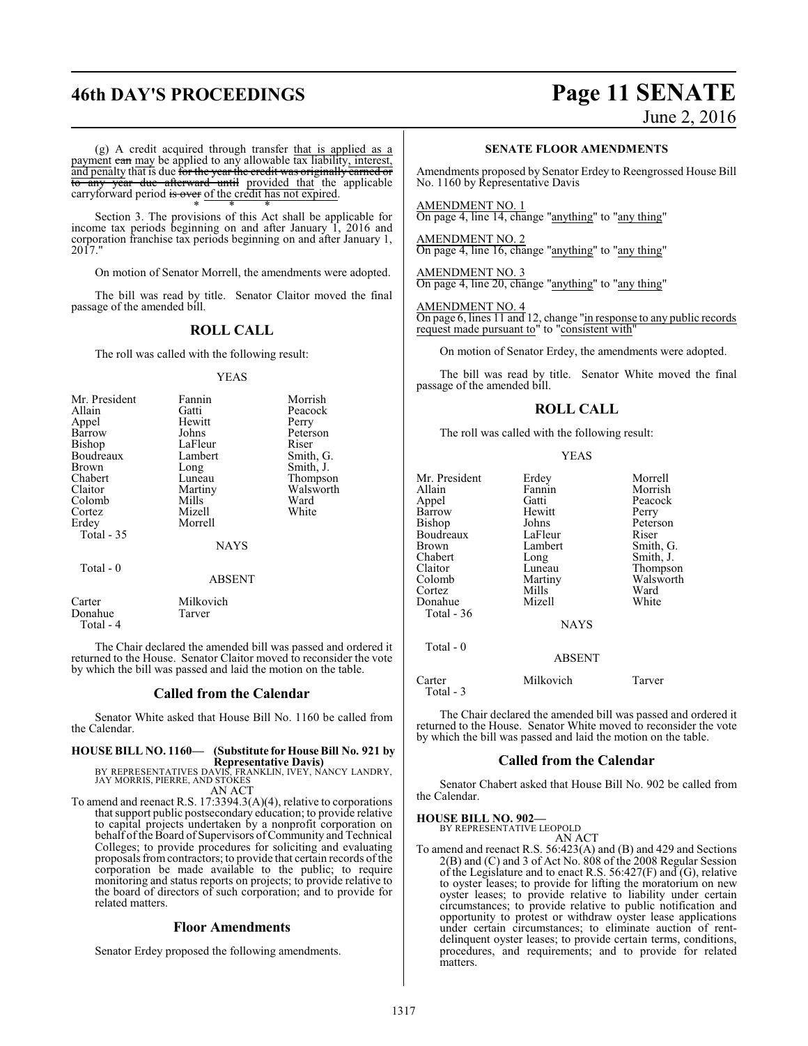(g) A credit acquired through transfer that is applied as a payment ~~can~~ may be applied to any allowable tax liability, interest, and penalty that is due ~~for the year the credit was originally earned or to any year due afterward until~~ provided that the applicable carryforward period ~~is over~~ of the credit has not expired.

\* \* \*

Section 3. The provisions of this Act shall be applicable for income tax periods beginning on and after January 1, 2016 and corporation franchise tax periods beginning on and after January 1, 2017."

On motion of Senator Morrell, the amendments were adopted.

The bill was read by title. Senator Claitor moved the final passage of the amended bill.

## ROLL CALL

The roll was called with the following result:

YEAS

| | | |
|---|---|---|
| Mr. President | Fannin | Morrish |
| Allain | Gatti | Peacock |
| Appel | Hewitt | Perry |
| Barrow | Johns | Peterson |
| Bishop | LaFleur | Riser |
| Boudreaux | Lambert | Smith, G. |
| Brown | Long | Smith, J. |
| Chabert | Luneau | Thompson |
| Claitor | Martiny | Walsworth |
| Colomb | Mills | Ward |
| Cortez | Mizell | White |
| Erdey | Morrell | |

Total - 35

NAYS

Total - 0

ABSENT

| | |
|---|---|
| Carter | Milkovich |
| Donahue | Tarver |

Total - 4

The Chair declared the amended bill was passed and ordered it returned to the House. Senator Claitor moved to reconsider the vote by which the bill was passed and laid the motion on the table.

## Called from the Calendar

Senator White asked that House Bill No. 1160 be called from the Calendar.

**HOUSE BILL NO. 1160— (Substitute for House Bill No. 921 by Representative Davis)**
BY REPRESENTATIVES DAVIS, FRANKLIN, IVEY, NANCY LANDRY, JAY MORRIS, PIERRE, AND STOKES

AN ACT

To amend and reenact R.S. 17:3394.3(A)(4), relative to corporations that support public postsecondary education; to provide relative to capital projects undertaken by a nonprofit corporation on behalf of the Board of Supervisors of Community and Technical Colleges; to provide procedures for soliciting and evaluating proposals from contractors; to provide that certain records of the corporation be made available to the public; to require monitoring and status reports on projects; to provide relative to the board of directors of such corporation; and to provide for related matters.

## Floor Amendments

Senator Erdey proposed the following amendments.

**SENATE FLOOR AMENDMENTS**

Amendments proposed by Senator Erdey to Reengrossed House Bill No. 1160 by Representative Davis

AMENDMENT NO. 1
On page 4, line 14, change "anything" to "any thing"

AMENDMENT NO. 2
On page 4, line 16, change "anything" to "any thing"

AMENDMENT NO. 3
On page 4, line 20, change "anything" to "any thing"

AMENDMENT NO. 4
On page 6, lines 11 and 12, change "in response to any public records request made pursuant to" to "consistent with"

On motion of Senator Erdey, the amendments were adopted.

The bill was read by title. Senator White moved the final passage of the amended bill.

## ROLL CALL

The roll was called with the following result:

YEAS

| | | |
|---|---|---|
| Mr. President | Erdey | Morrell |
| Allain | Fannin | Morrish |
| Appel | Gatti | Peacock |
| Barrow | Hewitt | Perry |
| Bishop | Johns | Peterson |
| Boudreaux | LaFleur | Riser |
| Brown | Lambert | Smith, G. |
| Chabert | Long | Smith, J. |
| Claitor | Luneau | Thompson |
| Colomb | Martiny | Walsworth |
| Cortez | Mills | Ward |
| Donahue | Mizell | White |

Total - 36

NAYS

Total - 0

ABSENT

| | | |
|---|---|---|
| Carter | Milkovich | Tarver |

Total - 3

The Chair declared the amended bill was passed and ordered it returned to the House. Senator White moved to reconsider the vote by which the bill was passed and laid the motion on the table.

## Called from the Calendar

Senator Chabert asked that House Bill No. 902 be called from the Calendar.

**HOUSE BILL NO. 902—**
BY REPRESENTATIVE LEOPOLD

AN ACT

To amend and reenact R.S. 56:423(A) and (B) and 429 and Sections 2(B) and (C) and 3 of Act No. 808 of the 2008 Regular Session of the Legislature and to enact R.S. 56:427(F) and (G), relative to oyster leases; to provide for lifting the moratorium on new oyster leases; to provide relative to liability under certain circumstances; to provide relative to public notification and opportunity to protest or withdraw oyster lease applications under certain circumstances; to eliminate auction of rent-delinquent oyster leases; to provide certain terms, conditions, procedures, and requirements; and to provide for related matters.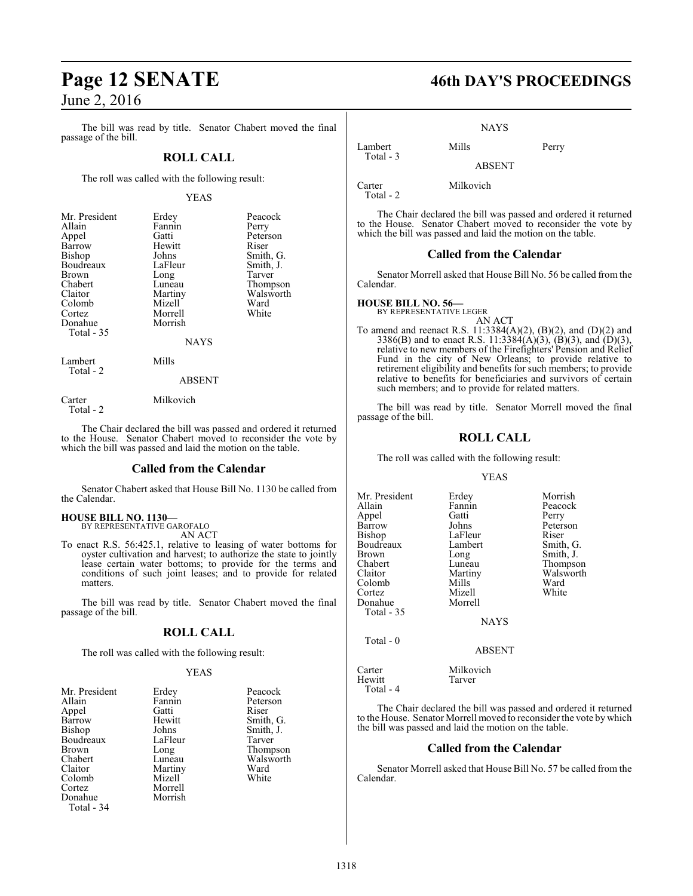The bill was read by title. Senator Chabert moved the final passage of the bill.

## ROLL CALL

The roll was called with the following result:

YEAS

| | | |
|---|---|---|
| Mr. President | Erdey | Peacock |
| Allain | Fannin | Perry |
| Appel | Gatti | Peterson |
| Barrow | Hewitt | Riser |
| Bishop | Johns | Smith, G. |
| Boudreaux | LaFleur | Smith, J. |
| Brown | Long | Tarver |
| Chabert | Luneau | Thompson |
| Claitor | Martiny | Walsworth |
| Colomb | Mizell | Ward |
| Cortez | Morrell | White |
| Donahue | Morrish | |
| Total - 35 | | |

NAYS

| | |
|---|---|
| Lambert | Mills |
| Total - 2 | |

ABSENT

| | |
|---|---|
| Carter | Milkovich |
| Total - 2 | |

The Chair declared the bill was passed and ordered it returned to the House. Senator Chabert moved to reconsider the vote by which the bill was passed and laid the motion on the table.

## Called from the Calendar

Senator Chabert asked that House Bill No. 1130 be called from the Calendar.

**HOUSE BILL NO. 1130—**
BY REPRESENTATIVE GAROFALO

AN ACT

To enact R.S. 56:425.1, relative to leasing of water bottoms for oyster cultivation and harvest; to authorize the state to jointly lease certain water bottoms; to provide for the terms and conditions of such joint leases; and to provide for related matters.

The bill was read by title. Senator Chabert moved the final passage of the bill.

## ROLL CALL

The roll was called with the following result:

YEAS

| | | |
|---|---|---|
| Mr. President | Erdey | Peacock |
| Allain | Fannin | Peterson |
| Appel | Gatti | Riser |
| Barrow | Hewitt | Smith, G. |
| Bishop | Johns | Smith, J. |
| Boudreaux | LaFleur | Tarver |
| Brown | Long | Thompson |
| Chabert | Luneau | Walsworth |
| Claitor | Martiny | Ward |
| Colomb | Mizell | White |
| Cortez | Morrell | |
| Donahue | Morrish | |
| Total - 34 | | |

NAYS

| | | |
|---|---|---|
| Lambert | Mills | Perry |
| Total - 3 | | |

ABSENT

| | |
|---|---|
| Carter | Milkovich |
| Total - 2 | |

The Chair declared the bill was passed and ordered it returned to the House. Senator Chabert moved to reconsider the vote by which the bill was passed and laid the motion on the table.

## Called from the Calendar

Senator Morrell asked that House Bill No. 56 be called from the Calendar.

**HOUSE BILL NO. 56—**
BY REPRESENTATIVE LEGER

AN ACT

To amend and reenact R.S. 11:3384(A)(2), (B)(2), and (D)(2) and 3386(B) and to enact R.S. 11:3384(A)(3), (B)(3), and (D)(3), relative to new members of the Firefighters' Pension and Relief Fund in the city of New Orleans; to provide relative to retirement eligibility and benefits for such members; to provide relative to benefits for beneficiaries and survivors of certain such members; and to provide for related matters.

The bill was read by title. Senator Morrell moved the final passage of the bill.

## ROLL CALL

The roll was called with the following result:

YEAS

| | | |
|---|---|---|
| Mr. President | Erdey | Morrish |
| Allain | Fannin | Peacock |
| Appel | Gatti | Perry |
| Barrow | Johns | Peterson |
| Bishop | LaFleur | Riser |
| Boudreaux | Lambert | Smith, G. |
| Brown | Long | Smith, J. |
| Chabert | Luneau | Thompson |
| Claitor | Martiny | Walsworth |
| Colomb | Mills | Ward |
| Cortez | Mizell | White |
| Donahue | Morrell | |
| Total - 35 | | |

NAYS

Total - 0

ABSENT

| | |
|---|---|
| Carter | Milkovich |
| Hewitt | Tarver |
| Total - 4 | |

The Chair declared the bill was passed and ordered it returned to the House. Senator Morrell moved to reconsider the vote by which the bill was passed and laid the motion on the table.

## Called from the Calendar

Senator Morrell asked that House Bill No. 57 be called from the Calendar.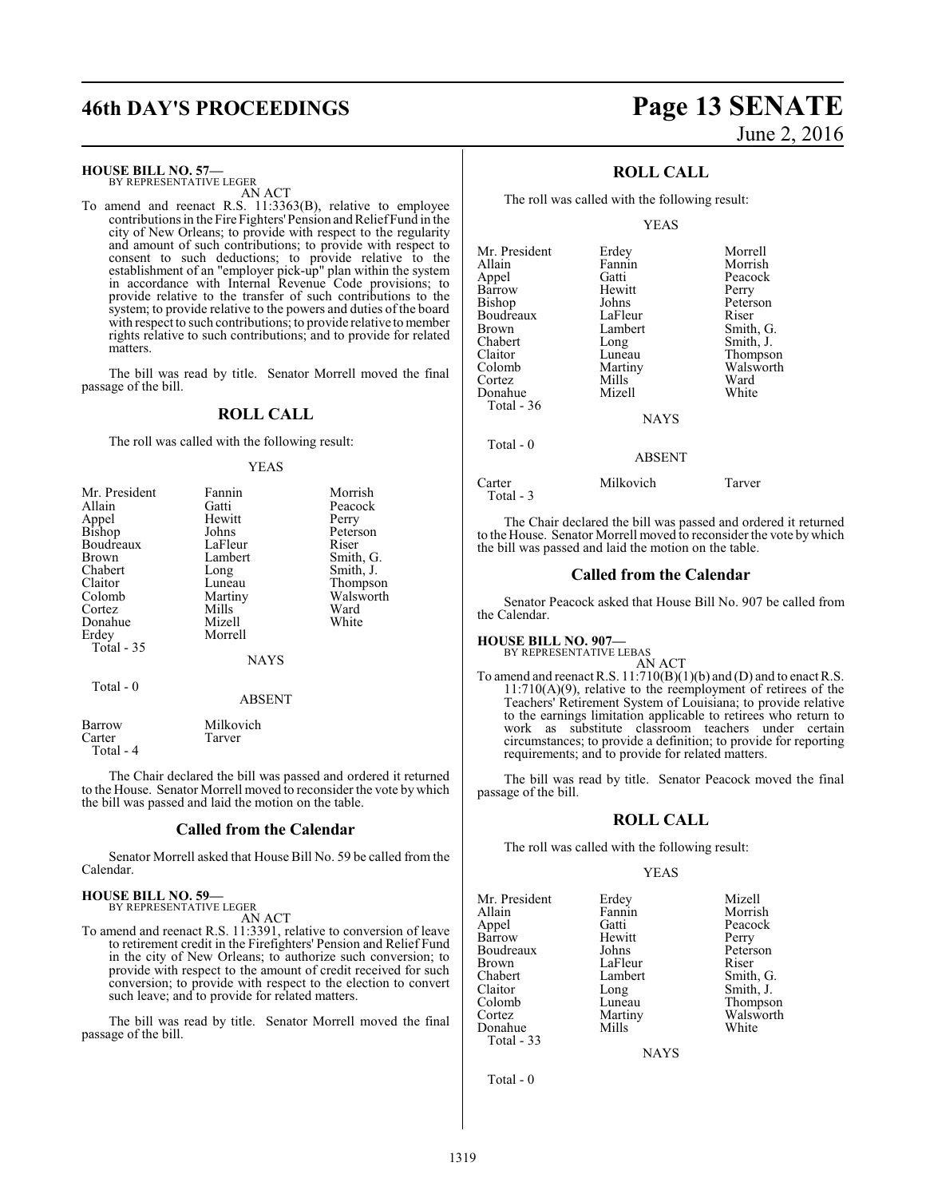**HOUSE BILL NO. 57—**
BY REPRESENTATIVE LEGER

AN ACT

To amend and reenact R.S. 11:3363(B), relative to employee contributions in the Fire Fighters' Pension and Relief Fund in the city of New Orleans; to provide with respect to the regularity and amount of such contributions; to provide with respect to consent to such deductions; to provide relative to the establishment of an "employer pick-up" plan within the system in accordance with Internal Revenue Code provisions; to provide relative to the transfer of such contributions to the system; to provide relative to the powers and duties of the board with respect to such contributions; to provide relative to member rights relative to such contributions; and to provide for related matters.

The bill was read by title. Senator Morrell moved the final passage of the bill.

## ROLL CALL

The roll was called with the following result:

YEAS

| | | |
|---|---|---|
| Mr. President | Fannin | Morrish |
| Allain | Gatti | Peacock |
| Appel | Hewitt | Perry |
| Bishop | Johns | Peterson |
| Boudreaux | LaFleur | Riser |
| Brown | Lambert | Smith, G. |
| Chabert | Long | Smith, J. |
| Claitor | Luneau | Thompson |
| Colomb | Martiny | Walsworth |
| Cortez | Mills | Ward |
| Donahue | Mizell | White |
| Erdey | Morrell | |

Total - 35

NAYS

Total - 0

ABSENT

| | |
|---|---|
| Barrow | Milkovich |
| Carter | Tarver |

Total - 4

The Chair declared the bill was passed and ordered it returned to the House. Senator Morrell moved to reconsider the vote by which the bill was passed and laid the motion on the table.

## Called from the Calendar

Senator Morrell asked that House Bill No. 59 be called from the Calendar.

**HOUSE BILL NO. 59—**
BY REPRESENTATIVE LEGER

AN ACT

To amend and reenact R.S. 11:3391, relative to conversion of leave to retirement credit in the Firefighters' Pension and Relief Fund in the city of New Orleans; to authorize such conversion; to provide with respect to the amount of credit received for such conversion; to provide with respect to the election to convert such leave; and to provide for related matters.

The bill was read by title. Senator Morrell moved the final passage of the bill.

## ROLL CALL

The roll was called with the following result:

YEAS

| | | |
|---|---|---|
| Mr. President | Erdey | Morrell |
| Allain | Fannin | Morrish |
| Appel | Gatti | Peacock |
| Barrow | Hewitt | Perry |
| Bishop | Johns | Peterson |
| Boudreaux | LaFleur | Riser |
| Brown | Lambert | Smith, G. |
| Chabert | Long | Smith, J. |
| Claitor | Luneau | Thompson |
| Colomb | Martiny | Walsworth |
| Cortez | Mills | Ward |
| Donahue | Mizell | White |

Total - 36

NAYS

Total - 0

ABSENT

| | | |
|---|---|---|
| Carter | Milkovich | Tarver |

Total - 3

The Chair declared the bill was passed and ordered it returned to the House. Senator Morrell moved to reconsider the vote by which the bill was passed and laid the motion on the table.

## Called from the Calendar

Senator Peacock asked that House Bill No. 907 be called from the Calendar.

**HOUSE BILL NO. 907—**
BY REPRESENTATIVE LEBAS

AN ACT

To amend and reenact R.S. 11:710(B)(1)(b) and (D) and to enact R.S. 11:710(A)(9), relative to the reemployment of retirees of the Teachers' Retirement System of Louisiana; to provide relative to the earnings limitation applicable to retirees who return to work as substitute classroom teachers under certain circumstances; to provide a definition; to provide for reporting requirements; and to provide for related matters.

The bill was read by title. Senator Peacock moved the final passage of the bill.

## ROLL CALL

The roll was called with the following result:

YEAS

| | | |
|---|---|---|
| Mr. President | Erdey | Mizell |
| Allain | Fannin | Morrish |
| Appel | Gatti | Peacock |
| Barrow | Hewitt | Perry |
| Boudreaux | Johns | Peterson |
| Brown | LaFleur | Riser |
| Chabert | Lambert | Smith, G. |
| Claitor | Long | Smith, J. |
| Colomb | Luneau | Thompson |
| Cortez | Martiny | Walsworth |
| Donahue | Mills | White |

Total - 33

NAYS

Total - 0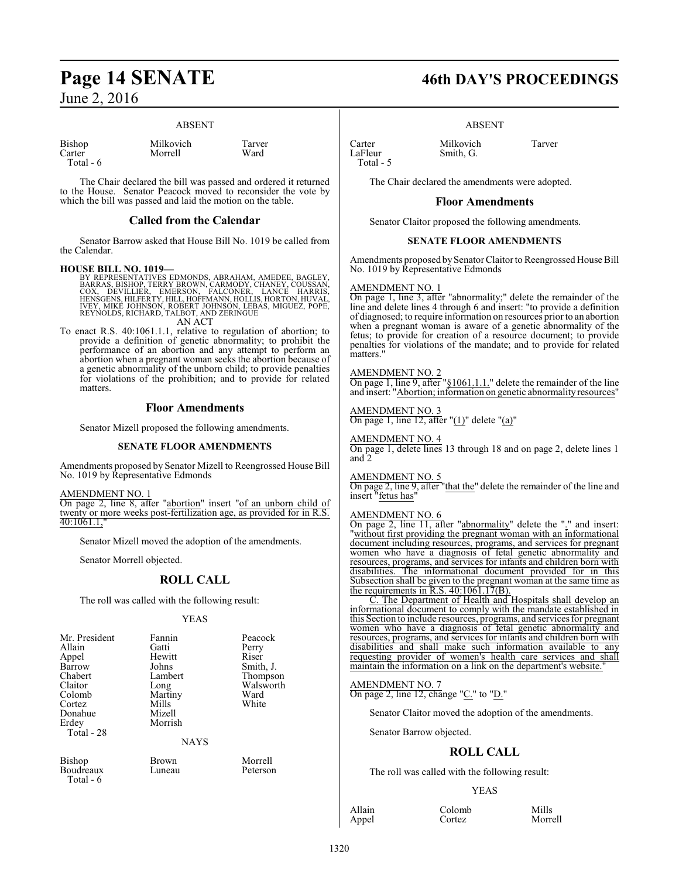ABSENT

| | | |
|---|---|---|
| Bishop | Milkovich | Tarver |
| Carter | Morrell | Ward |
| Total - 6 | | |

The Chair declared the bill was passed and ordered it returned to the House. Senator Peacock moved to reconsider the vote by which the bill was passed and laid the motion on the table.

## Called from the Calendar

Senator Barrow asked that House Bill No. 1019 be called from the Calendar.

**HOUSE BILL NO. 1019—**
BY REPRESENTATIVES EDMONDS, ABRAHAM, AMEDEE, BAGLEY, BARRAS, BISHOP, TERRY BROWN, CARMODY, CHANEY, COUSSAN, COX, DEVILLIER, EMERSON, FALCONER, LANCE HARRIS, HENSGENS, HILFERTY, HILL, HOFFMANN, HOLLIS, HORTON, HUVAL, IVEY, MIKE JOHNSON, ROBERT JOHNSON, LEBAS, MIGUEZ, POPE, REYNOLDS, RICHARD, TALBOT, AND ZERINGUE
AN ACT

To enact R.S. 40:1061.1.1, relative to regulation of abortion; to provide a definition of genetic abnormality; to prohibit the performance of an abortion and any attempt to perform an abortion when a pregnant woman seeks the abortion because of a genetic abnormality of the unborn child; to provide penalties for violations of the prohibition; and to provide for related matters.

## Floor Amendments

Senator Mizell proposed the following amendments.

### SENATE FLOOR AMENDMENTS

Amendments proposed by Senator Mizell to Reengrossed House Bill No. 1019 by Representative Edmonds

AMENDMENT NO. 1
On page 2, line 8, after "abortion" insert "of an unborn child of twenty or more weeks post-fertilization age, as provided for in R.S. 40:1061.1,"

Senator Mizell moved the adoption of the amendments.

Senator Morrell objected.

## ROLL CALL

The roll was called with the following result:

YEAS

| | | |
|---|---|---|
| Mr. President | Fannin | Peacock |
| Allain | Gatti | Perry |
| Appel | Hewitt | Riser |
| Barrow | Johns | Smith, J. |
| Chabert | Lambert | Thompson |
| Claitor | Long | Walsworth |
| Colomb | Martiny | Ward |
| Cortez | Mills | White |
| Donahue | Mizell | |
| Erdey | Morrish | |
| Total - 28 | | |

NAYS

| | | |
|---|---|---|
| Bishop | Brown | Morrell |
| Boudreaux | Luneau | Peterson |
| Total - 6 | | |

ABSENT

| | | |
|---|---|---|
| Carter | Milkovich | Tarver |
| LaFleur | Smith, G. | |
| Total - 5 | | |

The Chair declared the amendments were adopted.

## Floor Amendments

Senator Claitor proposed the following amendments.

### SENATE FLOOR AMENDMENTS

Amendments proposed by Senator Claitor to Reengrossed House Bill No. 1019 by Representative Edmonds

AMENDMENT NO. 1
On page 1, line 3, after "abnormality;" delete the remainder of the line and delete lines 4 through 6 and insert: "to provide a definition of diagnosed; to require information on resources prior to an abortion when a pregnant woman is aware of a genetic abnormality of the fetus; to provide for creation of a resource document; to provide penalties for violations of the mandate; and to provide for related matters."

AMENDMENT NO. 2
On page 1, line 9, after "§1061.1.1." delete the remainder of the line and insert: "Abortion; information on genetic abnormality resources"

AMENDMENT NO. 3
On page 1, line 12, after "(1)" delete "(a)"

AMENDMENT NO. 4
On page 1, delete lines 13 through 18 and on page 2, delete lines 1 and 2

AMENDMENT NO. 5
On page 2, line 9, after "that the" delete the remainder of the line and insert "fetus has"

AMENDMENT NO. 6
On page 2, line 11, after "abnormality" delete the "." and insert: "without first providing the pregnant woman with an informational document including resources, programs, and services for pregnant women who have a diagnosis of fetal genetic abnormality and resources, programs, and services for infants and children born with disabilities. The informational document provided for in this Subsection shall be given to the pregnant woman at the same time as the requirements in R.S. 40:1061.17(B).

C. The Department of Health and Hospitals shall develop an informational document to comply with the mandate established in this Section to include resources, programs, and services for pregnant women who have a diagnosis of fetal genetic abnormality and resources, programs, and services for infants and children born with disabilities and shall make such information available to any requesting provider of women's health care services and shall maintain the information on a link on the department's website."

AMENDMENT NO. 7
On page 2, line 12, change "C." to "D."

Senator Claitor moved the adoption of the amendments.

Senator Barrow objected.

## ROLL CALL

The roll was called with the following result:

YEAS

| | | |
|---|---|---|
| Allain | Colomb | Mills |
| Appel | Cortez | Morrell |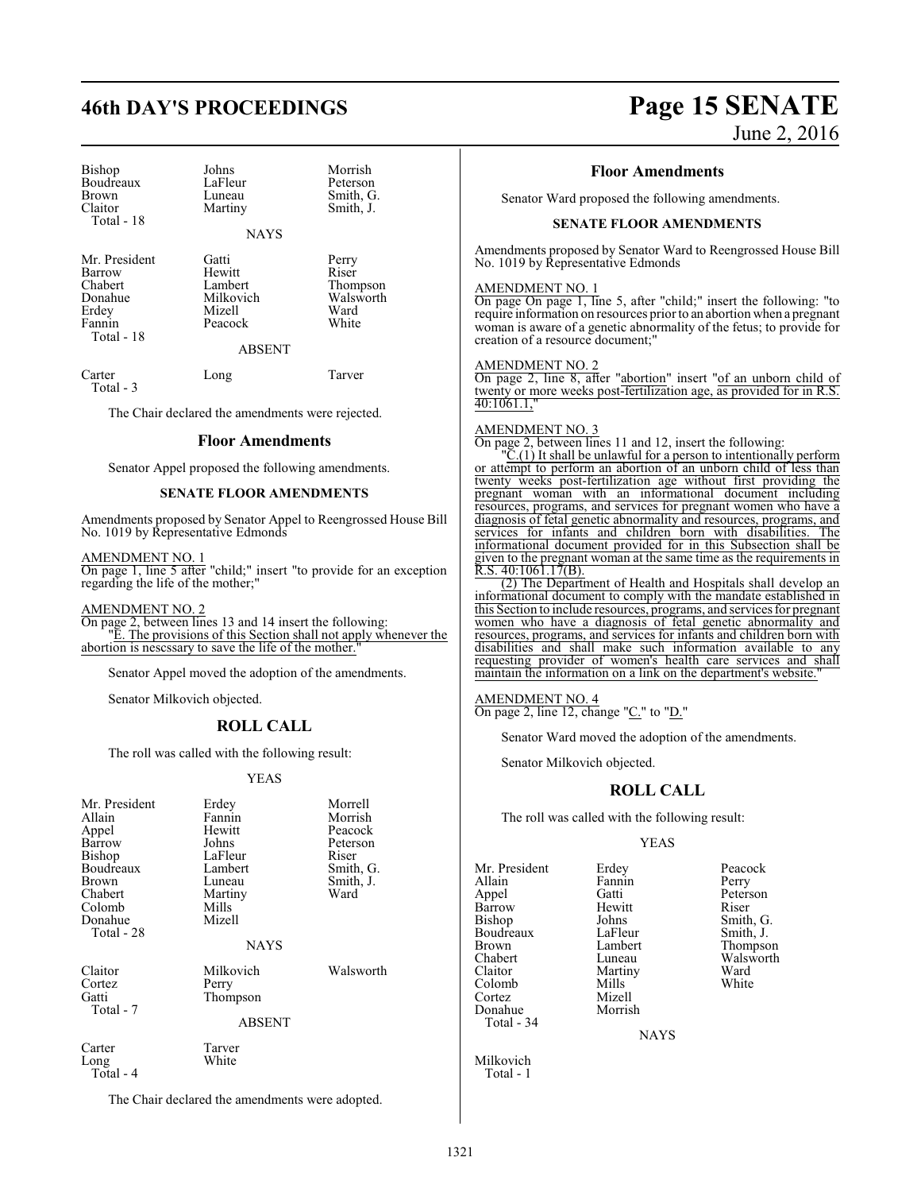| | | |
|---|---|---|
| Bishop | Johns | Morrish |
| Boudreaux | LaFleur | Peterson |
| Brown | Luneau | Smith, G. |
| Claitor | Martiny | Smith, J. |
| Total - 18 | | |

NAYS

| | | |
|---|---|---|
| Mr. President | Gatti | Perry |
| Barrow | Hewitt | Riser |
| Chabert | Lambert | Thompson |
| Donahue | Milkovich | Walsworth |
| Erdey | Mizell | Ward |
| Fannin | Peacock | White |
| Total - 18 | | |

ABSENT

| | | |
|---|---|---|
| Carter | Long | Tarver |
| Total - 3 | | |

The Chair declared the amendments were rejected.

## Floor Amendments

Senator Appel proposed the following amendments.

### SENATE FLOOR AMENDMENTS

Amendments proposed by Senator Appel to Reengrossed House Bill No. 1019 by Representative Edmonds

AMENDMENT NO. 1

On page 1, line 5 after "child;" insert "to provide for an exception regarding the life of the mother;"

AMENDMENT NO. 2

On page 2, between lines 13 and 14 insert the following:

"E. The provisions of this Section shall not apply whenever the abortion is nescssary to save the life of the mother."

Senator Appel moved the adoption of the amendments.

Senator Milkovich objected.

## ROLL CALL

The roll was called with the following result:

YEAS

| | | |
|---|---|---|
| Mr. President | Erdey | Morrell |
| Allain | Fannin | Morrish |
| Appel | Hewitt | Peacock |
| Barrow | Johns | Peterson |
| Bishop | LaFleur | Riser |
| Boudreaux | Lambert | Smith, G. |
| Brown | Luneau | Smith, J. |
| Chabert | Martiny | Ward |
| Colomb | Mills | |
| Donahue | Mizell | |
| Total - 28 | | |

NAYS

| | | |
|---|---|---|
| Claitor | Milkovich | Walsworth |
| Cortez | Perry | |
| Gatti | Thompson | |
| Total - 7 | | |

ABSENT

| | |
|---|---|
| Carter | Tarver |
| Long | White |
| Total - 4 | |

The Chair declared the amendments were adopted.

## Floor Amendments

Senator Ward proposed the following amendments.

### SENATE FLOOR AMENDMENTS

Amendments proposed by Senator Ward to Reengrossed House Bill No. 1019 by Representative Edmonds

AMENDMENT NO. 1

On page On page 1, line 5, after "child;" insert the following: "to require information on resources prior to an abortion when a pregnant woman is aware of a genetic abnormality of the fetus; to provide for creation of a resource document;"

AMENDMENT NO. 2

On page 2, line 8, after "abortion" insert "of an unborn child of twenty or more weeks post-fertilization age, as provided for in R.S. 40:1061.1,"

AMENDMENT NO. 3

On page 2, between lines 11 and 12, insert the following:

"C.(1) It shall be unlawful for a person to intentionally perform or attempt to perform an abortion of an unborn child of less than twenty weeks post-fertilization age without first providing the pregnant woman with an informational document including resources, programs, and services for pregnant women who have a diagnosis of fetal genetic abnormality and resources, programs, and services for infants and children born with disabilities. The informational document provided for in this Subsection shall be given to the pregnant woman at the same time as the requirements in R.S. 40:1061.17(B).

(2) The Department of Health and Hospitals shall develop an informational document to comply with the mandate established in this Section to include resources, programs, and services for pregnant women who have a diagnosis of fetal genetic abnormality and resources, programs, and services for infants and children born with disabilities and shall make such information available to any requesting provider of women's health care services and shall maintain the information on a link on the department's website."

AMENDMENT NO. 4

On page 2, line 12, change "C." to "D."

Senator Ward moved the adoption of the amendments.

Senator Milkovich objected.

## ROLL CALL

The roll was called with the following result:

YEAS

| | | |
|---|---|---|
| Mr. President | Erdey | Peacock |
| Allain | Fannin | Perry |
| Appel | Gatti | Peterson |
| Barrow | Hewitt | Riser |
| Bishop | Johns | Smith, G. |
| Boudreaux | LaFleur | Smith, J. |
| Brown | Lambert | Thompson |
| Chabert | Luneau | Walsworth |
| Claitor | Martiny | Ward |
| Colomb | Mills | White |
| Cortez | Mizell | |
| Donahue | Morrish | |
| Total - 34 | | |

NAYS

| |
|---|
| Milkovich |
| Total - 1 |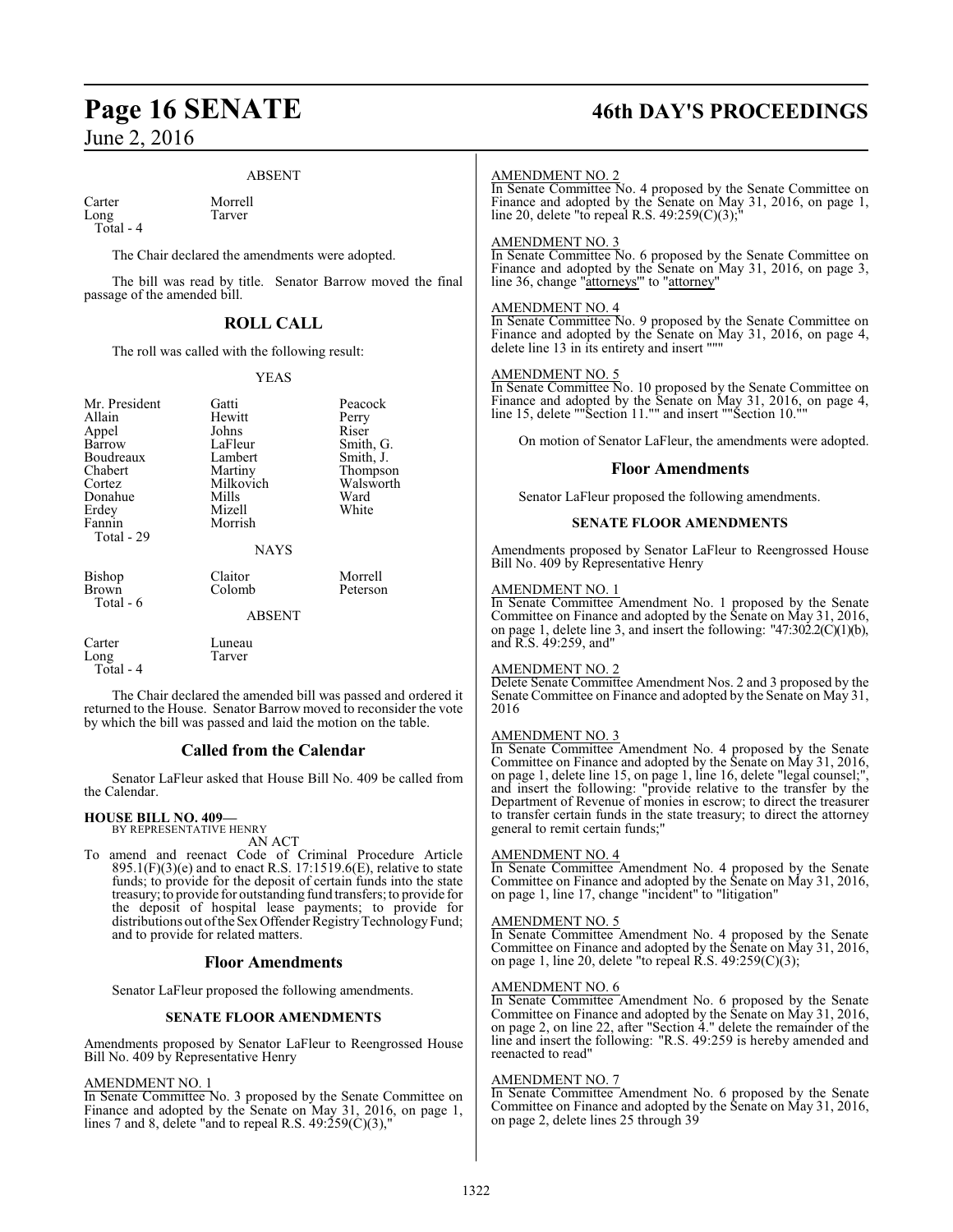### ABSENT

| | |
|---|---|
| Carter | Morrell |
| Long | Tarver |
| Total - 4 | |

The Chair declared the amendments were adopted.

The bill was read by title. Senator Barrow moved the final passage of the amended bill.

## ROLL CALL

The roll was called with the following result:

### YEAS

| | | |
|---|---|---|
| Mr. President | Gatti | Peacock |
| Allain | Hewitt | Perry |
| Appel | Johns | Riser |
| Barrow | LaFleur | Smith, G. |
| Boudreaux | Lambert | Smith, J. |
| Chabert | Martiny | Thompson |
| Cortez | Milkovich | Walsworth |
| Donahue | Mills | Ward |
| Erdey | Mizell | White |
| Fannin | Morrish | |
| Total - 29 | | |

### NAYS

| | | |
|---|---|---|
| Bishop | Claitor | Morrell |
| Brown | Colomb | Peterson |
| Total - 6 | | |

### ABSENT

| | |
|---|---|
| Carter | Luneau |
| Long | Tarver |
| Total - 4 | |

The Chair declared the amended bill was passed and ordered it returned to the House. Senator Barrow moved to reconsider the vote by which the bill was passed and laid the motion on the table.

## Called from the Calendar

Senator LaFleur asked that House Bill No. 409 be called from the Calendar.

**HOUSE BILL NO. 409—**
BY REPRESENTATIVE HENRY

AN ACT

To amend and reenact Code of Criminal Procedure Article 895.1(F)(3)(e) and to enact R.S. 17:1519.6(E), relative to state funds; to provide for the deposit of certain funds into the state treasury; to provide for outstanding fund transfers; to provide for the deposit of hospital lease payments; to provide for distributions out of the Sex Offender Registry Technology Fund; and to provide for related matters.

## Floor Amendments

Senator LaFleur proposed the following amendments.

### SENATE FLOOR AMENDMENTS

Amendments proposed by Senator LaFleur to Reengrossed House Bill No. 409 by Representative Henry

AMENDMENT NO. 1
In Senate Committee No. 3 proposed by the Senate Committee on Finance and adopted by the Senate on May 31, 2016, on page 1, lines 7 and 8, delete "and to repeal R.S. 49:259(C)(3),"

AMENDMENT NO. 2
In Senate Committee No. 4 proposed by the Senate Committee on Finance and adopted by the Senate on May 31, 2016, on page 1, line 20, delete "to repeal R.S. 49:259(C)(3);"

AMENDMENT NO. 3
In Senate Committee No. 6 proposed by the Senate Committee on Finance and adopted by the Senate on May 31, 2016, on page 3, line 36, change "attorneys'" to "attorney"

AMENDMENT NO. 4
In Senate Committee No. 9 proposed by the Senate Committee on Finance and adopted by the Senate on May 31, 2016, on page 4, delete line 13 in its entirety and insert """

AMENDMENT NO. 5
In Senate Committee No. 10 proposed by the Senate Committee on Finance and adopted by the Senate on May 31, 2016, on page 4, line 15, delete ""Section 11."" and insert ""Section 10.""

On motion of Senator LaFleur, the amendments were adopted.

## Floor Amendments

Senator LaFleur proposed the following amendments.

### SENATE FLOOR AMENDMENTS

Amendments proposed by Senator LaFleur to Reengrossed House Bill No. 409 by Representative Henry

AMENDMENT NO. 1
In Senate Committee Amendment No. 1 proposed by the Senate Committee on Finance and adopted by the Senate on May 31, 2016, on page 1, delete line 3, and insert the following: "47:302.2(C)(1)(b), and R.S. 49:259, and"

AMENDMENT NO. 2
Delete Senate Committee Amendment Nos. 2 and 3 proposed by the Senate Committee on Finance and adopted by the Senate on May 31, 2016

AMENDMENT NO. 3
In Senate Committee Amendment No. 4 proposed by the Senate Committee on Finance and adopted by the Senate on May 31, 2016, on page 1, delete line 15, on page 1, line 16, delete "legal counsel;", and insert the following: "provide relative to the transfer by the Department of Revenue of monies in escrow; to direct the treasurer to transfer certain funds in the state treasury; to direct the attorney general to remit certain funds;"

AMENDMENT NO. 4
In Senate Committee Amendment No. 4 proposed by the Senate Committee on Finance and adopted by the Senate on May 31, 2016, on page 1, line 17, change "incident" to "litigation"

AMENDMENT NO. 5
In Senate Committee Amendment No. 4 proposed by the Senate Committee on Finance and adopted by the Senate on May 31, 2016, on page 1, line 20, delete "to repeal R.S. 49:259(C)(3);

AMENDMENT NO. 6
In Senate Committee Amendment No. 6 proposed by the Senate Committee on Finance and adopted by the Senate on May 31, 2016, on page 2, on line 22, after "Section 4." delete the remainder of the line and insert the following: "R.S. 49:259 is hereby amended and reenacted to read"

AMENDMENT NO. 7
In Senate Committee Amendment No. 6 proposed by the Senate Committee on Finance and adopted by the Senate on May 31, 2016, on page 2, delete lines 25 through 39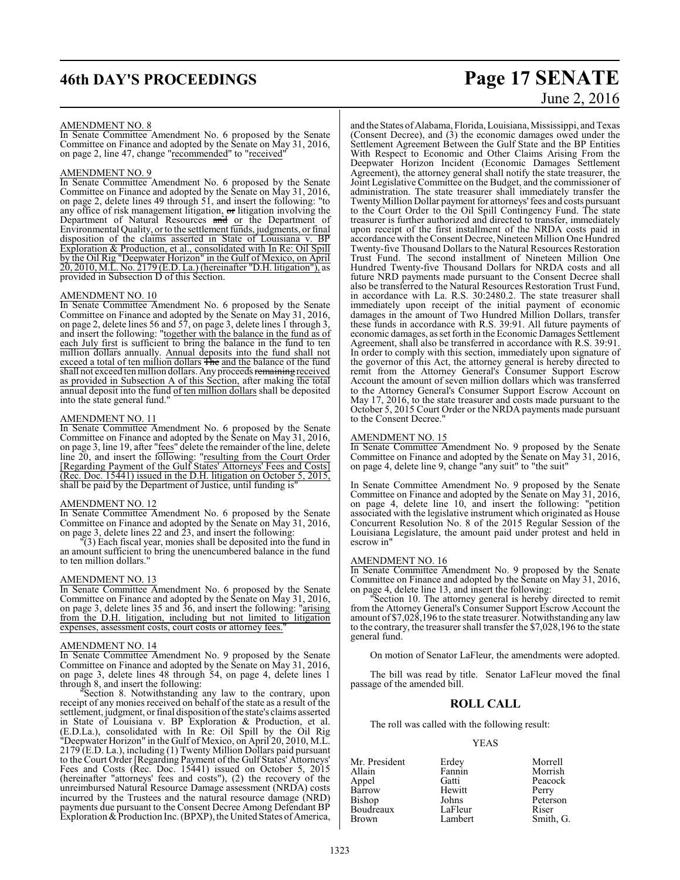AMENDMENT NO. 8

In Senate Committee Amendment No. 6 proposed by the Senate Committee on Finance and adopted by the Senate on May 31, 2016, on page 2, line 47, change "recommended" to "received"

AMENDMENT NO. 9

In Senate Committee Amendment No. 6 proposed by the Senate Committee on Finance and adopted by the Senate on May 31, 2016, on page 2, delete lines 49 through 51, and insert the following: "to any office of risk management litigation, ~~or~~ litigation involving the Department of Natural Resources ~~and~~ or the Department of Environmental Quality, or to the settlement funds, judgments, or final disposition of the claims asserted in State of Louisiana v. BP Exploration & Production, et al., consolidated with In Re: Oil Spill by the Oil Rig "Deepwater Horizon" in the Gulf of Mexico, on April 20, 2010, M.L. No. 2179 (E.D. La.) (hereinafter "D.H. litigation"), as provided in Subsection D of this Section.

AMENDMENT NO. 10

In Senate Committee Amendment No. 6 proposed by the Senate Committee on Finance and adopted by the Senate on May 31, 2016, on page 2, delete lines 56 and 57, on page 3, delete lines 1 through 3, and insert the following: "together with the balance in the fund as of each July first is sufficient to bring the balance in the fund to ten million dollars annually. Annual deposits into the fund shall not exceed a total of ten million dollars ~~The~~ and the balance of the fund shall not exceed ten million dollars. Any proceeds ~~remaining~~ received as provided in Subsection A of this Section, after making the total annual deposit into the fund of ten million dollars shall be deposited into the state general fund."

AMENDMENT NO. 11

In Senate Committee Amendment No. 6 proposed by the Senate Committee on Finance and adopted by the Senate on May 31, 2016, on page 3, line 19, after "fees" delete the remainder of the line, delete line 20, and insert the following: "resulting from the Court Order [Regarding Payment of the Gulf States' Attorneys' Fees and Costs] (Rec. Doc. 15441) issued in the D.H. litigation on October 5, 2015, shall be paid by the Department of Justice, until funding is"

AMENDMENT NO. 12

In Senate Committee Amendment No. 6 proposed by the Senate Committee on Finance and adopted by the Senate on May 31, 2016, on page 3, delete lines 22 and 23, and insert the following:

"(3) Each fiscal year, monies shall be deposited into the fund in an amount sufficient to bring the unencumbered balance in the fund to ten million dollars."

AMENDMENT NO. 13

In Senate Committee Amendment No. 6 proposed by the Senate Committee on Finance and adopted by the Senate on May 31, 2016, on page 3, delete lines 35 and 36, and insert the following: "arising from the D.H. litigation, including but not limited to litigation expenses, assessment costs, court costs or attorney fees."

AMENDMENT NO. 14

In Senate Committee Amendment No. 9 proposed by the Senate Committee on Finance and adopted by the Senate on May 31, 2016, on page 3, delete lines 48 through 54, on page 4, delete lines 1 through 8, and insert the following:

"Section 8. Notwithstanding any law to the contrary, upon receipt of any monies received on behalf of the state as a result of the settlement, judgment, or final disposition of the state's claims asserted in State of Louisiana v. BP Exploration & Production, et al. (E.D.La.), consolidated with In Re: Oil Spill by the Oil Rig "Deepwater Horizon" in the Gulf of Mexico, on April 20, 2010, M.L. 2179 (E.D. La.), including (1) Twenty Million Dollars paid pursuant to the Court Order [Regarding Payment of the Gulf States' Attorneys' Fees and Costs (Rec. Doc. 15441) issued on October 5, 2015 (hereinafter "attorneys' fees and costs"), (2) the recovery of the unreimbursed Natural Resource Damage assessment (NRDA) costs incurred by the Trustees and the natural resource damage (NRD) payments due pursuant to the Consent Decree Among Defendant BP Exploration & Production Inc. (BPXP), the United States of America, and the States of Alabama, Florida, Louisiana, Mississippi, and Texas (Consent Decree), and (3) the economic damages owed under the Settlement Agreement Between the Gulf State and the BP Entities With Respect to Economic and Other Claims Arising From the Deepwater Horizon Incident (Economic Damages Settlement Agreement), the attorney general shall notify the state treasurer, the Joint Legislative Committee on the Budget, and the commissioner of administration. The state treasurer shall immediately transfer the Twenty Million Dollar payment for attorneys' fees and costs pursuant to the Court Order to the Oil Spill Contingency Fund. The state treasurer is further authorized and directed to transfer, immediately upon receipt of the first installment of the NRDA costs paid in accordance with the Consent Decree, Nineteen Million One Hundred Twenty-five Thousand Dollars to the Natural Resources Restoration Trust Fund. The second installment of Nineteen Million One Hundred Twenty-five Thousand Dollars for NRDA costs and all future NRD payments made pursuant to the Consent Decree shall also be transferred to the Natural Resources Restoration Trust Fund, in accordance with La. R.S. 30:2480.2. The state treasurer shall immediately upon receipt of the initial payment of economic damages in the amount of Two Hundred Million Dollars, transfer these funds in accordance with R.S. 39:91. All future payments of economic damages, as set forth in the Economic Damages Settlement Agreement, shall also be transferred in accordance with R.S. 39:91. In order to comply with this section, immediately upon signature of the governor of this Act, the attorney general is hereby directed to remit from the Attorney General's Consumer Support Escrow Account the amount of seven million dollars which was transferred to the Attorney General's Consumer Support Escrow Account on May 17, 2016, to the state treasurer and costs made pursuant to the October 5, 2015 Court Order or the NRDA payments made pursuant to the Consent Decree."

AMENDMENT NO. 15

In Senate Committee Amendment No. 9 proposed by the Senate Committee on Finance and adopted by the Senate on May 31, 2016, on page 4, delete line 9, change "any suit" to "the suit"

In Senate Committee Amendment No. 9 proposed by the Senate Committee on Finance and adopted by the Senate on May 31, 2016, on page 4, delete line 10, and insert the following: "petition associated with the legislative instrument which originated as House Concurrent Resolution No. 8 of the 2015 Regular Session of the Louisiana Legislature, the amount paid under protest and held in escrow in"

AMENDMENT NO. 16

In Senate Committee Amendment No. 9 proposed by the Senate Committee on Finance and adopted by the Senate on May 31, 2016, on page 4, delete line 13, and insert the following:

"Section 10. The attorney general is hereby directed to remit from the Attorney General's Consumer Support Escrow Account the amount of $7,028,196 to the state treasurer. Notwithstanding any law to the contrary, the treasurer shall transfer the $7,028,196 to the state general fund.

On motion of Senator LaFleur, the amendments were adopted.

The bill was read by title. Senator LaFleur moved the final passage of the amended bill.

## ROLL CALL

The roll was called with the following result:

YEAS

| | | |
|---|---|---|
| Mr. President | Erdey | Morrell |
| Allain | Fannin | Morrish |
| Appel | Gatti | Peacock |
| Barrow | Hewitt | Perry |
| Bishop | Johns | Peterson |
| Boudreaux | LaFleur | Riser |
| Brown | Lambert | Smith, G. |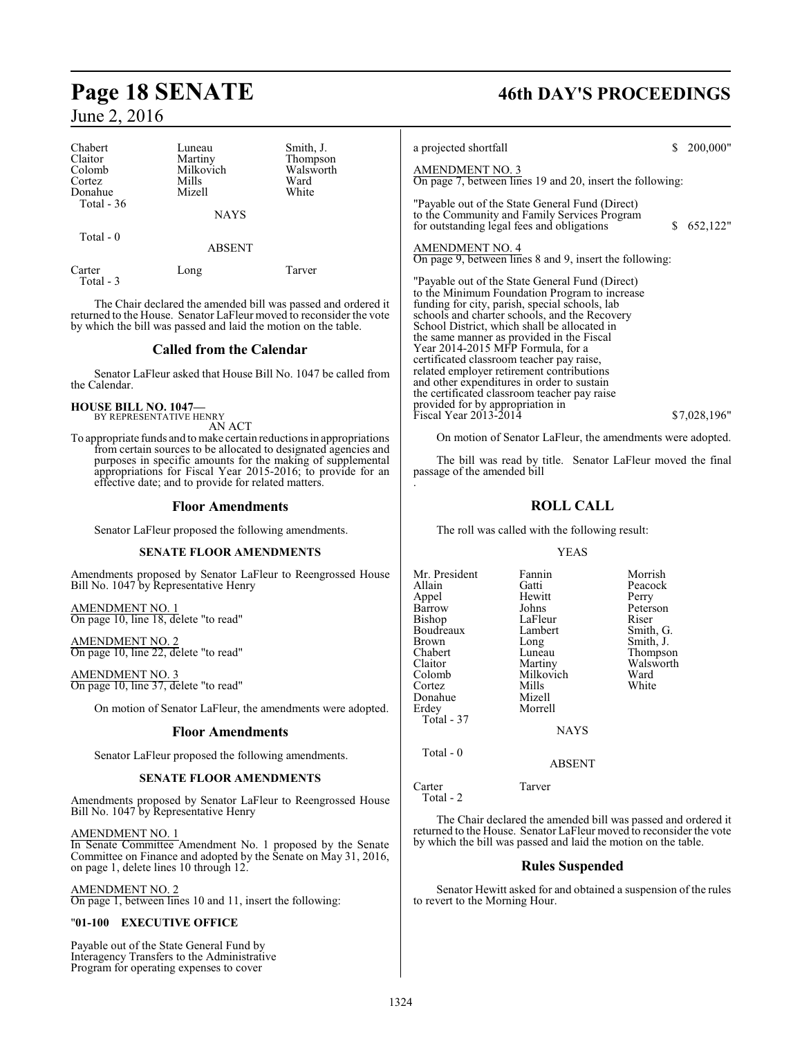| Chabert | Luneau | Smith, J. |
|---|---|---|
| Claitor | Martiny | Thompson |
| Colomb | Milkovich | Walsworth |
| Cortez | Mills | Ward |
| Donahue | Mizell | White |
| Total - 36 | | |

NAYS

Total - 0

ABSENT

| Carter | Long | Tarver |
|---|---|---|
| Total - 3 | | |

The Chair declared the amended bill was passed and ordered it returned to the House. Senator LaFleur moved to reconsider the vote by which the bill was passed and laid the motion on the table.

## Called from the Calendar

Senator LaFleur asked that House Bill No. 1047 be called from the Calendar.

**HOUSE BILL NO. 1047—**
BY REPRESENTATIVE HENRY

AN ACT

To appropriate funds and to make certain reductions in appropriations from certain sources to be allocated to designated agencies and purposes in specific amounts for the making of supplemental appropriations for Fiscal Year 2015-2016; to provide for an effective date; and to provide for related matters.

## Floor Amendments

Senator LaFleur proposed the following amendments.

**SENATE FLOOR AMENDMENTS**

Amendments proposed by Senator LaFleur to Reengrossed House Bill No. 1047 by Representative Henry

AMENDMENT NO. 1
On page 10, line 18, delete "to read"

AMENDMENT NO. 2
On page 10, line 22, delete "to read"

AMENDMENT NO. 3
On page 10, line 37, delete "to read"

On motion of Senator LaFleur, the amendments were adopted.

## Floor Amendments

Senator LaFleur proposed the following amendments.

**SENATE FLOOR AMENDMENTS**

Amendments proposed by Senator LaFleur to Reengrossed House Bill No. 1047 by Representative Henry

AMENDMENT NO. 1
In Senate Committee Amendment No. 1 proposed by the Senate Committee on Finance and adopted by the Senate on May 31, 2016, on page 1, delete lines 10 through 12.

AMENDMENT NO. 2
On page 1, between lines 10 and 11, insert the following:

"**01-100 EXECUTIVE OFFICE**

Payable out of the State General Fund by Interagency Transfers to the Administrative Program for operating expenses to cover a projected shortfall $ 200,000"

AMENDMENT NO. 3
On page 7, between lines 19 and 20, insert the following:

"Payable out of the State General Fund (Direct) to the Community and Family Services Program for outstanding legal fees and obligations $ 652,122"

AMENDMENT NO. 4
On page 9, between lines 8 and 9, insert the following:

"Payable out of the State General Fund (Direct) to the Minimum Foundation Program to increase funding for city, parish, special schools, lab schools and charter schools, and the Recovery School District, which shall be allocated in the same manner as provided in the Fiscal Year 2014-2015 MFP Formula, for a certificated classroom teacher pay raise, related employer retirement contributions and other expenditures in order to sustain the certificated classroom teacher pay raise provided for by appropriation in Fiscal Year 2013-2014 $7,028,196"

On motion of Senator LaFleur, the amendments were adopted.

The bill was read by title. Senator LaFleur moved the final passage of the amended bill.

## ROLL CALL

The roll was called with the following result:

YEAS

| Mr. President | Fannin | Morrish |
|---|---|---|
| Allain | Gatti | Peacock |
| Appel | Hewitt | Perry |
| Barrow | Johns | Peterson |
| Bishop | LaFleur | Riser |
| Boudreaux | Lambert | Smith, G. |
| Brown | Long | Smith, J. |
| Chabert | Luneau | Thompson |
| Claitor | Martiny | Walsworth |
| Colomb | Milkovich | Ward |
| Cortez | Mills | White |
| Donahue | Mizell | |
| Erdey | Morrell | |
| Total - 37 | | |

NAYS

Total - 0

ABSENT

| Carter | Tarver |
|---|---|
| Total - 2 | |

The Chair declared the amended bill was passed and ordered it returned to the House. Senator LaFleur moved to reconsider the vote by which the bill was passed and laid the motion on the table.

## Rules Suspended

Senator Hewitt asked for and obtained a suspension of the rules to revert to the Morning Hour.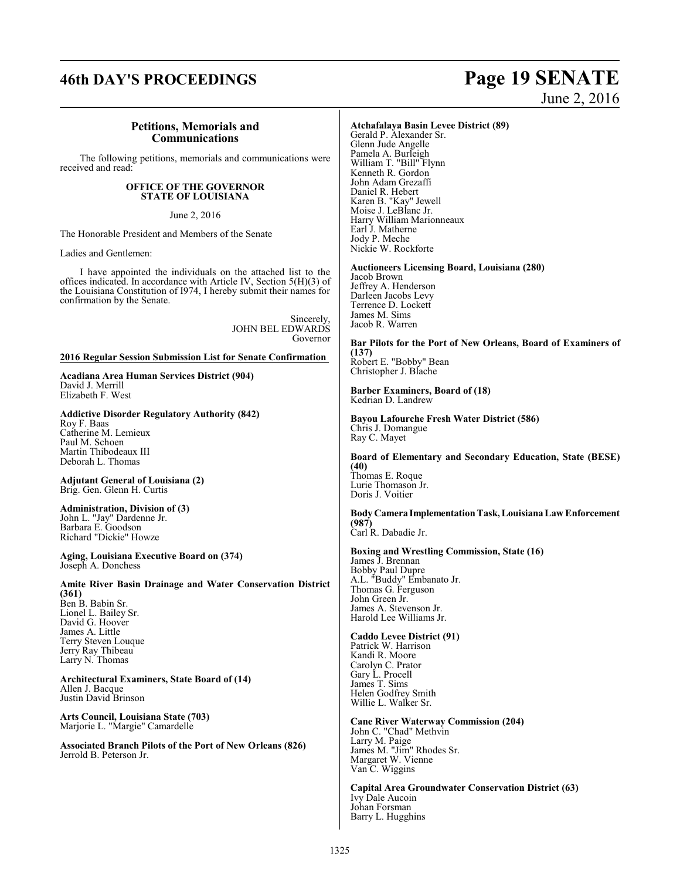## Petitions, Memorials and Communications

The following petitions, memorials and communications were received and read:

**OFFICE OF THE GOVERNOR**
**STATE OF LOUISIANA**

June 2, 2016

The Honorable President and Members of the Senate

Ladies and Gentlemen:

I have appointed the individuals on the attached list to the offices indicated. In accordance with Article IV, Section 5(H)(3) of the Louisiana Constitution of I974, I hereby submit their names for confirmation by the Senate.

Sincerely,
JOHN BEL EDWARDS
Governor

**2016 Regular Session Submission List for Senate Confirmation**

**Acadiana Area Human Services District (904)**
David J. Merrill
Elizabeth F. West

**Addictive Disorder Regulatory Authority (842)**
Roy F. Baas
Catherine M. Lemieux
Paul M. Schoen
Martin Thibodeaux III
Deborah L. Thomas

**Adjutant General of Louisiana (2)**
Brig. Gen. Glenn H. Curtis

**Administration, Division of (3)**
John L. "Jay" Dardenne Jr.
Barbara E. Goodson
Richard "Dickie" Howze

**Aging, Louisiana Executive Board on (374)**
Joseph A. Donchess

**Amite River Basin Drainage and Water Conservation District (361)**
Ben B. Babin Sr.
Lionel L. Bailey Sr.
David G. Hoover
James A. Little
Terry Steven Louque
Jerry Ray Thibeau
Larry N. Thomas

**Architectural Examiners, State Board of (14)**
Allen J. Bacque
Justin David Brinson

**Arts Council, Louisiana State (703)**
Marjorie L. "Margie" Camardelle

**Associated Branch Pilots of the Port of New Orleans (826)**
Jerrold B. Peterson Jr.

**Atchafalaya Basin Levee District (89)**
Gerald P. Alexander Sr.
Glenn Jude Angelle
Pamela A. Burleigh
William T. "Bill" Flynn
Kenneth R. Gordon
John Adam Grezaffi
Daniel R. Hebert
Karen B. "Kay" Jewell
Moise J. LeBlanc Jr.
Harry William Marionneaux
Earl J. Matherne
Jody P. Meche
Nickie W. Rockforte

**Auctioneers Licensing Board, Louisiana (280)**
Jacob Brown
Jeffrey A. Henderson
Darleen Jacobs Levy
Terrence D. Lockett
James M. Sims
Jacob R. Warren

**Bar Pilots for the Port of New Orleans, Board of Examiners of (137)**
Robert E. "Bobby" Bean
Christopher J. Blache

**Barber Examiners, Board of (18)**
Kedrian D. Landrew

**Bayou Lafourche Fresh Water District (586)**
Chris J. Domangue
Ray C. Mayet

**Board of Elementary and Secondary Education, State (BESE) (40)**
Thomas E. Roque
Lurie Thomason Jr.
Doris J. Voitier

**Body Camera Implementation Task, Louisiana Law Enforcement (987)**
Carl R. Dabadie Jr.

**Boxing and Wrestling Commission, State (16)**
James J. Brennan
Bobby Paul Dupre
A.L. "Buddy" Embanato Jr.
Thomas G. Ferguson
John Green Jr.
James A. Stevenson Jr.
Harold Lee Williams Jr.

**Caddo Levee District (91)**
Patrick W. Harrison
Kandi R. Moore
Carolyn C. Prator
Gary L. Procell
James T. Sims
Helen Godfrey Smith
Willie L. Walker Sr.

**Cane River Waterway Commission (204)**
John C. "Chad" Methvin
Larry M. Paige
James M. "Jim" Rhodes Sr.
Margaret W. Vienne
Van C. Wiggins

**Capital Area Groundwater Conservation District (63)**
Ivy Dale Aucoin
Johan Forsman
Barry L. Hugghins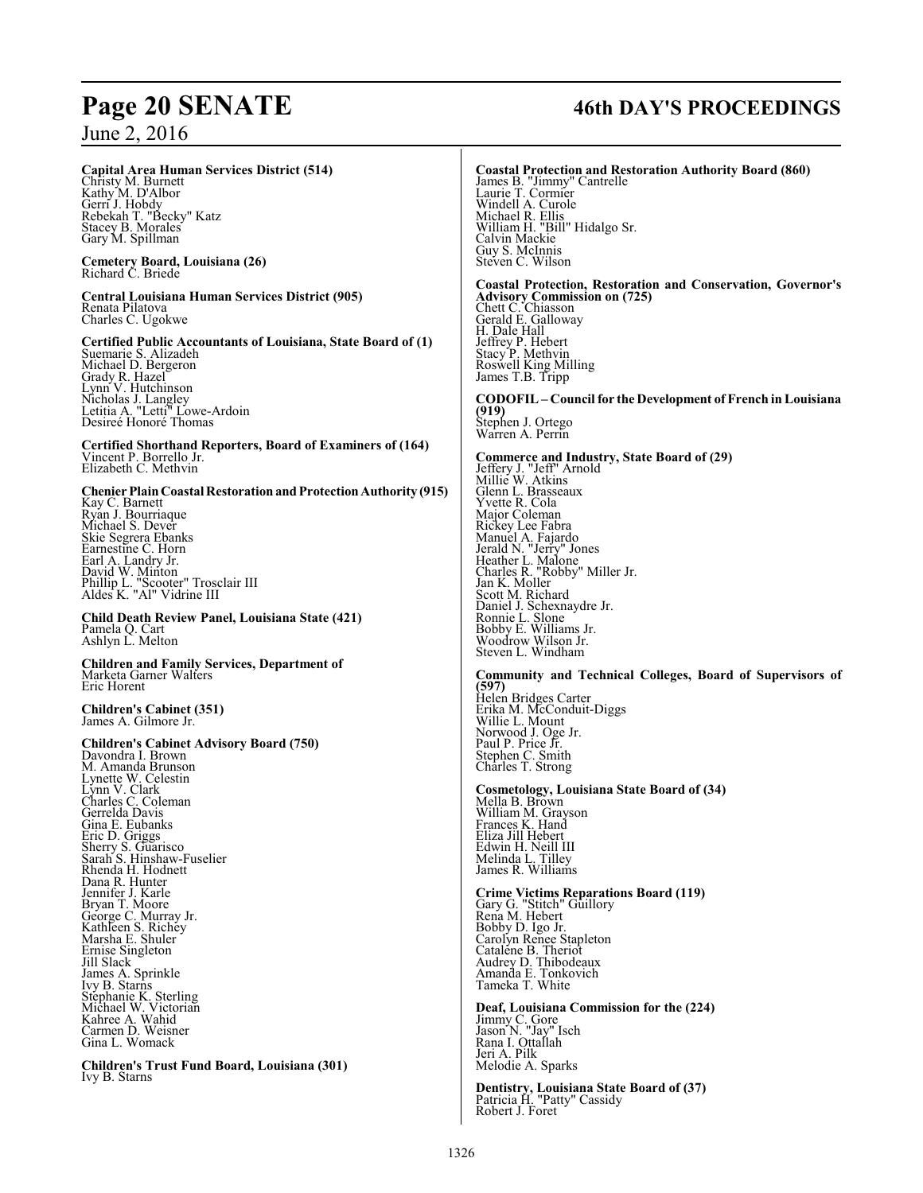**Capital Area Human Services District (514)**
Christy M. Burnett
Kathy M. D'Albor
Gerri J. Hobdy
Rebekah T. "Becky" Katz
Stacey B. Morales
Gary M. Spillman

**Cemetery Board, Louisiana (26)**
Richard C. Briede

**Central Louisiana Human Services District (905)**
Renata Pilatova
Charles C. Ugokwe

**Certified Public Accountants of Louisiana, State Board of (1)**
Suemarie S. Alizadeh
Michael D. Bergeron
Grady R. Hazel
Lynn V. Hutchinson
Nicholas J. Langley
Letitia A. "Letti" Lowe-Ardoin
Desireé Honoré Thomas

**Certified Shorthand Reporters, Board of Examiners of (164)**
Vincent P. Borrello Jr.
Elizabeth C. Methvin

**Chenier Plain Coastal Restoration and Protection Authority (915)**
Kay C. Barnett
Ryan J. Bourriaque
Michael S. Dever
Skie Segrera Ebanks
Earnestine C. Horn
Earl A. Landry Jr.
David W. Minton
Phillip L. "Scooter" Trosclair III
Aldes K. "Al" Vidrine III

**Child Death Review Panel, Louisiana State (421)**
Pamela Q. Cart
Ashlyn L. Melton

**Children and Family Services, Department of**
Marketa Garner Walters
Eric Horent

**Children's Cabinet (351)**
James A. Gilmore Jr.

**Children's Cabinet Advisory Board (750)**
Davondra I. Brown
M. Amanda Brunson
Lynette W. Celestin
Lynn V. Clark
Charles C. Coleman
Gerrelda Davis
Gina E. Eubanks
Eric D. Griggs
Sherry S. Guarisco
Sarah S. Hinshaw-Fuselier
Rhenda H. Hodnett
Dana R. Hunter
Jennifer J. Karle
Bryan T. Moore
George C. Murray Jr.
Kathleen S. Richey
Marsha E. Shuler
Ernise Singleton
Jill Slack
James A. Sprinkle
Ivy B. Starns
Stephanie K. Sterling
Michael W. Victorian
Kahree A. Wahid
Carmen D. Weisner
Gina L. Womack

**Children's Trust Fund Board, Louisiana (301)**
Ivy B. Starns

**Coastal Protection and Restoration Authority Board (860)**
James B. "Jimmy" Cantrelle
Laurie T. Cormier
Windell A. Curole
Michael R. Ellis
William H. "Bill" Hidalgo Sr.
Calvin Mackie
Guy S. McInnis
Steven C. Wilson

**Coastal Protection, Restoration and Conservation, Governor's Advisory Commission on (725)**
Chett C. Chiasson
Gerald E. Galloway
H. Dale Hall
Jeffrey P. Hebert
Stacy P. Methvin
Roswell King Milling
James T.B. Tripp

**CODOFIL – Council for the Development of French in Louisiana (919)**
Stephen J. Ortego
Warren A. Perrin

**Commerce and Industry, State Board of (29)**
Jeffery J. "Jeff" Arnold
Millie W. Atkins
Glenn L. Brasseaux
Yvette R. Cola
Major Coleman
Rickey Lee Fabra
Manuel A. Fajardo
Jerald N. "Jerry" Jones
Heather L. Malone
Charles R. "Robby" Miller Jr.
Jan K. Moller
Scott M. Richard
Daniel J. Schexnaydre Jr.
Ronnie L. Slone
Bobby E. Williams Jr.
Woodrow Wilson Jr.
Steven L. Windham

**Community and Technical Colleges, Board of Supervisors of (597)**
Helen Bridges Carter
Erika M. McConduit-Diggs
Willie L. Mount
Norwood J. Oge Jr.
Paul P. Price Jr.
Stephen C. Smith
Charles T. Strong

**Cosmetology, Louisiana State Board of (34)**
Mella B. Brown
William M. Grayson
Frances K. Hand
Eliza Jill Hebert
Edwin H. Neill III
Melinda L. Tilley
James R. Williams

**Crime Victims Reparations Board (119)**
Gary G. "Stitch" Guillory
Rena M. Hebert
Bobby D. Igo Jr.
Carolyn Renee Stapleton
Catalene B. Theriot
Audrey D. Thibodeaux
Amanda E. Tonkovich
Tameka T. White

**Deaf, Louisiana Commission for the (224)**
Jimmy C. Gore
Jason N. "Jay" Isch
Rana I. Ottallah
Jeri A. Pilk
Melodie A. Sparks

**Dentistry, Louisiana State Board of (37)**
Patricia H. "Patty" Cassidy
Robert J. Foret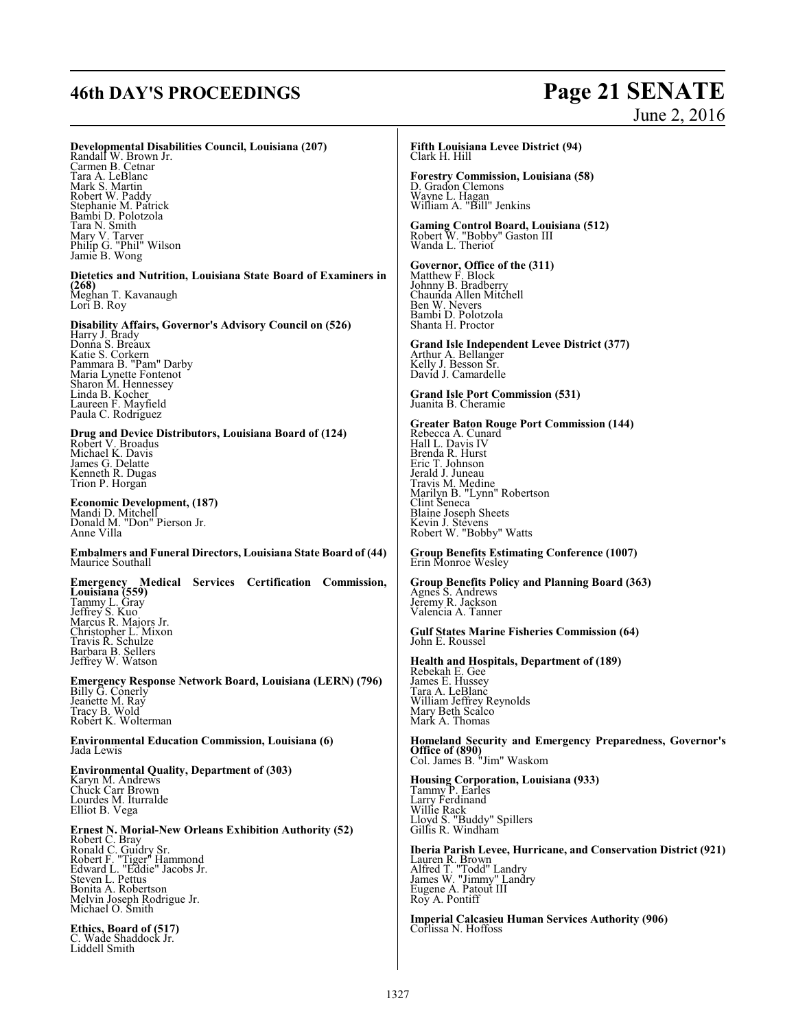**Developmental Disabilities Council, Louisiana (207)**
Randall W. Brown Jr.
Carmen B. Cetnar
Tara A. LeBlanc
Mark S. Martin
Robert W. Paddy
Stephanie M. Patrick
Bambi D. Polotzola
Tara N. Smith
Mary V. Tarver
Philip G. "Phil" Wilson
Jamie B. Wong

**Dietetics and Nutrition, Louisiana State Board of Examiners in (268)**
Meghan T. Kavanaugh
Lori B. Roy

**Disability Affairs, Governor's Advisory Council on (526)**
Harry J. Brady
Donna S. Breaux
Katie S. Corkern
Pammara B. "Pam" Darby
Maria Lynette Fontenot
Sharon M. Hennessey
Linda B. Kocher
Laureen F. Mayfield
Paula C. Rodriguez

**Drug and Device Distributors, Louisiana Board of (124)**
Robert V. Broadus
Michael K. Davis
James G. Delatte
Kenneth R. Dugas
Trion P. Horgan

**Economic Development, (187)**
Mandi D. Mitchell
Donald M. "Don" Pierson Jr.
Anne Villa

**Embalmers and Funeral Directors, Louisiana State Board of (44)**
Maurice Southall

**Emergency Medical Services Certification Commission, Louisiana (559)**
Tammy L. Gray
Jeffrey S. Kuo
Marcus R. Majors Jr.
Christopher L. Mixon
Travis R. Schulze
Barbara B. Sellers
Jeffrey W. Watson

**Emergency Response Network Board, Louisiana (LERN) (796)**
Billy G. Conerly
Jeanette M. Ray
Tracy B. Wold
Robert K. Wolterman

**Environmental Education Commission, Louisiana (6)**
Jada Lewis

**Environmental Quality, Department of (303)**
Karyn M. Andrews
Chuck Carr Brown
Lourdes M. Iturralde
Elliot B. Vega

**Ernest N. Morial-New Orleans Exhibition Authority (52)**
Robert C. Bray
Ronald C. Guidry Sr.
Robert F. "Tiger" Hammond
Edward L. "Eddie" Jacobs Jr.
Steven L. Pettus
Bonita A. Robertson
Melvin Joseph Rodrigue Jr.
Michael O. Smith

**Ethics, Board of (517)**
C. Wade Shaddock Jr.
Liddell Smith

**Fifth Louisiana Levee District (94)**
Clark H. Hill

**Forestry Commission, Louisiana (58)**
D. Gradon Clemons
Wayne L. Hagan
William A. "Bill" Jenkins

**Gaming Control Board, Louisiana (512)**
Robert W. "Bobby" Gaston III
Wanda L. Theriot

**Governor, Office of the (311)**
Matthew F. Block
Johnny B. Bradberry
Chaunda Allen Mitchell
Ben W. Nevers
Bambi D. Polotzola
Shanta H. Proctor

**Grand Isle Independent Levee District (377)**
Arthur A. Bellanger
Kelly J. Besson Sr.
David J. Camardelle

**Grand Isle Port Commission (531)**
Juanita B. Cheramie

**Greater Baton Rouge Port Commission (144)**
Rebecca A. Cunard
Hall L. Davis IV
Brenda R. Hurst
Eric T. Johnson
Jerald J. Juneau
Travis M. Medine
Marilyn B. "Lynn" Robertson
Clint Seneca
Blaine Joseph Sheets
Kevin J. Stevens
Robert W. "Bobby" Watts

**Group Benefits Estimating Conference (1007)**
Erin Monroe Wesley

**Group Benefits Policy and Planning Board (363)**
Agnes S. Andrews
Jeremy R. Jackson
Valencia A. Tanner

**Gulf States Marine Fisheries Commission (64)**
John E. Roussel

**Health and Hospitals, Department of (189)**
Rebekah E. Gee
James E. Hussey
Tara A. LeBlanc
William Jeffrey Reynolds
Mary Beth Scalco
Mark A. Thomas

**Homeland Security and Emergency Preparedness, Governor's Office of (890)**
Col. James B. "Jim" Waskom

**Housing Corporation, Louisiana (933)**
Tammy P. Earles
Larry Ferdinand
Willie Rack
Lloyd S. "Buddy" Spillers
Gillis R. Windham

**Iberia Parish Levee, Hurricane, and Conservation District (921)**
Lauren R. Brown
Alfred T. "Todd" Landry
James W. "Jimmy" Landry
Eugene A. Patout III
Roy A. Pontiff

**Imperial Calcasieu Human Services Authority (906)**
Corlissa N. Hoffoss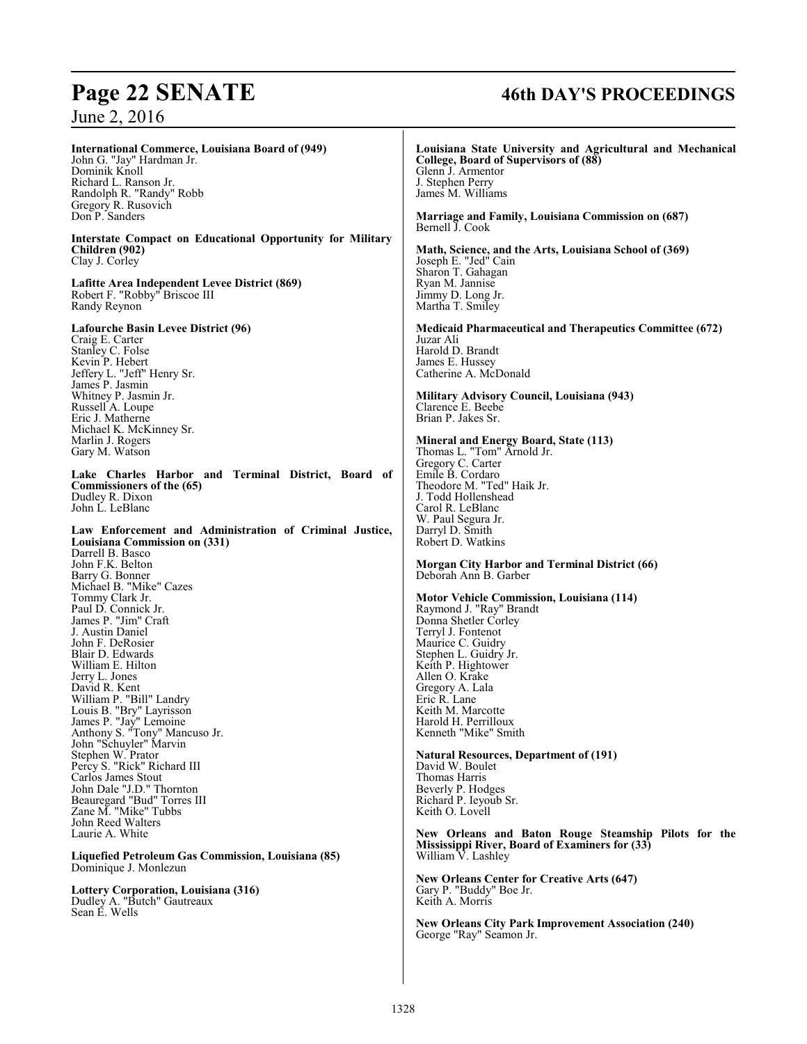**International Commerce, Louisiana Board of (949)**
John G. "Jay" Hardman Jr.
Dominik Knoll
Richard L. Ranson Jr.
Randolph R. "Randy" Robb
Gregory R. Rusovich
Don P. Sanders

**Interstate Compact on Educational Opportunity for Military Children (902)**
Clay J. Corley

**Lafitte Area Independent Levee District (869)**
Robert F. "Robby" Briscoe III
Randy Reynon

**Lafourche Basin Levee District (96)**
Craig E. Carter
Stanley C. Folse
Kevin P. Hebert
Jeffery L. "Jeff" Henry Sr.
James P. Jasmin
Whitney P. Jasmin Jr.
Russell A. Loupe
Eric J. Matherne
Michael K. McKinney Sr.
Marlin J. Rogers
Gary M. Watson

**Lake Charles Harbor and Terminal District, Board of Commissioners of the (65)**
Dudley R. Dixon
John L. LeBlanc

**Law Enforcement and Administration of Criminal Justice, Louisiana Commission on (331)**
Darrell B. Basco
John F.K. Belton
Barry G. Bonner
Michael B. "Mike" Cazes
Tommy Clark Jr.
Paul D. Connick Jr.
James P. "Jim" Craft
J. Austin Daniel
John F. DeRosier
Blair D. Edwards
William E. Hilton
Jerry L. Jones
David R. Kent
William P. "Bill" Landry
Louis B. "Bry" Layrisson
James P. "Jay" Lemoine
Anthony S. "Tony" Mancuso Jr.
John "Schuyler" Marvin
Stephen W. Prator
Percy S. "Rick" Richard III
Carlos James Stout
John Dale "J.D." Thornton
Beauregard "Bud" Torres III
Zane M. "Mike" Tubbs
John Reed Walters
Laurie A. White

**Liquefied Petroleum Gas Commission, Louisiana (85)**
Dominique J. Monlezun

**Lottery Corporation, Louisiana (316)**
Dudley A. "Butch" Gautreaux
Sean E. Wells

**Louisiana State University and Agricultural and Mechanical College, Board of Supervisors of (88)**
Glenn J. Armentor
J. Stephen Perry
James M. Williams

**Marriage and Family, Louisiana Commission on (687)**
Bernell J. Cook

**Math, Science, and the Arts, Louisiana School of (369)**
Joseph E. "Jed" Cain
Sharon T. Gahagan
Ryan M. Jannise
Jimmy D. Long Jr.
Martha T. Smiley

**Medicaid Pharmaceutical and Therapeutics Committee (672)**
Juzar Ali
Harold D. Brandt
James E. Hussey
Catherine A. McDonald

**Military Advisory Council, Louisiana (943)**
Clarence E. Beebe
Brian P. Jakes Sr.

**Mineral and Energy Board, State (113)**
Thomas L. "Tom" Arnold Jr.
Gregory C. Carter
Emile B. Cordaro
Theodore M. "Ted" Haik Jr.
J. Todd Hollenshead
Carol R. LeBlanc
W. Paul Segura Jr.
Darryl D. Smith
Robert D. Watkins

**Morgan City Harbor and Terminal District (66)**
Deborah Ann B. Garber

**Motor Vehicle Commission, Louisiana (114)**
Raymond J. "Ray" Brandt
Donna Shetler Corley
Terryl J. Fontenot
Maurice C. Guidry
Stephen L. Guidry Jr.
Keith P. Hightower
Allen O. Krake
Gregory A. Lala
Eric R. Lane
Keith M. Marcotte
Harold H. Perrilloux
Kenneth "Mike" Smith

**Natural Resources, Department of (191)**
David W. Boulet
Thomas Harris
Beverly P. Hodges
Richard P. Ieyoub Sr.
Keith O. Lovell

**New Orleans and Baton Rouge Steamship Pilots for the Mississippi River, Board of Examiners for (33)**
William V. Lashley

**New Orleans Center for Creative Arts (647)**
Gary P. "Buddy" Boe Jr.
Keith A. Morris

**New Orleans City Park Improvement Association (240)**
George "Ray" Seamon Jr.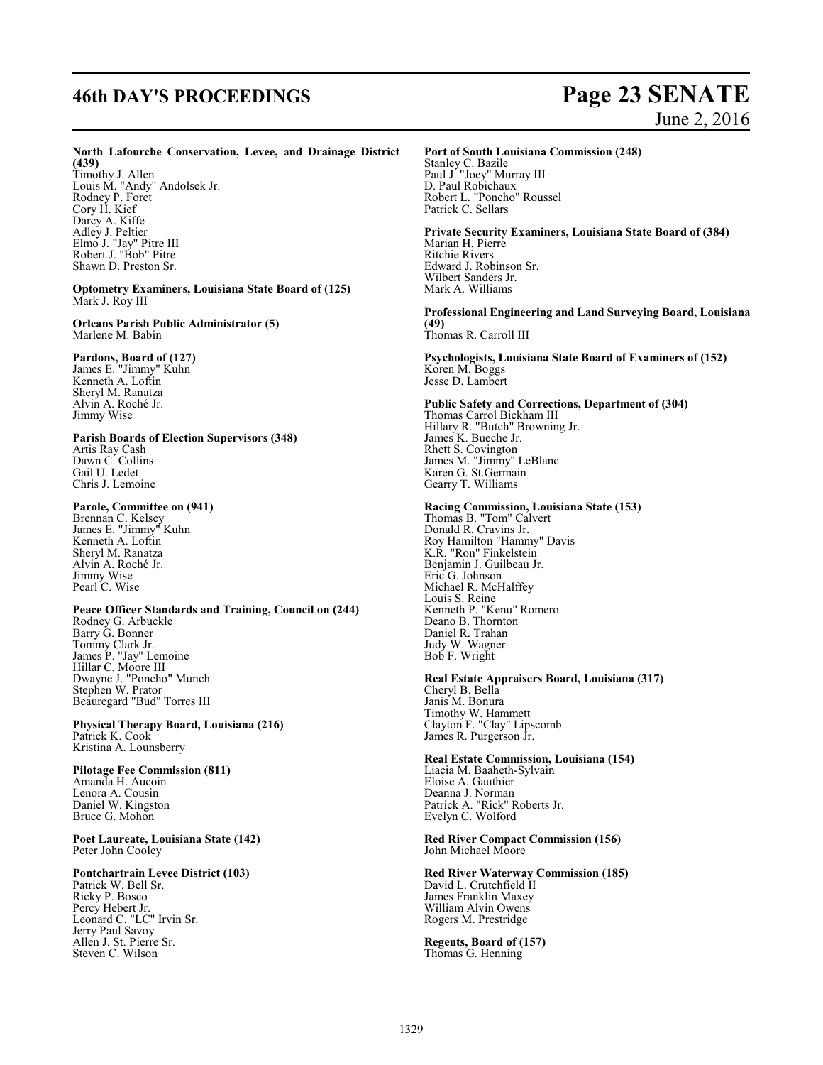**North Lafourche Conservation, Levee, and Drainage District (439)**
Timothy J. Allen
Louis M. "Andy" Andolsek Jr.
Rodney P. Foret
Cory H. Kief
Darcy A. Kiffe
Adley J. Peltier
Elmo J. "Jay" Pitre III
Robert J. "Bob" Pitre
Shawn D. Preston Sr.

**Optometry Examiners, Louisiana State Board of (125)**
Mark J. Roy III

**Orleans Parish Public Administrator (5)**
Marlene M. Babin

**Pardons, Board of (127)**
James E. "Jimmy" Kuhn
Kenneth A. Loftin
Sheryl M. Ranatza
Alvin A. Roché Jr.
Jimmy Wise

**Parish Boards of Election Supervisors (348)**
Artis Ray Cash
Dawn C. Collins
Gail U. Ledet
Chris J. Lemoine

**Parole, Committee on (941)**
Brennan C. Kelsey
James E. "Jimmy" Kuhn
Kenneth A. Loftin
Sheryl M. Ranatza
Alvin A. Roché Jr.
Jimmy Wise
Pearl C. Wise

**Peace Officer Standards and Training, Council on (244)**
Rodney G. Arbuckle
Barry G. Bonner
Tommy Clark Jr.
James P. "Jay" Lemoine
Hillar C. Moore III
Dwayne J. "Poncho" Munch
Stephen W. Prator
Beauregard "Bud" Torres III

**Physical Therapy Board, Louisiana (216)**
Patrick K. Cook
Kristina A. Lounsberry

**Pilotage Fee Commission (811)**
Amanda H. Aucoin
Lenora A. Cousin
Daniel W. Kingston
Bruce G. Mohon

**Poet Laureate, Louisiana State (142)**
Peter John Cooley

**Pontchartrain Levee District (103)**
Patrick W. Bell Sr.
Ricky P. Bosco
Percy Hebert Jr.
Leonard C. "LC" Irvin Sr.
Jerry Paul Savoy
Allen J. St. Pierre Sr.
Steven C. Wilson

**Port of South Louisiana Commission (248)**
Stanley C. Bazile
Paul J. "Joey" Murray III
D. Paul Robichaux
Robert L. "Poncho" Roussel
Patrick C. Sellars

**Private Security Examiners, Louisiana State Board of (384)**
Marian H. Pierre
Ritchie Rivers
Edward J. Robinson Sr.
Wilbert Sanders Jr.
Mark A. Williams

**Professional Engineering and Land Surveying Board, Louisiana (49)**
Thomas R. Carroll III

**Psychologists, Louisiana State Board of Examiners of (152)**
Koren M. Boggs
Jesse D. Lambert

**Public Safety and Corrections, Department of (304)**
Thomas Carrol Bickham III
Hillary R. "Butch" Browning Jr.
James K. Bueche Jr.
Rhett S. Covington
James M. "Jimmy" LeBlanc
Karen G. St.Germain
Gearry T. Williams

**Racing Commission, Louisiana State (153)**
Thomas B. "Tom" Calvert
Donald R. Cravins Jr.
Roy Hamilton "Hammy" Davis
K.R. "Ron" Finkelstein
Benjamin J. Guilbeau Jr.
Eric G. Johnson
Michael R. McHalffey
Louis S. Reine
Kenneth P. "Kenu" Romero
Deano B. Thornton
Daniel R. Trahan
Judy W. Wagner
Bob F. Wright

**Real Estate Appraisers Board, Louisiana (317)**
Cheryl B. Bella
Janis M. Bonura
Timothy W. Hammett
Clayton F. "Clay" Lipscomb
James R. Purgerson Jr.

**Real Estate Commission, Louisiana (154)**
Liacia M. Baaheth-Sylvain
Eloise A. Gauthier
Deanna J. Norman
Patrick A. "Rick" Roberts Jr.
Evelyn C. Wolford

**Red River Compact Commission (156)**
John Michael Moore

**Red River Waterway Commission (185)**
David L. Crutchfield II
James Franklin Maxey
William Alvin Owens
Rogers M. Prestridge

**Regents, Board of (157)**
Thomas G. Henning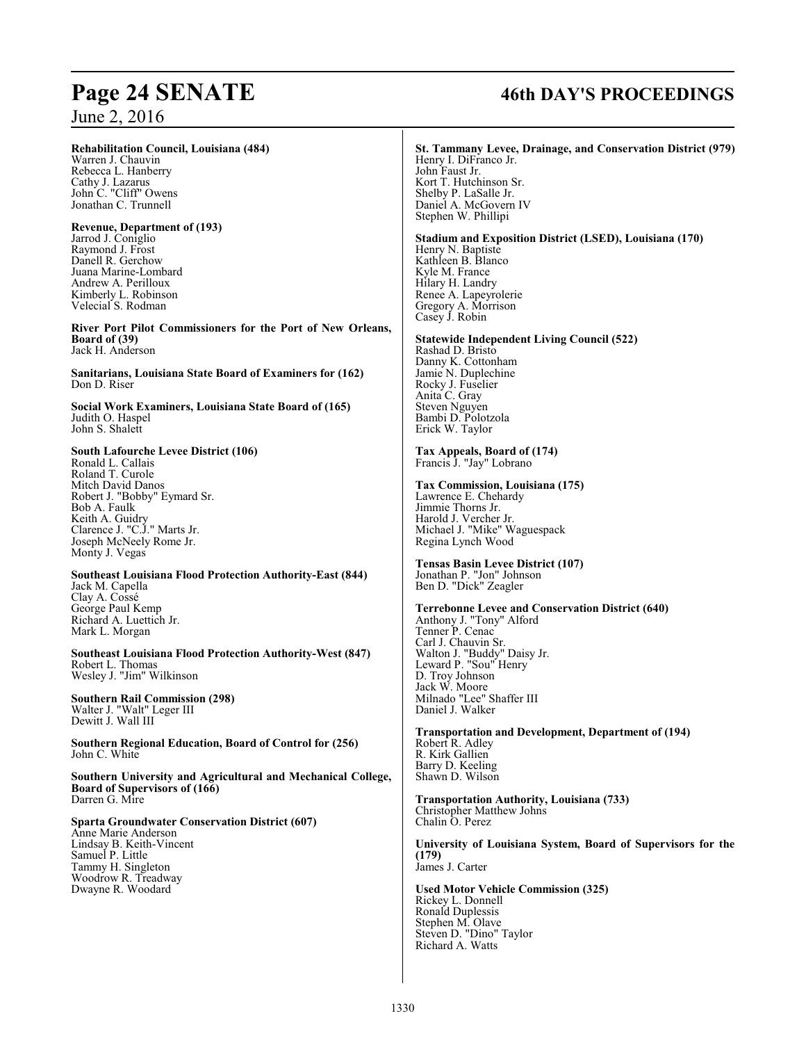**Rehabilitation Council, Louisiana (484)**
Warren J. Chauvin
Rebecca L. Hanberry
Cathy J. Lazarus
John C. "Cliff" Owens
Jonathan C. Trunnell

**Revenue, Department of (193)**
Jarrod J. Coniglio
Raymond J. Frost
Danell R. Gerchow
Juana Marine-Lombard
Andrew A. Perilloux
Kimberly L. Robinson
Velecial S. Rodman

**River Port Pilot Commissioners for the Port of New Orleans, Board of (39)**
Jack H. Anderson

**Sanitarians, Louisiana State Board of Examiners for (162)**
Don D. Riser

**Social Work Examiners, Louisiana State Board of (165)**
Judith O. Haspel
John S. Shalett

**South Lafourche Levee District (106)**
Ronald L. Callais
Roland T. Curole
Mitch David Danos
Robert J. "Bobby" Eymard Sr.
Bob A. Faulk
Keith A. Guidry
Clarence J. "C.J." Marts Jr.
Joseph McNeely Rome Jr.
Monty J. Vegas

**Southeast Louisiana Flood Protection Authority-East (844)**
Jack M. Capella
Clay A. Cossé
George Paul Kemp
Richard A. Luettich Jr.
Mark L. Morgan

**Southeast Louisiana Flood Protection Authority-West (847)**
Robert L. Thomas
Wesley J. "Jim" Wilkinson

**Southern Rail Commission (298)**
Walter J. "Walt" Leger III
Dewitt J. Wall III

**Southern Regional Education, Board of Control for (256)**
John C. White

**Southern University and Agricultural and Mechanical College, Board of Supervisors of (166)**
Darren G. Mire

**Sparta Groundwater Conservation District (607)**
Anne Marie Anderson
Lindsay B. Keith-Vincent
Samuel P. Little
Tammy H. Singleton
Woodrow R. Treadway
Dwayne R. Woodard

**St. Tammany Levee, Drainage, and Conservation District (979)**
Henry I. DiFranco Jr.
John Faust Jr.
Kort T. Hutchinson Sr.
Shelby P. LaSalle Jr.
Daniel A. McGovern IV
Stephen W. Phillipi

**Stadium and Exposition District (LSED), Louisiana (170)**
Henry N. Baptiste
Kathleen B. Blanco
Kyle M. France
Hilary H. Landry
Renee A. Lapeyrolerie
Gregory A. Morrison
Casey J. Robin

**Statewide Independent Living Council (522)**
Rashad D. Bristo
Danny K. Cottonham
Jamie N. Duplechine
Rocky J. Fuselier
Anita C. Gray
Steven Nguyen
Bambi D. Polotzola
Erick W. Taylor

**Tax Appeals, Board of (174)**
Francis J. "Jay" Lobrano

**Tax Commission, Louisiana (175)**
Lawrence E. Chehardy
Jimmie Thorns Jr.
Harold J. Vercher Jr.
Michael J. "Mike" Waguespack
Regina Lynch Wood

**Tensas Basin Levee District (107)**
Jonathan P. "Jon" Johnson
Ben D. "Dick" Zeagler

**Terrebonne Levee and Conservation District (640)**
Anthony J. "Tony" Alford
Tenner P. Cenac
Carl J. Chauvin Sr.
Walton J. "Buddy" Daisy Jr.
Leward P. "Sou" Henry
D. Troy Johnson
Jack W. Moore
Milnado "Lee" Shaffer III
Daniel J. Walker

**Transportation and Development, Department of (194)**
Robert R. Adley
R. Kirk Gallien
Barry D. Keeling
Shawn D. Wilson

**Transportation Authority, Louisiana (733)**
Christopher Matthew Johns
Chalin O. Perez

**University of Louisiana System, Board of Supervisors for the (179)**
James J. Carter

**Used Motor Vehicle Commission (325)**
Rickey L. Donnell
Ronald Duplessis
Stephen M. Olave
Steven D. "Dino" Taylor
Richard A. Watts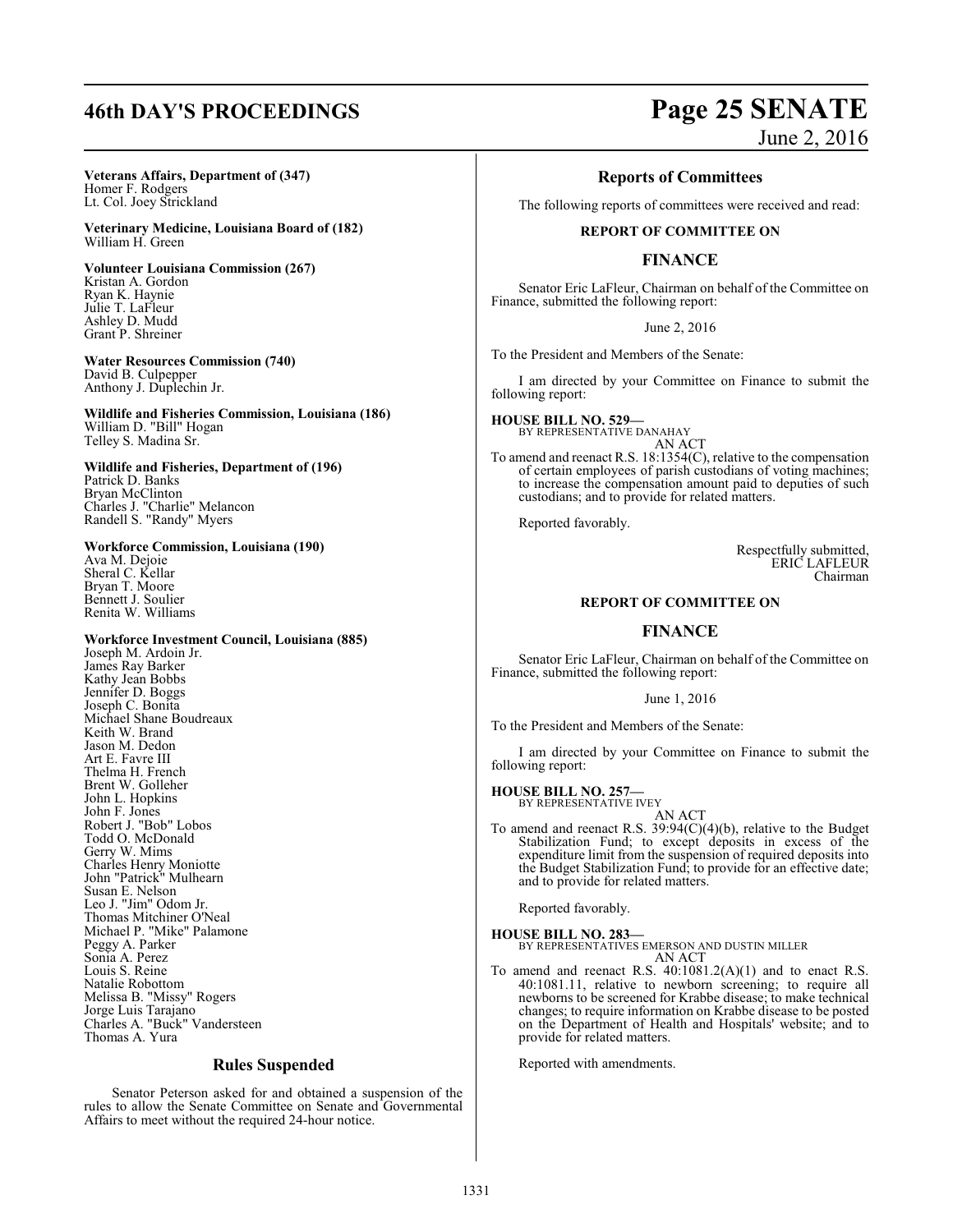**Veterans Affairs, Department of (347)**
Homer F. Rodgers
Lt. Col. Joey Strickland

**Veterinary Medicine, Louisiana Board of (182)**
William H. Green

**Volunteer Louisiana Commission (267)**
Kristan A. Gordon
Ryan K. Haynie
Julie T. LaFleur
Ashley D. Mudd
Grant P. Shreiner

**Water Resources Commission (740)**
David B. Culpepper
Anthony J. Duplechin Jr.

**Wildlife and Fisheries Commission, Louisiana (186)**
William D. "Bill" Hogan
Telley S. Madina Sr.

**Wildlife and Fisheries, Department of (196)**
Patrick D. Banks
Bryan McClinton
Charles J. "Charlie" Melancon
Randell S. "Randy" Myers

**Workforce Commission, Louisiana (190)**
Ava M. Dejoie
Sheral C. Kellar
Bryan T. Moore
Bennett J. Soulier
Renita W. Williams

**Workforce Investment Council, Louisiana (885)**
Joseph M. Ardoin Jr.
James Ray Barker
Kathy Jean Bobbs
Jennifer D. Boggs
Joseph C. Bonita
Michael Shane Boudreaux
Keith W. Brand
Jason M. Dedon
Art E. Favre III
Thelma H. French
Brent W. Golleher
John L. Hopkins
John F. Jones
Robert J. "Bob" Lobos
Todd O. McDonald
Gerry W. Mims
Charles Henry Moniotte
John "Patrick" Mulhearn
Susan E. Nelson
Leo J. "Jim" Odom Jr.
Thomas Mitchiner O'Neal
Michael P. "Mike" Palamone
Peggy A. Parker
Sonia A. Perez
Louis S. Reine
Natalie Robottom
Melissa B. "Missy" Rogers
Jorge Luis Tarajano
Charles A. "Buck" Vandersteen
Thomas A. Yura

## Rules Suspended

Senator Peterson asked for and obtained a suspension of the rules to allow the Senate Committee on Senate and Governmental Affairs to meet without the required 24-hour notice.

## Reports of Committees

The following reports of committees were received and read:

### REPORT OF COMMITTEE ON

### FINANCE

Senator Eric LaFleur, Chairman on behalf of the Committee on Finance, submitted the following report:

June 2, 2016

To the President and Members of the Senate:

I am directed by your Committee on Finance to submit the following report:

**HOUSE BILL NO. 529—**
BY REPRESENTATIVE DANAHAY
AN ACT

To amend and reenact R.S. 18:1354(C), relative to the compensation of certain employees of parish custodians of voting machines; to increase the compensation amount paid to deputies of such custodians; and to provide for related matters.

Reported favorably.

Respectfully submitted,
ERIC LAFLEUR
Chairman

### REPORT OF COMMITTEE ON

### FINANCE

Senator Eric LaFleur, Chairman on behalf of the Committee on Finance, submitted the following report:

June 1, 2016

To the President and Members of the Senate:

I am directed by your Committee on Finance to submit the following report:

**HOUSE BILL NO. 257—**
BY REPRESENTATIVE IVEY
AN ACT

To amend and reenact R.S. 39:94(C)(4)(b), relative to the Budget Stabilization Fund; to except deposits in excess of the expenditure limit from the suspension of required deposits into the Budget Stabilization Fund; to provide for an effective date; and to provide for related matters.

Reported favorably.

**HOUSE BILL NO. 283—**
BY REPRESENTATIVES EMERSON AND DUSTIN MILLER
AN ACT

To amend and reenact R.S. 40:1081.2(A)(1) and to enact R.S. 40:1081.11, relative to newborn screening; to require all newborns to be screened for Krabbe disease; to make technical changes; to require information on Krabbe disease to be posted on the Department of Health and Hospitals' website; and to provide for related matters.

Reported with amendments.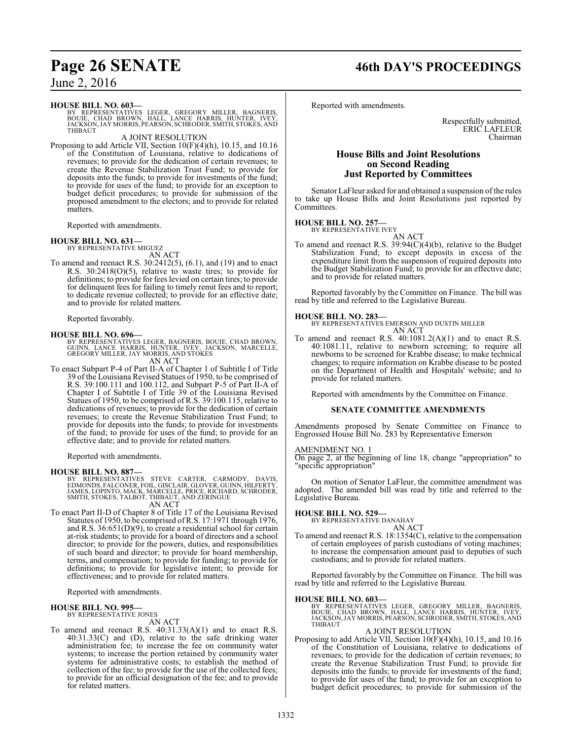**HOUSE BILL NO. 603—**
BY REPRESENTATIVES LEGER, GREGORY MILLER, BAGNERIS, BOUIE, CHAD BROWN, HALL, LANCE HARRIS, HUNTER, IVEY, JACKSON, JAY MORRIS, PEARSON, SCHRODER, SMITH, STOKES, AND THIBAUT

A JOINT RESOLUTION

Proposing to add Article VII, Section 10(F)(4)(h), 10.15, and 10.16 of the Constitution of Louisiana, relative to dedications of revenues; to provide for the dedication of certain revenues; to create the Revenue Stabilization Trust Fund; to provide for deposits into the funds; to provide for investments of the fund; to provide for uses of the fund; to provide for an exception to budget deficit procedures; to provide for submission of the proposed amendment to the electors; and to provide for related matters.

Reported with amendments.

**HOUSE BILL NO. 631—**
BY REPRESENTATIVE MIGUEZ

AN ACT

To amend and reenact R.S. 30:2412(5), (6.1), and (19) and to enact R.S. 30:2418(O)(5), relative to waste tires; to provide for definitions; to provide for fees levied on certain tires; to provide for delinquent fees for failing to timely remit fees and to report; to dedicate revenue collected; to provide for an effective date; and to provide for related matters.

Reported favorably.

**HOUSE BILL NO. 696—**
BY REPRESENTATIVES LEGER, BAGNERIS, BOUIE, CHAD BROWN, GUINN, LANCE HARRIS, HUNTER, IVEY, JACKSON, MARCELLE, GREGORY MILLER, JAY MORRIS, AND STOKES

AN ACT

To enact Subpart P-4 of Part II-A of Chapter 1 of Subtitle I of Title 39 of the Louisiana Revised Statues of 1950, to be comprised of R.S. 39:100.111 and 100.112, and Subpart P-5 of Part II-A of Chapter I of Subtitle I of Title 39 of the Louisiana Revised Statues of 1950, to be comprised of R.S. 39:100.115, relative to dedications of revenues; to provide for the dedication of certain revenues; to create the Revenue Stabilization Trust Fund; to provide for deposits into the funds; to provide for investments of the fund; to provide for uses of the fund; to provide for an effective date; and to provide for related matters.

Reported with amendments.

**HOUSE BILL NO. 887—**
BY REPRESENTATIVES STEVE CARTER, CARMODY, DAVIS, EDMONDS, FALCONER, FOIL, GISCLAIR, GLOVER, GUINN, HILFERTY, JAMES, LOPINTO, MACK, MARCELLE, PRICE, RICHARD, SCHRODER, SMITH, STOKES, TALBOT, THIBAUT, AND ZERINGUE

AN ACT

To enact Part II-D of Chapter 8 of Title 17 of the Louisiana Revised Statutes of 1950, to be comprised of R.S. 17:1971 through 1976, and R.S. 36:651(D)(9), to create a residential school for certain at-risk students; to provide for a board of directors and a school director; to provide for the powers, duties, and responsibilities of such board and director; to provide for board membership, terms, and compensation; to provide for funding; to provide for definitions; to provide for legislative intent; to provide for effectiveness; and to provide for related matters.

Reported with amendments.

**HOUSE BILL NO. 995—**
BY REPRESENTATIVE JONES

AN ACT

To amend and reenact R.S. 40:31.33(A)(1) and to enact R.S. 40:31.33(C) and (D), relative to the safe drinking water administration fee; to increase the fee on community water systems; to increase the portion retained by community water systems for administrative costs; to establish the method of collection of the fee; to provide for the use of the collected fees; to provide for an official designation of the fee; and to provide for related matters.

Reported with amendments.

Respectfully submitted,
ERIC LAFLEUR
Chairman

## House Bills and Joint Resolutions on Second Reading Just Reported by Committees

Senator LaFleur asked for and obtained a suspension of the rules to take up House Bills and Joint Resolutions just reported by Committees.

**HOUSE BILL NO. 257—**
BY REPRESENTATIVE IVEY

AN ACT

To amend and reenact R.S. 39:94(C)(4)(b), relative to the Budget Stabilization Fund; to except deposits in excess of the expenditure limit from the suspension of required deposits into the Budget Stabilization Fund; to provide for an effective date; and to provide for related matters.

Reported favorably by the Committee on Finance. The bill was read by title and referred to the Legislative Bureau.

**HOUSE BILL NO. 283—**
BY REPRESENTATIVES EMERSON AND DUSTIN MILLER

AN ACT

To amend and reenact R.S. 40:1081.2(A)(1) and to enact R.S. 40:1081.11, relative to newborn screening; to require all newborns to be screened for Krabbe disease; to make technical changes; to require information on Krabbe disease to be posted on the Department of Health and Hospitals' website; and to provide for related matters.

Reported with amendments by the Committee on Finance.

### SENATE COMMITTEE AMENDMENTS

Amendments proposed by Senate Committee on Finance to Engrossed House Bill No. 283 by Representative Emerson

AMENDMENT NO. 1
On page 2, at the beginning of line 18, change "appropriation" to "specific appropriation"

On motion of Senator LaFleur, the committee amendment was adopted. The amended bill was read by title and referred to the Legislative Bureau.

**HOUSE BILL NO. 529—**
BY REPRESENTATIVE DANAHAY

AN ACT

To amend and reenact R.S. 18:1354(C), relative to the compensation of certain employees of parish custodians of voting machines; to increase the compensation amount paid to deputies of such custodians; and to provide for related matters.

Reported favorably by the Committee on Finance. The bill was read by title and referred to the Legislative Bureau.

**HOUSE BILL NO. 603—**
BY REPRESENTATIVES LEGER, GREGORY MILLER, BAGNERIS, BOUIE, CHAD BROWN, HALL, LANCE HARRIS, HUNTER, IVEY, JACKSON, JAY MORRIS, PEARSON, SCHRODER, SMITH, STOKES, AND THIBAUT

A JOINT RESOLUTION

Proposing to add Article VII, Section 10(F)(4)(h), 10.15, and 10.16 of the Constitution of Louisiana, relative to dedications of revenues; to provide for the dedication of certain revenues; to create the Revenue Stabilization Trust Fund; to provide for deposits into the funds; to provide for investments of the fund; to provide for uses of the fund; to provide for an exception to budget deficit procedures; to provide for submission of the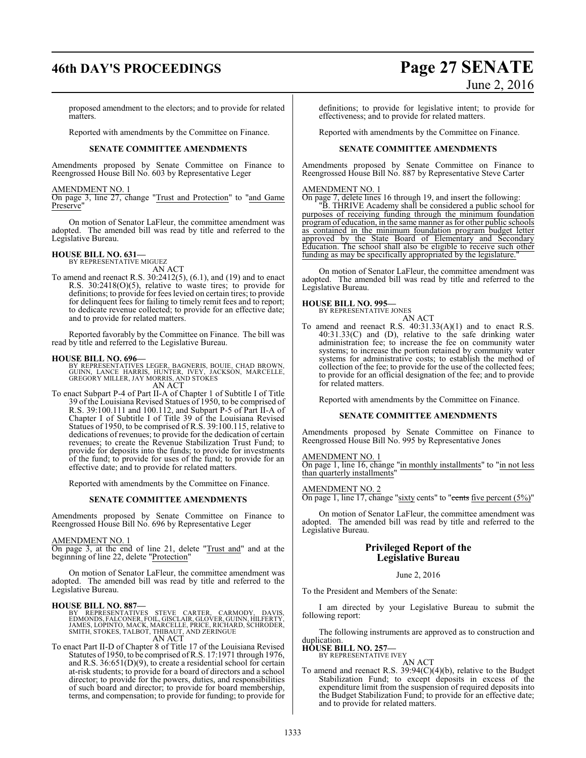proposed amendment to the electors; and to provide for related matters.

Reported with amendments by the Committee on Finance.

**SENATE COMMITTEE AMENDMENTS**

Amendments proposed by Senate Committee on Finance to Reengrossed House Bill No. 603 by Representative Leger

AMENDMENT NO. 1

On page 3, line 27, change "Trust and Protection" to "and Game Preserve"

On motion of Senator LaFleur, the committee amendment was adopted. The amended bill was read by title and referred to the Legislative Bureau.

**HOUSE BILL NO. 631—**
BY REPRESENTATIVE MIGUEZ

AN ACT

To amend and reenact R.S. 30:2412(5), (6.1), and (19) and to enact R.S. 30:2418(O)(5), relative to waste tires; to provide for definitions; to provide for fees levied on certain tires; to provide for delinquent fees for failing to timely remit fees and to report; to dedicate revenue collected; to provide for an effective date; and to provide for related matters.

Reported favorably by the Committee on Finance. The bill was read by title and referred to the Legislative Bureau.

**HOUSE BILL NO. 696—**
BY REPRESENTATIVES LEGER, BAGNERIS, BOUIE, CHAD BROWN, GUINN, LANCE HARRIS, HUNTER, IVEY, JACKSON, MARCELLE, GREGORY MILLER, JAY MORRIS, AND STOKES

AN ACT

To enact Subpart P-4 of Part II-A of Chapter 1 of Subtitle I of Title 39 of the Louisiana Revised Statues of 1950, to be comprised of R.S. 39:100.111 and 100.112, and Subpart P-5 of Part II-A of Chapter I of Subtitle I of Title 39 of the Louisiana Revised Statues of 1950, to be comprised of R.S. 39:100.115, relative to dedications of revenues; to provide for the dedication of certain revenues; to create the Revenue Stabilization Trust Fund; to provide for deposits into the funds; to provide for investments of the fund; to provide for uses of the fund; to provide for an effective date; and to provide for related matters.

Reported with amendments by the Committee on Finance.

**SENATE COMMITTEE AMENDMENTS**

Amendments proposed by Senate Committee on Finance to Reengrossed House Bill No. 696 by Representative Leger

AMENDMENT NO. 1

On page 3, at the end of line 21, delete "Trust and" and at the beginning of line 22, delete "Protection"

On motion of Senator LaFleur, the committee amendment was adopted. The amended bill was read by title and referred to the Legislative Bureau.

**HOUSE BILL NO. 887—**
BY REPRESENTATIVES STEVE CARTER, CARMODY, DAVIS, EDMONDS, FALCONER, FOIL, GISCLAIR, GLOVER, GUINN, HILFERTY, JAMES, LOPINTO, MACK, MARCELLE, PRICE, RICHARD, SCHRODER, SMITH, STOKES, TALBOT, THIBAUT, AND ZERINGUE

AN ACT

To enact Part II-D of Chapter 8 of Title 17 of the Louisiana Revised Statutes of 1950, to be comprised of R.S. 17:1971 through 1976, and R.S. 36:651(D)(9), to create a residential school for certain at-risk students; to provide for a board of directors and a school director; to provide for the powers, duties, and responsibilities of such board and director; to provide for board membership, terms, and compensation; to provide for funding; to provide for definitions; to provide for legislative intent; to provide for effectiveness; and to provide for related matters.

Reported with amendments by the Committee on Finance.

**SENATE COMMITTEE AMENDMENTS**

Amendments proposed by Senate Committee on Finance to Reengrossed House Bill No. 887 by Representative Steve Carter

AMENDMENT NO. 1

On page 7, delete lines 16 through 19, and insert the following:

"B. THRIVE Academy shall be considered a public school for purposes of receiving funding through the minimum foundation program of education, in the same manner as for other public schools as contained in the minimum foundation program budget letter approved by the State Board of Elementary and Secondary Education. The school shall also be eligible to receive such other funding as may be specifically appropriated by the legislature."

On motion of Senator LaFleur, the committee amendment was adopted. The amended bill was read by title and referred to the Legislative Bureau.

**HOUSE BILL NO. 995—**
BY REPRESENTATIVE JONES

AN ACT

To amend and reenact R.S. 40:31.33(A)(1) and to enact R.S. 40:31.33(C) and (D), relative to the safe drinking water administration fee; to increase the fee on community water systems; to increase the portion retained by community water systems for administrative costs; to establish the method of collection of the fee; to provide for the use of the collected fees; to provide for an official designation of the fee; and to provide for related matters.

Reported with amendments by the Committee on Finance.

**SENATE COMMITTEE AMENDMENTS**

Amendments proposed by Senate Committee on Finance to Reengrossed House Bill No. 995 by Representative Jones

AMENDMENT NO. 1

On page 1, line 16, change "in monthly installments" to "in not less than quarterly installments"

AMENDMENT NO. 2

On page 1, line 17, change "sixty cents" to "~~cents~~ five percent (5%)"

On motion of Senator LaFleur, the committee amendment was adopted. The amended bill was read by title and referred to the Legislative Bureau.

## Privileged Report of the Legislative Bureau

June 2, 2016

To the President and Members of the Senate:

I am directed by your Legislative Bureau to submit the following report:

The following instruments are approved as to construction and duplication.

**HOUSE BILL NO. 257—**
BY REPRESENTATIVE IVEY

AN ACT

To amend and reenact R.S. 39:94(C)(4)(b), relative to the Budget Stabilization Fund; to except deposits in excess of the expenditure limit from the suspension of required deposits into the Budget Stabilization Fund; to provide for an effective date; and to provide for related matters.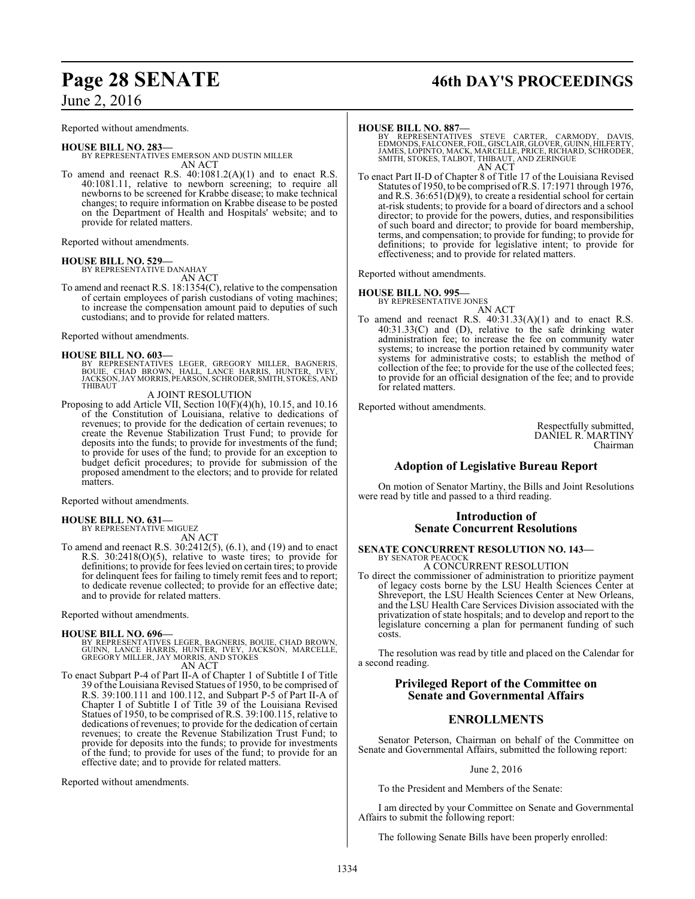Reported without amendments.

**HOUSE BILL NO. 283—**
BY REPRESENTATIVES EMERSON AND DUSTIN MILLER
AN ACT

To amend and reenact R.S. 40:1081.2(A)(1) and to enact R.S. 40:1081.11, relative to newborn screening; to require all newborns to be screened for Krabbe disease; to make technical changes; to require information on Krabbe disease to be posted on the Department of Health and Hospitals' website; and to provide for related matters.

Reported without amendments.

**HOUSE BILL NO. 529—**
BY REPRESENTATIVE DANAHAY
AN ACT

To amend and reenact R.S. 18:1354(C), relative to the compensation of certain employees of parish custodians of voting machines; to increase the compensation amount paid to deputies of such custodians; and to provide for related matters.

Reported without amendments.

**HOUSE BILL NO. 603—**
BY REPRESENTATIVES LEGER, GREGORY MILLER, BAGNERIS, BOUIE, CHAD BROWN, HALL, LANCE HARRIS, HUNTER, IVEY, JACKSON, JAY MORRIS, PEARSON, SCHRODER, SMITH, STOKES, AND THIBAUT
A JOINT RESOLUTION

Proposing to add Article VII, Section 10(F)(4)(h), 10.15, and 10.16 of the Constitution of Louisiana, relative to dedications of revenues; to provide for the dedication of certain revenues; to create the Revenue Stabilization Trust Fund; to provide for deposits into the funds; to provide for investments of the fund; to provide for uses of the fund; to provide for an exception to budget deficit procedures; to provide for submission of the proposed amendment to the electors; and to provide for related matters.

Reported without amendments.

**HOUSE BILL NO. 631—**
BY REPRESENTATIVE MIGUEZ
AN ACT

To amend and reenact R.S. 30:2412(5), (6.1), and (19) and to enact R.S. 30:2418(O)(5), relative to waste tires; to provide for definitions; to provide for fees levied on certain tires; to provide for delinquent fees for failing to timely remit fees and to report; to dedicate revenue collected; to provide for an effective date; and to provide for related matters.

Reported without amendments.

**HOUSE BILL NO. 696—**
BY REPRESENTATIVES LEGER, BAGNERIS, BOUIE, CHAD BROWN, GUINN, LANCE HARRIS, HUNTER, IVEY, JACKSON, MARCELLE, GREGORY MILLER, JAY MORRIS, AND STOKES
AN ACT

To enact Subpart P-4 of Part II-A of Chapter 1 of Subtitle I of Title 39 of the Louisiana Revised Statues of 1950, to be comprised of R.S. 39:100.111 and 100.112, and Subpart P-5 of Part II-A of Chapter I of Subtitle I of Title 39 of the Louisiana Revised Statues of 1950, to be comprised of R.S. 39:100.115, relative to dedications of revenues; to provide for the dedication of certain revenues; to create the Revenue Stabilization Trust Fund; to provide for deposits into the funds; to provide for investments of the fund; to provide for uses of the fund; to provide for an effective date; and to provide for related matters.

Reported without amendments.

**HOUSE BILL NO. 887—**
BY REPRESENTATIVES STEVE CARTER, CARMODY, DAVIS, EDMONDS, FALCONER, FOIL, GISCLAIR, GLOVER, GUINN, HILFERTY, JAMES, LOPINTO, MACK, MARCELLE, PRICE, RICHARD, SCHRODER, SMITH, STOKES, TALBOT, THIBAUT, AND ZERINGUE
AN ACT

To enact Part II-D of Chapter 8 of Title 17 of the Louisiana Revised Statutes of 1950, to be comprised of R.S. 17:1971 through 1976, and R.S. 36:651(D)(9), to create a residential school for certain at-risk students; to provide for a board of directors and a school director; to provide for the powers, duties, and responsibilities of such board and director; to provide for board membership, terms, and compensation; to provide for funding; to provide for definitions; to provide for legislative intent; to provide for effectiveness; and to provide for related matters.

Reported without amendments.

**HOUSE BILL NO. 995—**
BY REPRESENTATIVE JONES
AN ACT

To amend and reenact R.S. 40:31.33(A)(1) and to enact R.S. 40:31.33(C) and (D), relative to the safe drinking water administration fee; to increase the fee on community water systems; to increase the portion retained by community water systems for administrative costs; to establish the method of collection of the fee; to provide for the use of the collected fees; to provide for an official designation of the fee; and to provide for related matters.

Reported without amendments.

Respectfully submitted,
DANIEL R. MARTINY
Chairman

## Adoption of Legislative Bureau Report

On motion of Senator Martiny, the Bills and Joint Resolutions were read by title and passed to a third reading.

## Introduction of Senate Concurrent Resolutions

**SENATE CONCURRENT RESOLUTION NO. 143—**
BY SENATOR PEACOCK
A CONCURRENT RESOLUTION

To direct the commissioner of administration to prioritize payment of legacy costs borne by the LSU Health Sciences Center at Shreveport, the LSU Health Sciences Center at New Orleans, and the LSU Health Care Services Division associated with the privatization of state hospitals; and to develop and report to the legislature concerning a plan for permanent funding of such costs.

The resolution was read by title and placed on the Calendar for a second reading.

## Privileged Report of the Committee on Senate and Governmental Affairs

## ENROLLMENTS

Senator Peterson, Chairman on behalf of the Committee on Senate and Governmental Affairs, submitted the following report:

June 2, 2016

To the President and Members of the Senate:

I am directed by your Committee on Senate and Governmental Affairs to submit the following report:

The following Senate Bills have been properly enrolled: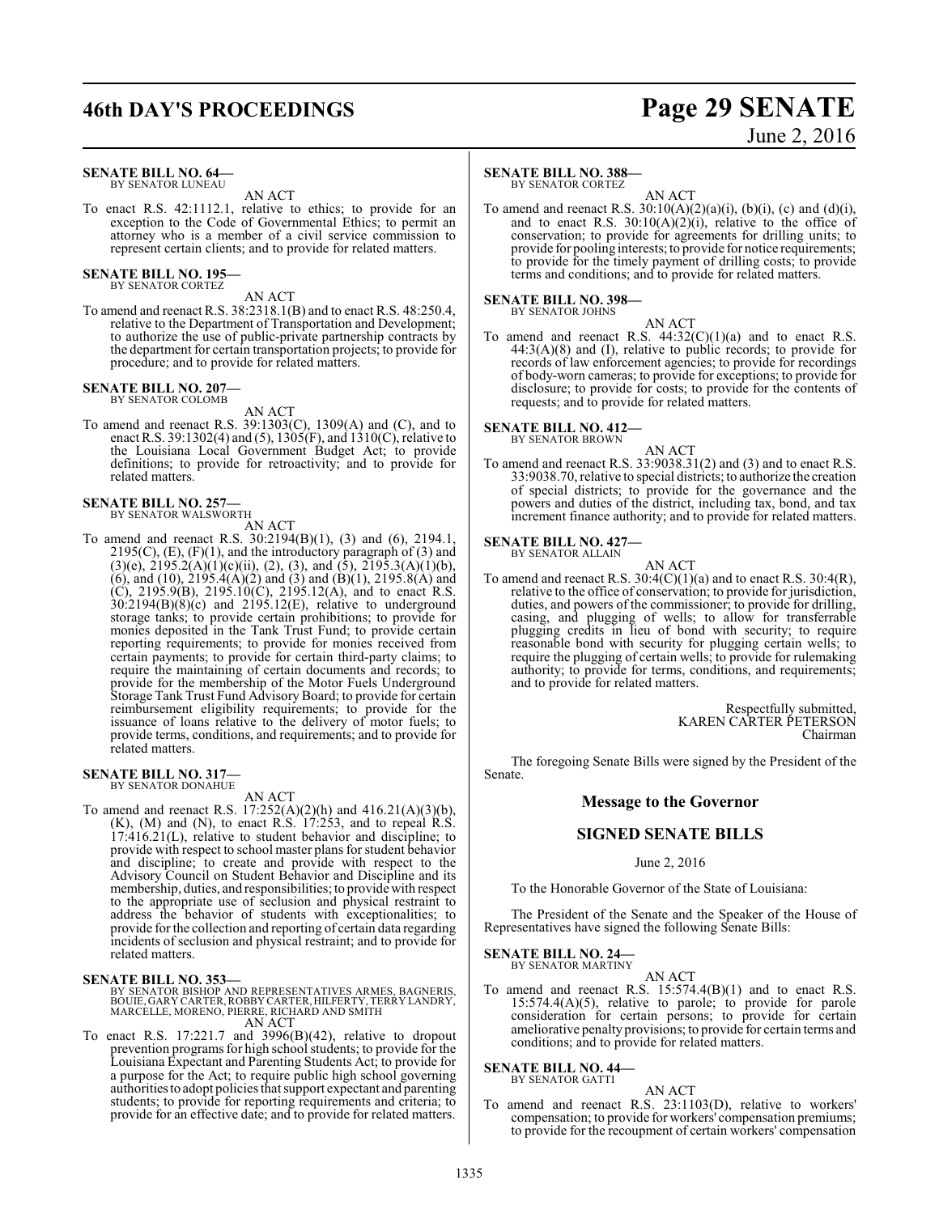**SENATE BILL NO. 64—**
BY SENATOR LUNEAU

AN ACT

To enact R.S. 42:1112.1, relative to ethics; to provide for an exception to the Code of Governmental Ethics; to permit an attorney who is a member of a civil service commission to represent certain clients; and to provide for related matters.

**SENATE BILL NO. 195—**
BY SENATOR CORTEZ

AN ACT

To amend and reenact R.S. 38:2318.1(B) and to enact R.S. 48:250.4, relative to the Department of Transportation and Development; to authorize the use of public-private partnership contracts by the department for certain transportation projects; to provide for procedure; and to provide for related matters.

**SENATE BILL NO. 207—**
BY SENATOR COLOMB

AN ACT

To amend and reenact R.S. 39:1303(C), 1309(A) and (C), and to enact R.S. 39:1302(4) and (5), 1305(F), and 1310(C), relative to the Louisiana Local Government Budget Act; to provide definitions; to provide for retroactivity; and to provide for related matters.

**SENATE BILL NO. 257—**
BY SENATOR WALSWORTH

AN ACT

To amend and reenact R.S. 30:2194(B)(1), (3) and (6), 2194.1, 2195(C), (E), (F)(1), and the introductory paragraph of (3) and (3)(e), 2195.2(A)(1)(c)(ii), (2), (3), and (5), 2195.3(A)(1)(b), (6), and (10), 2195.4(A)(2) and (3) and (B)(1), 2195.8(A) and (C), 2195.9(B), 2195.10(C), 2195.12(A), and to enact R.S. 30:2194(B)(8)(c) and 2195.12(E), relative to underground storage tanks; to provide certain prohibitions; to provide for monies deposited in the Tank Trust Fund; to provide certain reporting requirements; to provide for monies received from certain payments; to provide for certain third-party claims; to require the maintaining of certain documents and records; to provide for the membership of the Motor Fuels Underground Storage Tank Trust Fund Advisory Board; to provide for certain reimbursement eligibility requirements; to provide for the issuance of loans relative to the delivery of motor fuels; to provide terms, conditions, and requirements; and to provide for related matters.

**SENATE BILL NO. 317—**
BY SENATOR DONAHUE

AN ACT

To amend and reenact R.S. 17:252(A)(2)(h) and 416.21(A)(3)(b), (K), (M) and (N), to enact R.S. 17:253, and to repeal R.S. 17:416.21(L), relative to student behavior and discipline; to provide with respect to school master plans for student behavior and discipline; to create and provide with respect to the Advisory Council on Student Behavior and Discipline and its membership, duties, and responsibilities; to provide with respect to the appropriate use of seclusion and physical restraint to address the behavior of students with exceptionalities; to provide for the collection and reporting of certain data regarding incidents of seclusion and physical restraint; and to provide for related matters.

**SENATE BILL NO. 353—**
BY SENATOR BISHOP AND REPRESENTATIVES ARMES, BAGNERIS, BOUIE, GARY CARTER, ROBBY CARTER, HILFERTY, TERRY LANDRY, MARCELLE, MORENO, PIERRE, RICHARD AND SMITH

AN ACT

To enact R.S. 17:221.7 and 3996(B)(42), relative to dropout prevention programs for high school students; to provide for the Louisiana Expectant and Parenting Students Act; to provide for a purpose for the Act; to require public high school governing authorities to adopt policies that support expectant and parenting students; to provide for reporting requirements and criteria; to provide for an effective date; and to provide for related matters.

**SENATE BILL NO. 388—**
BY SENATOR CORTEZ

AN ACT

To amend and reenact R.S. 30:10(A)(2)(a)(i), (b)(i), (c) and (d)(i), and to enact R.S. 30:10(A)(2)(i), relative to the office of conservation; to provide for agreements for drilling units; to provide for pooling interests; to provide for notice requirements; to provide for the timely payment of drilling costs; to provide terms and conditions; and to provide for related matters.

**SENATE BILL NO. 398—**
BY SENATOR JOHNS

AN ACT

To amend and reenact R.S. 44:32(C)(1)(a) and to enact R.S. 44:3(A)(8) and (I), relative to public records; to provide for records of law enforcement agencies; to provide for recordings of body-worn cameras; to provide for exceptions; to provide for disclosure; to provide for costs; to provide for the contents of requests; and to provide for related matters.

**SENATE BILL NO. 412—**
BY SENATOR BROWN

AN ACT

To amend and reenact R.S. 33:9038.31(2) and (3) and to enact R.S. 33:9038.70, relative to special districts; to authorize the creation of special districts; to provide for the governance and the powers and duties of the district, including tax, bond, and tax increment finance authority; and to provide for related matters.

**SENATE BILL NO. 427—**
BY SENATOR ALLAIN

AN ACT

To amend and reenact R.S. 30:4(C)(1)(a) and to enact R.S. 30:4(R), relative to the office of conservation; to provide for jurisdiction, duties, and powers of the commissioner; to provide for drilling, casing, and plugging of wells; to allow for transferrable plugging credits in lieu of bond with security; to require reasonable bond with security for plugging certain wells; to require the plugging of certain wells; to provide for rulemaking authority; to provide for terms, conditions, and requirements; and to provide for related matters.

Respectfully submitted,
KAREN CARTER PETERSON
Chairman

The foregoing Senate Bills were signed by the President of the Senate.

## Message to the Governor

## SIGNED SENATE BILLS

June 2, 2016

To the Honorable Governor of the State of Louisiana:

The President of the Senate and the Speaker of the House of Representatives have signed the following Senate Bills:

**SENATE BILL NO. 24—**
BY SENATOR MARTINY

AN ACT

To amend and reenact R.S. 15:574.4(B)(1) and to enact R.S. 15:574.4(A)(5), relative to parole; to provide for parole consideration for certain persons; to provide for certain ameliorative penalty provisions; to provide for certain terms and conditions; and to provide for related matters.

**SENATE BILL NO. 44—**
BY SENATOR GATTI

AN ACT

To amend and reenact R.S. 23:1103(D), relative to workers' compensation; to provide for workers' compensation premiums; to provide for the recoupment of certain workers' compensation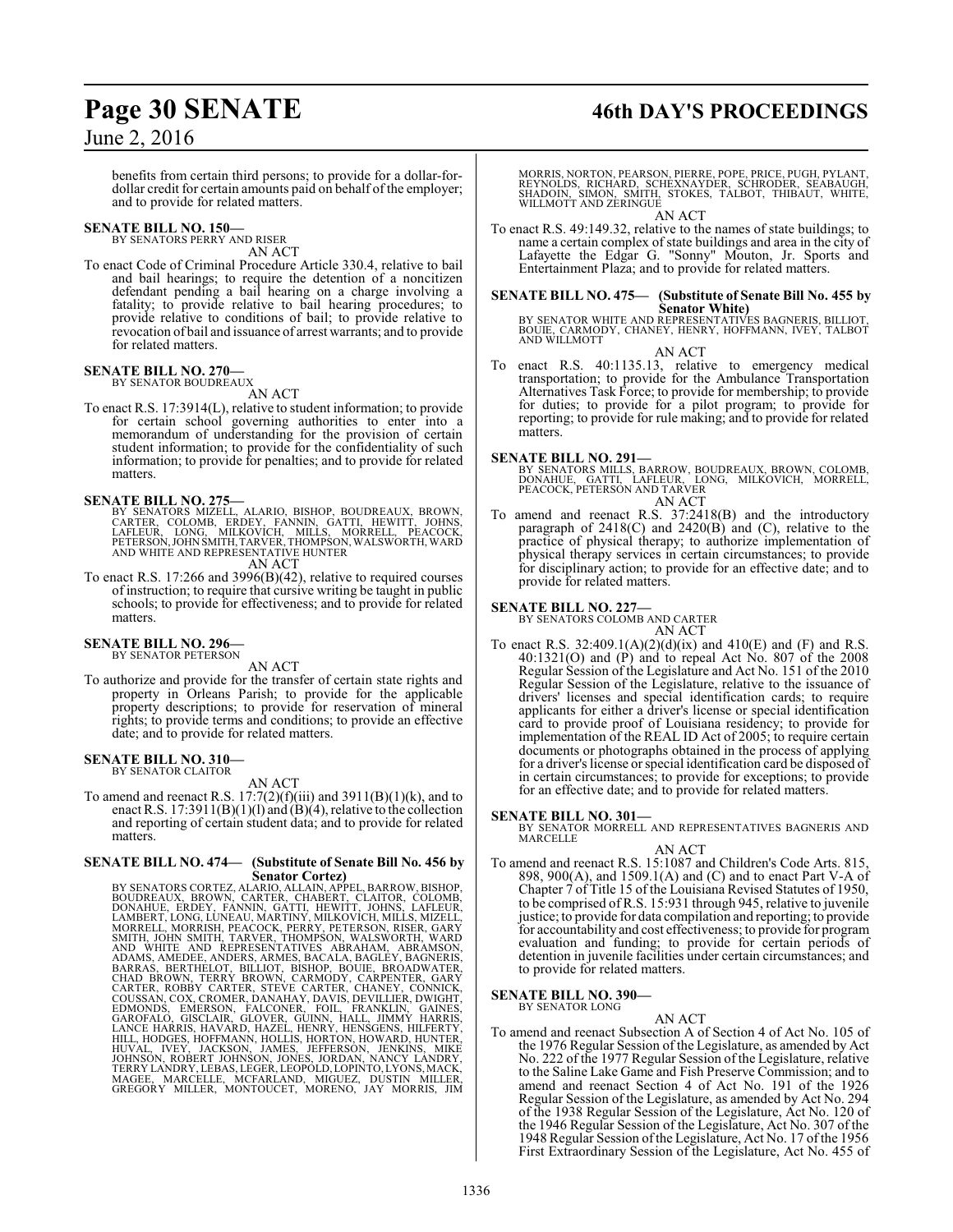benefits from certain third persons; to provide for a dollar-for-dollar credit for certain amounts paid on behalf of the employer; and to provide for related matters.

**SENATE BILL NO. 150—**
BY SENATORS PERRY AND RISER

AN ACT

To enact Code of Criminal Procedure Article 330.4, relative to bail and bail hearings; to require the detention of a noncitizen defendant pending a bail hearing on a charge involving a fatality; to provide relative to bail hearing procedures; to provide relative to conditions of bail; to provide relative to revocation of bail and issuance of arrest warrants; and to provide for related matters.

**SENATE BILL NO. 270—**
BY SENATOR BOUDREAUX

AN ACT

To enact R.S. 17:3914(L), relative to student information; to provide for certain school governing authorities to enter into a memorandum of understanding for the provision of certain student information; to provide for the confidentiality of such information; to provide for penalties; and to provide for related matters.

**SENATE BILL NO. 275—**
BY SENATORS MIZELL, ALARIO, BISHOP, BOUDREAUX, BROWN, CARTER, COLOMB, ERDEY, FANNIN, GATTI, HEWITT, JOHNS, LAFLEUR, LONG, MILKOVICH, MILLS, MORRELL, PEACOCK, PETERSON, JOHN SMITH, TARVER, THOMPSON, WALSWORTH, WARD AND WHITE AND REPRESENTATIVE HUNTER

AN ACT

To enact R.S. 17:266 and 3996(B)(42), relative to required courses of instruction; to require that cursive writing be taught in public schools; to provide for effectiveness; and to provide for related matters.

**SENATE BILL NO. 296—**
BY SENATOR PETERSON

AN ACT

To authorize and provide for the transfer of certain state rights and property in Orleans Parish; to provide for the applicable property descriptions; to provide for reservation of mineral rights; to provide terms and conditions; to provide an effective date; and to provide for related matters.

**SENATE BILL NO. 310—**
BY SENATOR CLAITOR

AN ACT

To amend and reenact R.S. 17:7(2)(f)(iii) and 3911(B)(1)(k), and to enact R.S. 17:3911(B)(1)(l) and (B)(4), relative to the collection and reporting of certain student data; and to provide for related matters.

**SENATE BILL NO. 474— (Substitute of Senate Bill No. 456 by Senator Cortez)**
BY SENATORS CORTEZ, ALARIO, ALLAIN, APPEL, BARROW, BISHOP, BOUDREAUX, BROWN, CARTER, CHABERT, CLAITOR, COLOMB, DONAHUE, ERDEY, FANNIN, GATTI, HEWITT, JOHNS, LAFLEUR, LAMBERT, LONG, LUNEAU, MARTINY, MILKOVICH, MILLS, MIZELL, MORRELL, MORRISH, PEACOCK, PERRY, PETERSON, RISER, GARY SMITH, JOHN SMITH, TARVER, THOMPSON, WALSWORTH, WARD AND WHITE AND REPRESENTATIVES ABRAHAM, ABRAMSON, ADAMS, AMEDEE, ANDERS, ARMES, BACALA, BAGLEY, BAGNERIS, BARRAS, BERTHELOT, BILLIOT, BISHOP, BOUIE, BROADWATER, CHAD BROWN, TERRY BROWN, CARMODY, CARPENTER, GARY CARTER, ROBBY CARTER, STEVE CARTER, CHANEY, CONNICK, COUSSAN, COX, CROMER, DANAHAY, DAVIS, DEVILLIER, DWIGHT, EDMONDS, EMERSON, FALCONER, FOIL, FRANKLIN, GAINES, GAROFALO, GISCLAIR, GLOVER, GUINN, HALL, JIMMY HARRIS, LANCE HARRIS, HAVARD, HAZEL, HENRY, HENSGENS, HILFERTY, HILL, HODGES, HOFFMANN, HOLLIS, HORTON, HOWARD, HUNTER, HUVAL, IVEY, JACKSON, JAMES, JEFFERSON, JENKINS, MIKE JOHNSON, ROBERT JOHNSON, JONES, JORDAN, NANCY LANDRY, TERRY LANDRY, LEBAS, LEGER, LEOPOLD, LOPINTO, LYONS, MACK, MAGEE, MARCELLE, MCFARLAND, MIGUEZ, DUSTIN MILLER, GREGORY MILLER, MONTOUCET, MORENO, JAY MORRIS, JIM MORRIS, NORTON, PEARSON, PIERRE, POPE, PRICE, PUGH, PYLANT, REYNOLDS, RICHARD, SCHEXNAYDER, SCHRODER, SEABAUGH, SHADOIN, SIMON, SMITH, STOKES, TALBOT, THIBAUT, WHITE, WILLMOTT AND ZERINGUE

AN ACT

To enact R.S. 49:149.32, relative to the names of state buildings; to name a certain complex of state buildings and area in the city of Lafayette the Edgar G. "Sonny" Mouton, Jr. Sports and Entertainment Plaza; and to provide for related matters.

**SENATE BILL NO. 475— (Substitute of Senate Bill No. 455 by Senator White)**
BY SENATOR WHITE AND REPRESENTATIVES BAGNERIS, BILLIOT, BOUIE, CARMODY, CHANEY, HENRY, HOFFMANN, IVEY, TALBOT AND WILLMOTT

AN ACT

To enact R.S. 40:1135.13, relative to emergency medical transportation; to provide for the Ambulance Transportation Alternatives Task Force; to provide for membership; to provide for duties; to provide for a pilot program; to provide for reporting; to provide for rule making; and to provide for related matters.

**SENATE BILL NO. 291—**
BY SENATORS MILLS, BARROW, BOUDREAUX, BROWN, COLOMB, DONAHUE, GATTI, LAFLEUR, LONG, MILKOVICH, MORRELL, PEACOCK, PETERSON AND TARVER

AN ACT

To amend and reenact R.S. 37:2418(B) and the introductory paragraph of 2418(C) and 2420(B) and (C), relative to the practice of physical therapy; to authorize implementation of physical therapy services in certain circumstances; to provide for disciplinary action; to provide for an effective date; and to provide for related matters.

**SENATE BILL NO. 227—**
BY SENATORS COLOMB AND CARTER

AN ACT

To enact R.S. 32:409.1(A)(2)(d)(ix) and 410(E) and (F) and R.S. 40:1321(O) and (P) and to repeal Act No. 807 of the 2008 Regular Session of the Legislature and Act No. 151 of the 2010 Regular Session of the Legislature, relative to the issuance of drivers' licenses and special identification cards; to require applicants for either a driver's license or special identification card to provide proof of Louisiana residency; to provide for implementation of the REAL ID Act of 2005; to require certain documents or photographs obtained in the process of applying for a driver's license or special identification card be disposed of in certain circumstances; to provide for exceptions; to provide for an effective date; and to provide for related matters.

**SENATE BILL NO. 301—**
BY SENATOR MORRELL AND REPRESENTATIVES BAGNERIS AND MARCELLE

AN ACT

To amend and reenact R.S. 15:1087 and Children's Code Arts. 815, 898, 900(A), and 1509.1(A) and (C) and to enact Part V-A of Chapter 7 of Title 15 of the Louisiana Revised Statutes of 1950, to be comprised of R.S. 15:931 through 945, relative to juvenile justice; to provide for data compilation and reporting; to provide for accountability and cost effectiveness; to provide for program evaluation and funding; to provide for certain periods of detention in juvenile facilities under certain circumstances; and to provide for related matters.

**SENATE BILL NO. 390—**
BY SENATOR LONG

AN ACT

To amend and reenact Subsection A of Section 4 of Act No. 105 of the 1976 Regular Session of the Legislature, as amended by Act No. 222 of the 1977 Regular Session of the Legislature, relative to the Saline Lake Game and Fish Preserve Commission; and to amend and reenact Section 4 of Act No. 191 of the 1926 Regular Session of the Legislature, as amended by Act No. 294 of the 1938 Regular Session of the Legislature, Act No. 120 of the 1946 Regular Session of the Legislature, Act No. 307 of the 1948 Regular Session of the Legislature, Act No. 17 of the 1956 First Extraordinary Session of the Legislature, Act No. 455 of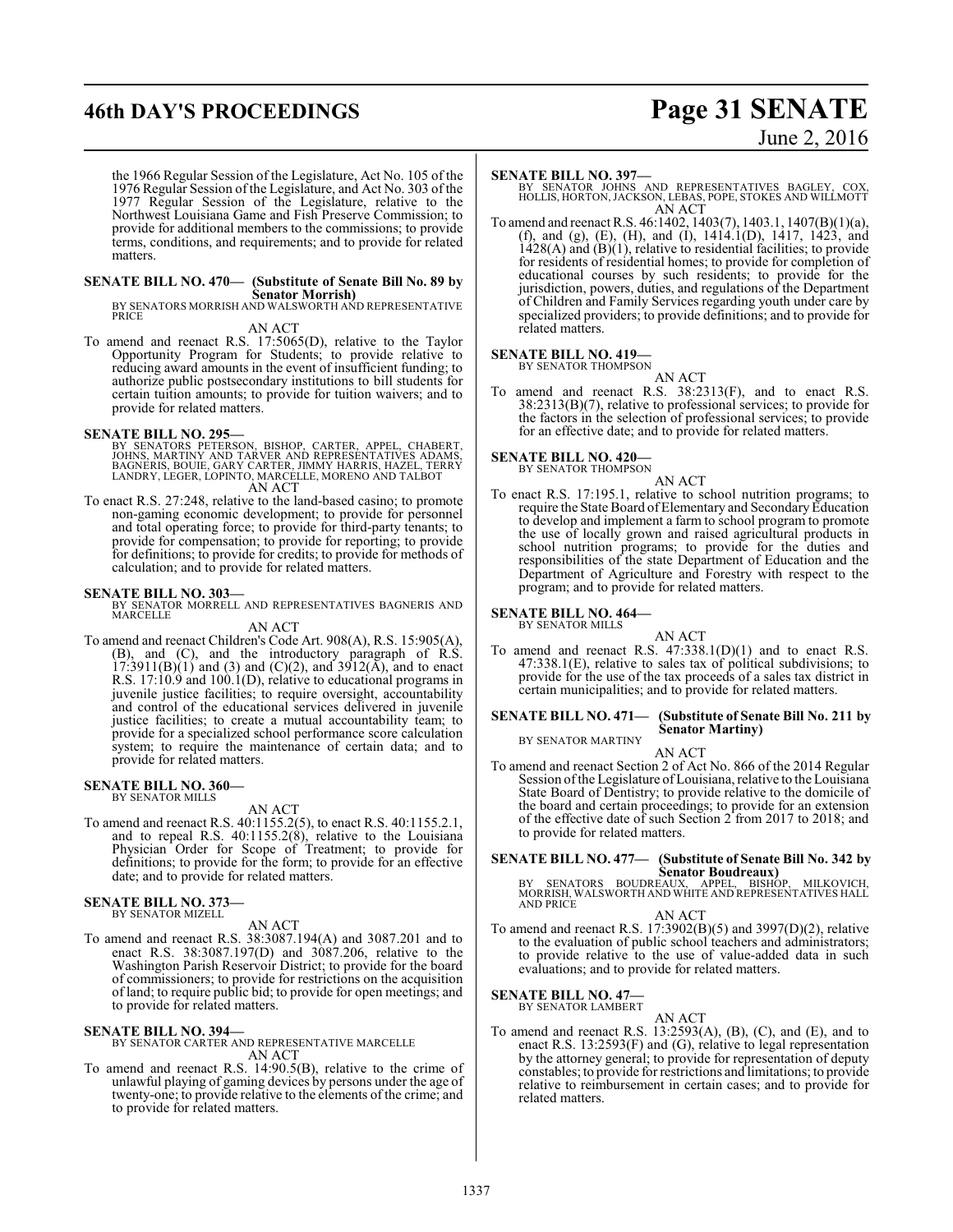the 1966 Regular Session of the Legislature, Act No. 105 of the 1976 Regular Session of the Legislature, and Act No. 303 of the 1977 Regular Session of the Legislature, relative to the Northwest Louisiana Game and Fish Preserve Commission; to provide for additional members to the commissions; to provide terms, conditions, and requirements; and to provide for related matters.

**SENATE BILL NO. 470— (Substitute of Senate Bill No. 89 by Senator Morrish)**
BY SENATORS MORRISH AND WALSWORTH AND REPRESENTATIVE PRICE

AN ACT

To amend and reenact R.S. 17:5065(D), relative to the Taylor Opportunity Program for Students; to provide relative to reducing award amounts in the event of insufficient funding; to authorize public postsecondary institutions to bill students for certain tuition amounts; to provide for tuition waivers; and to provide for related matters.

**SENATE BILL NO. 295—**
BY SENATORS PETERSON, BISHOP, CARTER, APPEL, CHABERT, JOHNS, MARTINY AND TARVER AND REPRESENTATIVES ADAMS, BAGNERIS, BOUIE, GARY CARTER, JIMMY HARRIS, HAZEL, TERRY LANDRY, LEGER, LOPINTO, MARCELLE, MORENO AND TALBOT

AN ACT

To enact R.S. 27:248, relative to the land-based casino; to promote non-gaming economic development; to provide for personnel and total operating force; to provide for third-party tenants; to provide for compensation; to provide for reporting; to provide for definitions; to provide for credits; to provide for methods of calculation; and to provide for related matters.

**SENATE BILL NO. 303—**
BY SENATOR MORRELL AND REPRESENTATIVES BAGNERIS AND MARCELLE

AN ACT

To amend and reenact Children's Code Art. 908(A), R.S. 15:905(A), (B), and (C), and the introductory paragraph of R.S. 17:3911(B)(1) and (3) and (C)(2), and 3912(A), and to enact R.S. 17:10.9 and 100.1(D), relative to educational programs in juvenile justice facilities; to require oversight, accountability and control of the educational services delivered in juvenile justice facilities; to create a mutual accountability team; to provide for a specialized school performance score calculation system; to require the maintenance of certain data; and to provide for related matters.

**SENATE BILL NO. 360—**
BY SENATOR MILLS

AN ACT

To amend and reenact R.S. 40:1155.2(5), to enact R.S. 40:1155.2.1, and to repeal R.S. 40:1155.2(8), relative to the Louisiana Physician Order for Scope of Treatment; to provide for definitions; to provide for the form; to provide for an effective date; and to provide for related matters.

**SENATE BILL NO. 373—**
BY SENATOR MIZELL

AN ACT

To amend and reenact R.S. 38:3087.194(A) and 3087.201 and to enact R.S. 38:3087.197(D) and 3087.206, relative to the Washington Parish Reservoir District; to provide for the board of commissioners; to provide for restrictions on the acquisition of land; to require public bid; to provide for open meetings; and to provide for related matters.

**SENATE BILL NO. 394—**
BY SENATOR CARTER AND REPRESENTATIVE MARCELLE

AN ACT

To amend and reenact R.S. 14:90.5(B), relative to the crime of unlawful playing of gaming devices by persons under the age of twenty-one; to provide relative to the elements of the crime; and to provide for related matters.

**SENATE BILL NO. 397—**
BY SENATOR JOHNS AND REPRESENTATIVES BAGLEY, COX, HOLLIS, HORTON, JACKSON, LEBAS, POPE, STOKES AND WILLMOTT

AN ACT

To amend and reenact R.S. 46:1402, 1403(7), 1403.1, 1407(B)(1)(a), (f), and (g), (E), (H), and (I), 1414.1(D), 1417, 1423, and 1428(A) and (B)(1), relative to residential facilities; to provide for residents of residential homes; to provide for completion of educational courses by such residents; to provide for the jurisdiction, powers, duties, and regulations of the Department of Children and Family Services regarding youth under care by specialized providers; to provide definitions; and to provide for related matters.

**SENATE BILL NO. 419—**
BY SENATOR THOMPSON

AN ACT

To amend and reenact R.S. 38:2313(F), and to enact R.S. 38:2313(B)(7), relative to professional services; to provide for the factors in the selection of professional services; to provide for an effective date; and to provide for related matters.

**SENATE BILL NO. 420—**
BY SENATOR THOMPSON

AN ACT

To enact R.S. 17:195.1, relative to school nutrition programs; to require the State Board of Elementary and Secondary Education to develop and implement a farm to school program to promote the use of locally grown and raised agricultural products in school nutrition programs; to provide for the duties and responsibilities of the state Department of Education and the Department of Agriculture and Forestry with respect to the program; and to provide for related matters.

**SENATE BILL NO. 464—**
BY SENATOR MILLS

AN ACT

To amend and reenact R.S. 47:338.1(D)(1) and to enact R.S. 47:338.1(E), relative to sales tax of political subdivisions; to provide for the use of the tax proceeds of a sales tax district in certain municipalities; and to provide for related matters.

**SENATE BILL NO. 471— (Substitute of Senate Bill No. 211 by Senator Martiny)**
BY SENATOR MARTINY

AN ACT

To amend and reenact Section 2 of Act No. 866 of the 2014 Regular Session of the Legislature of Louisiana, relative to the Louisiana State Board of Dentistry; to provide relative to the domicile of the board and certain proceedings; to provide for an extension of the effective date of such Section 2 from 2017 to 2018; and to provide for related matters.

**SENATE BILL NO. 477— (Substitute of Senate Bill No. 342 by Senator Boudreaux)**
BY SENATORS BOUDREAUX, APPEL, BISHOP, MILKOVICH, MORRISH, WALSWORTH AND WHITE AND REPRESENTATIVES HALL AND PRICE

AN ACT

To amend and reenact R.S. 17:3902(B)(5) and 3997(D)(2), relative to the evaluation of public school teachers and administrators; to provide relative to the use of value-added data in such evaluations; and to provide for related matters.

**SENATE BILL NO. 47—**
BY SENATOR LAMBERT

AN ACT

To amend and reenact R.S. 13:2593(A), (B), (C), and (E), and to enact R.S. 13:2593(F) and (G), relative to legal representation by the attorney general; to provide for representation of deputy constables; to provide for restrictions and limitations; to provide relative to reimbursement in certain cases; and to provide for related matters.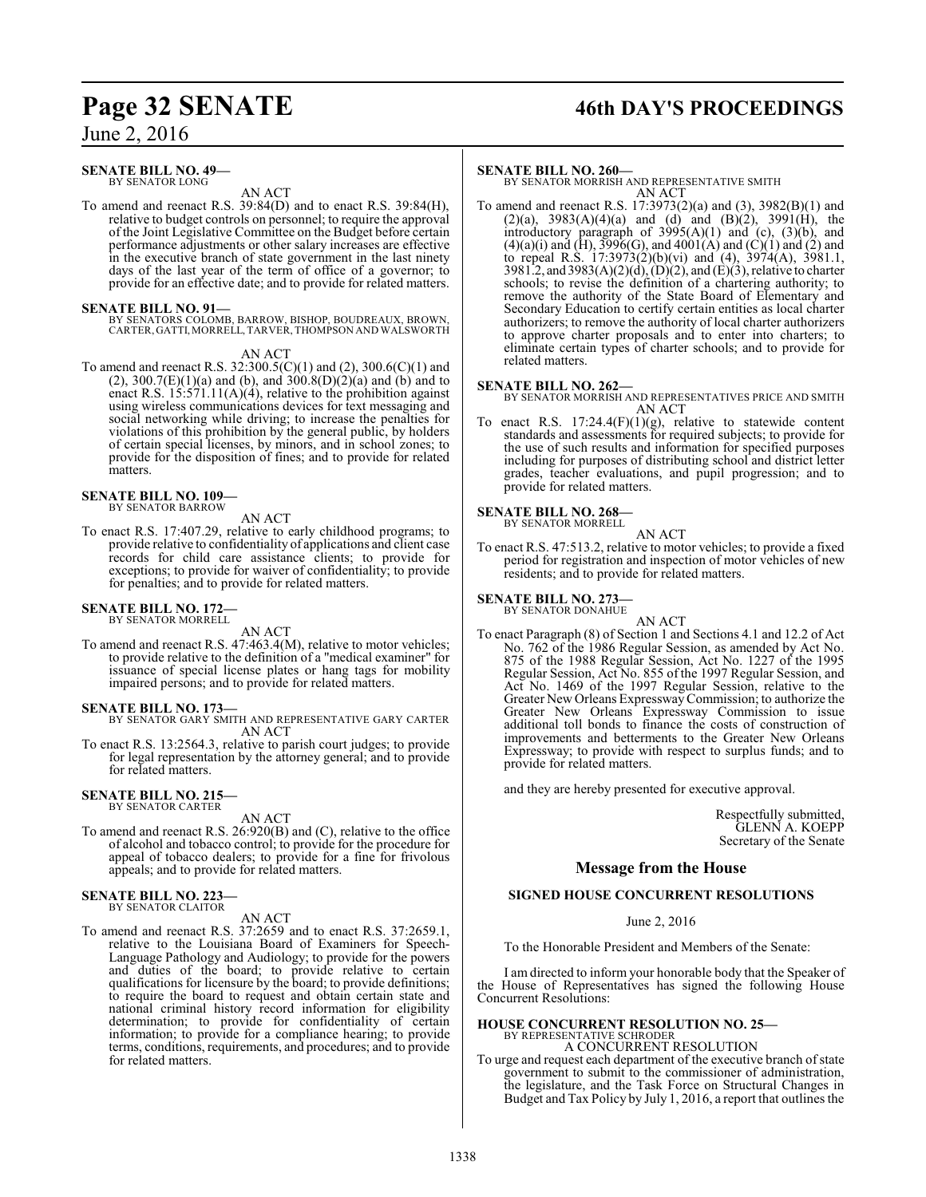**SENATE BILL NO. 49—**
BY SENATOR LONG

AN ACT

To amend and reenact R.S. 39:84(D) and to enact R.S. 39:84(H), relative to budget controls on personnel; to require the approval of the Joint Legislative Committee on the Budget before certain performance adjustments or other salary increases are effective in the executive branch of state government in the last ninety days of the last year of the term of office of a governor; to provide for an effective date; and to provide for related matters.

**SENATE BILL NO. 91—**
BY SENATORS COLOMB, BARROW, BISHOP, BOUDREAUX, BROWN, CARTER, GATTI, MORRELL, TARVER, THOMPSON AND WALSWORTH

AN ACT

To amend and reenact R.S. 32:300.5(C)(1) and (2), 300.6(C)(1) and (2), 300.7(E)(1)(a) and (b), and 300.8(D)(2)(a) and (b) and to enact R.S. 15:571.11(A)(4), relative to the prohibition against using wireless communications devices for text messaging and social networking while driving; to increase the penalties for violations of this prohibition by the general public, by holders of certain special licenses, by minors, and in school zones; to provide for the disposition of fines; and to provide for related matters.

**SENATE BILL NO. 109—**
BY SENATOR BARROW

AN ACT

To enact R.S. 17:407.29, relative to early childhood programs; to provide relative to confidentiality of applications and client case records for child care assistance clients; to provide for exceptions; to provide for waiver of confidentiality; to provide for penalties; and to provide for related matters.

**SENATE BILL NO. 172—**
BY SENATOR MORRELL

AN ACT

To amend and reenact R.S. 47:463.4(M), relative to motor vehicles; to provide relative to the definition of a "medical examiner" for issuance of special license plates or hang tags for mobility impaired persons; and to provide for related matters.

**SENATE BILL NO. 173—**
BY SENATOR GARY SMITH AND REPRESENTATIVE GARY CARTER

AN ACT

To enact R.S. 13:2564.3, relative to parish court judges; to provide for legal representation by the attorney general; and to provide for related matters.

**SENATE BILL NO. 215—**
BY SENATOR CARTER

AN ACT

To amend and reenact R.S. 26:920(B) and (C), relative to the office of alcohol and tobacco control; to provide for the procedure for appeal of tobacco dealers; to provide for a fine for frivolous appeals; and to provide for related matters.

**SENATE BILL NO. 223—**
BY SENATOR CLAITOR

AN ACT

To amend and reenact R.S. 37:2659 and to enact R.S. 37:2659.1, relative to the Louisiana Board of Examiners for Speech-Language Pathology and Audiology; to provide for the powers and duties of the board; to provide relative to certain qualifications for licensure by the board; to provide definitions; to require the board to request and obtain certain state and national criminal history record information for eligibility determination; to provide for confidentiality of certain information; to provide for a compliance hearing; to provide terms, conditions, requirements, and procedures; and to provide for related matters.

**SENATE BILL NO. 260—**
BY SENATOR MORRISH AND REPRESENTATIVE SMITH

AN ACT

To amend and reenact R.S. 17:3973(2)(a) and (3), 3982(B)(1) and (2)(a), 3983(A)(4)(a) and (d) and (B)(2), 3991(H), the introductory paragraph of 3995(A)(1) and (c), (3)(b), and (4)(a)(i) and (H), 3996(G), and 4001(A) and (C)(1) and (2) and to repeal R.S. 17:3973(2)(b)(vi) and (4), 3974(A), 3981.1, 3981.2, and 3983(A)(2)(d), (D)(2), and (E)(3), relative to charter schools; to revise the definition of a chartering authority; to remove the authority of the State Board of Elementary and Secondary Education to certify certain entities as local charter authorizers; to remove the authority of local charter authorizers to approve charter proposals and to enter into charters; to eliminate certain types of charter schools; and to provide for related matters.

**SENATE BILL NO. 262—**
BY SENATOR MORRISH AND REPRESENTATIVES PRICE AND SMITH

AN ACT

To enact R.S. 17:24.4(F)(1)(g), relative to statewide content standards and assessments for required subjects; to provide for the use of such results and information for specified purposes including for purposes of distributing school and district letter grades, teacher evaluations, and pupil progression; and to provide for related matters.

**SENATE BILL NO. 268—**
BY SENATOR MORRELL

AN ACT

To enact R.S. 47:513.2, relative to motor vehicles; to provide a fixed period for registration and inspection of motor vehicles of new residents; and to provide for related matters.

**SENATE BILL NO. 273—**
BY SENATOR DONAHUE

AN ACT

To enact Paragraph (8) of Section 1 and Sections 4.1 and 12.2 of Act No. 762 of the 1986 Regular Session, as amended by Act No. 875 of the 1988 Regular Session, Act No. 1227 of the 1995 Regular Session, Act No. 855 of the 1997 Regular Session, and Act No. 1469 of the 1997 Regular Session, relative to the Greater New Orleans Expressway Commission; to authorize the Greater New Orleans Expressway Commission to issue additional toll bonds to finance the costs of construction of improvements and betterments to the Greater New Orleans Expressway; to provide with respect to surplus funds; and to provide for related matters.

and they are hereby presented for executive approval.

Respectfully submitted,
GLENN A. KOEPP
Secretary of the Senate

## Message from the House

### SIGNED HOUSE CONCURRENT RESOLUTIONS

June 2, 2016

To the Honorable President and Members of the Senate:

I am directed to inform your honorable body that the Speaker of the House of Representatives has signed the following House Concurrent Resolutions:

**HOUSE CONCURRENT RESOLUTION NO. 25—**
BY REPRESENTATIVE SCHRODER

A CONCURRENT RESOLUTION

To urge and request each department of the executive branch of state government to submit to the commissioner of administration, the legislature, and the Task Force on Structural Changes in Budget and Tax Policy by July 1, 2016, a report that outlines the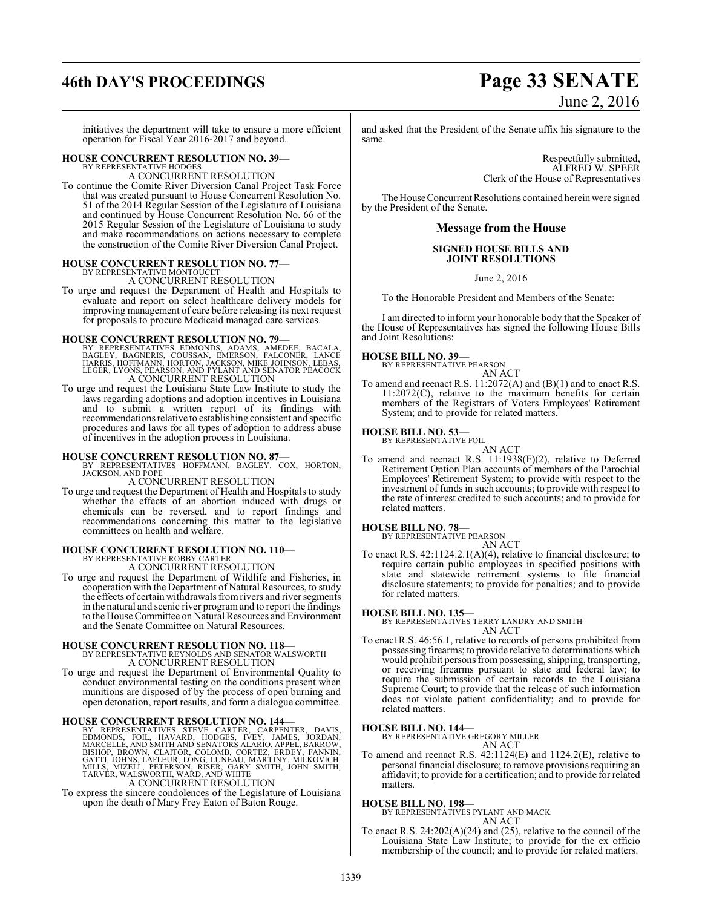initiatives the department will take to ensure a more efficient operation for Fiscal Year 2016-2017 and beyond.

**HOUSE CONCURRENT RESOLUTION NO. 39—**
BY REPRESENTATIVE HODGES
A CONCURRENT RESOLUTION

To continue the Comite River Diversion Canal Project Task Force that was created pursuant to House Concurrent Resolution No. 51 of the 2014 Regular Session of the Legislature of Louisiana and continued by House Concurrent Resolution No. 66 of the 2015 Regular Session of the Legislature of Louisiana to study and make recommendations on actions necessary to complete the construction of the Comite River Diversion Canal Project.

**HOUSE CONCURRENT RESOLUTION NO. 77—**
BY REPRESENTATIVE MONTOUCET
A CONCURRENT RESOLUTION

To urge and request the Department of Health and Hospitals to evaluate and report on select healthcare delivery models for improving management of care before releasing its next request for proposals to procure Medicaid managed care services.

**HOUSE CONCURRENT RESOLUTION NO. 79—**
BY REPRESENTATIVES EDMONDS, ADAMS, AMEDEE, BACALA, BAGLEY, BAGNERIS, COUSSAN, EMERSON, FALCONER, LANCE HARRIS, HOFFMANN, HORTON, JACKSON, MIKE JOHNSON, LEBAS, LEGER, LYONS, PEARSON, AND PYLANT AND SENATOR PEACOCK
A CONCURRENT RESOLUTION

To urge and request the Louisiana State Law Institute to study the laws regarding adoptions and adoption incentives in Louisiana and to submit a written report of its findings with recommendations relative to establishing consistent and specific procedures and laws for all types of adoption to address abuse of incentives in the adoption process in Louisiana.

**HOUSE CONCURRENT RESOLUTION NO. 87—**
BY REPRESENTATIVES HOFFMANN, BAGLEY, COX, HORTON, JACKSON, AND POPE
A CONCURRENT RESOLUTION

To urge and request the Department of Health and Hospitals to study whether the effects of an abortion induced with drugs or chemicals can be reversed, and to report findings and recommendations concerning this matter to the legislative committees on health and welfare.

**HOUSE CONCURRENT RESOLUTION NO. 110—**
BY REPRESENTATIVE ROBBY CARTER
A CONCURRENT RESOLUTION

To urge and request the Department of Wildlife and Fisheries, in cooperation with the Department of Natural Resources, to study the effects of certain withdrawals from rivers and river segments in the natural and scenic river program and to report the findings to the House Committee on Natural Resources and Environment and the Senate Committee on Natural Resources.

**HOUSE CONCURRENT RESOLUTION NO. 118—**
BY REPRESENTATIVE REYNOLDS AND SENATOR WALSWORTH
A CONCURRENT RESOLUTION

To urge and request the Department of Environmental Quality to conduct environmental testing on the conditions present when munitions are disposed of by the process of open burning and open detonation, report results, and form a dialogue committee.

**HOUSE CONCURRENT RESOLUTION NO. 144—**
BY REPRESENTATIVES STEVE CARTER, CARPENTER, DAVIS, EDMONDS, FOIL, HAVARD, HODGES, IVEY, JAMES, JORDAN, MARCELLE, AND SMITH AND SENATORS ALARIO, APPEL, BARROW, BISHOP, BROWN, CLAITOR, COLOMB, CORTEZ, ERDEY, FANNIN, GATTI, JOHNS, LAFLEUR, LONG, LUNEAU, MARTINY, MILKOVICH, MILLS, MIZELL, PETERSON, RISER, GARY SMITH, JOHN SMITH, TARVER, WALSWORTH, WARD, AND WHITE
A CONCURRENT RESOLUTION

To express the sincere condolences of the Legislature of Louisiana upon the death of Mary Frey Eaton of Baton Rouge.

and asked that the President of the Senate affix his signature to the same.

Respectfully submitted,
ALFRED W. SPEER
Clerk of the House of Representatives

The House Concurrent Resolutions contained herein were signed by the President of the Senate.

## Message from the House

### SIGNED HOUSE BILLS AND JOINT RESOLUTIONS

June 2, 2016

To the Honorable President and Members of the Senate:

I am directed to inform your honorable body that the Speaker of the House of Representatives has signed the following House Bills and Joint Resolutions:

**HOUSE BILL NO. 39—**
BY REPRESENTATIVE PEARSON
AN ACT

To amend and reenact R.S. 11:2072(A) and (B)(1) and to enact R.S. 11:2072(C), relative to the maximum benefits for certain members of the Registrars of Voters Employees' Retirement System; and to provide for related matters.

**HOUSE BILL NO. 53—**
BY REPRESENTATIVE FOIL
AN ACT

To amend and reenact R.S. 11:1938(F)(2), relative to Deferred Retirement Option Plan accounts of members of the Parochial Employees' Retirement System; to provide with respect to the investment of funds in such accounts; to provide with respect to the rate of interest credited to such accounts; and to provide for related matters.

**HOUSE BILL NO. 78—**
BY REPRESENTATIVE PEARSON
AN ACT

To enact R.S. 42:1124.2.1(A)(4), relative to financial disclosure; to require certain public employees in specified positions with state and statewide retirement systems to file financial disclosure statements; to provide for penalties; and to provide for related matters.

**HOUSE BILL NO. 135—**
BY REPRESENTATIVES TERRY LANDRY AND SMITH
AN ACT

To enact R.S. 46:56.1, relative to records of persons prohibited from possessing firearms; to provide relative to determinations which would prohibit persons from possessing, shipping, transporting, or receiving firearms pursuant to state and federal law; to require the submission of certain records to the Louisiana Supreme Court; to provide that the release of such information does not violate patient confidentiality; and to provide for related matters.

**HOUSE BILL NO. 144—**
BY REPRESENTATIVE GREGORY MILLER
AN ACT

To amend and reenact R.S. 42:1124(E) and 1124.2(E), relative to personal financial disclosure; to remove provisions requiring an affidavit; to provide for a certification; and to provide for related matters.

**HOUSE BILL NO. 198—**
BY REPRESENTATIVES PYLANT AND MACK
AN ACT

To enact R.S. 24:202(A)(24) and (25), relative to the council of the Louisiana State Law Institute; to provide for the ex officio membership of the council; and to provide for related matters.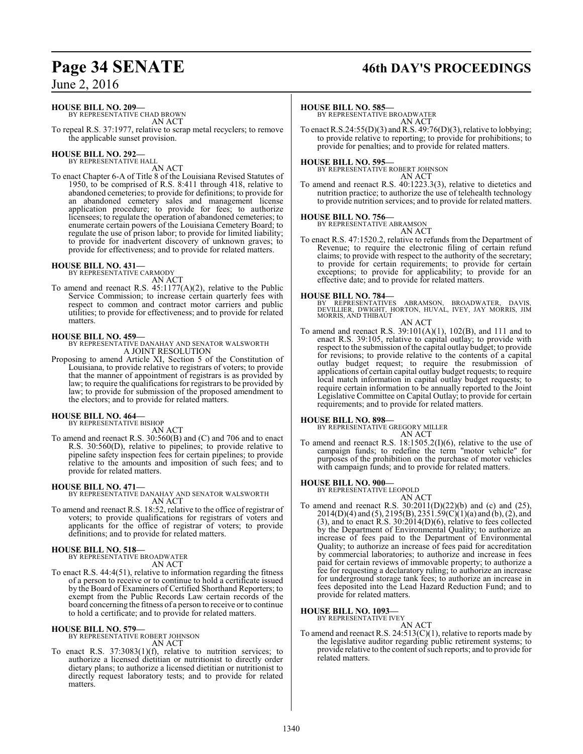**HOUSE BILL NO. 209—**
BY REPRESENTATIVE CHAD BROWN
AN ACT

To repeal R.S. 37:1977, relative to scrap metal recyclers; to remove the applicable sunset provision.

**HOUSE BILL NO. 292—**
BY REPRESENTATIVE HALL
AN ACT

To enact Chapter 6-A of Title 8 of the Louisiana Revised Statutes of 1950, to be comprised of R.S. 8:411 through 418, relative to abandoned cemeteries; to provide for definitions; to provide for an abandoned cemetery sales and management license application procedure; to provide for fees; to authorize licensees; to regulate the operation of abandoned cemeteries; to enumerate certain powers of the Louisiana Cemetery Board; to regulate the use of prison labor; to provide for limited liability; to provide for inadvertent discovery of unknown graves; to provide for effectiveness; and to provide for related matters.

**HOUSE BILL NO. 431—**
BY REPRESENTATIVE CARMODY
AN ACT

To amend and reenact R.S. 45:1177(A)(2), relative to the Public Service Commission; to increase certain quarterly fees with respect to common and contract motor carriers and public utilities; to provide for effectiveness; and to provide for related matters.

**HOUSE BILL NO. 459—**
BY REPRESENTATIVE DANAHAY AND SENATOR WALSWORTH
A JOINT RESOLUTION

Proposing to amend Article XI, Section 5 of the Constitution of Louisiana, to provide relative to registrars of voters; to provide that the manner of appointment of registrars is as provided by law; to require the qualifications for registrars to be provided by law; to provide for submission of the proposed amendment to the electors; and to provide for related matters.

**HOUSE BILL NO. 464—**
BY REPRESENTATIVE BISHOP
AN ACT

To amend and reenact R.S. 30:560(B) and (C) and 706 and to enact R.S. 30:560(D), relative to pipelines; to provide relative to pipeline safety inspection fees for certain pipelines; to provide relative to the amounts and imposition of such fees; and to provide for related matters.

**HOUSE BILL NO. 471—**
BY REPRESENTATIVE DANAHAY AND SENATOR WALSWORTH
AN ACT

To amend and reenact R.S. 18:52, relative to the office of registrar of voters; to provide qualifications for registrars of voters and applicants for the office of registrar of voters; to provide definitions; and to provide for related matters.

**HOUSE BILL NO. 518—**
BY REPRESENTATIVE BROADWATER
AN ACT

To enact R.S. 44:4(51), relative to information regarding the fitness of a person to receive or to continue to hold a certificate issued by the Board of Examiners of Certified Shorthand Reporters; to exempt from the Public Records Law certain records of the board concerning the fitness of a person to receive or to continue to hold a certificate; and to provide for related matters.

**HOUSE BILL NO. 579—**
BY REPRESENTATIVE ROBERT JOHNSON
AN ACT

To enact R.S. 37:3083(1)(f), relative to nutrition services; to authorize a licensed dietitian or nutritionist to directly order dietary plans; to authorize a licensed dietitian or nutritionist to directly request laboratory tests; and to provide for related matters.

**HOUSE BILL NO. 585—**
BY REPRESENTATIVE BROADWATER
AN ACT

To enact R.S.24:55(D)(3) and R.S. 49:76(D)(3), relative to lobbying; to provide relative to reporting; to provide for prohibitions; to provide for penalties; and to provide for related matters.

**HOUSE BILL NO. 595—**
BY REPRESENTATIVE ROBERT JOHNSON
AN ACT

To amend and reenact R.S. 40:1223.3(3), relative to dietetics and nutrition practice; to authorize the use of telehealth technology to provide nutrition services; and to provide for related matters.

**HOUSE BILL NO. 756—**
BY REPRESENTATIVE ABRAMSON
AN ACT

To enact R.S. 47:1520.2, relative to refunds from the Department of Revenue; to require the electronic filing of certain refund claims; to provide with respect to the authority of the secretary; to provide for certain requirements; to provide for certain exceptions; to provide for applicability; to provide for an effective date; and to provide for related matters.

**HOUSE BILL NO. 784—**
BY REPRESENTATIVES ABRAMSON, BROADWATER, DAVIS, DEVILLIER, DWIGHT, HORTON, HUVAL, IVEY, JAY MORRIS, JIM MORRIS, AND THIBAUT
AN ACT

To amend and reenact R.S. 39:101(A)(1), 102(B), and 111 and to enact R.S. 39:105, relative to capital outlay; to provide with respect to the submission of the capital outlay budget; to provide for revisions; to provide relative to the contents of a capital outlay budget request; to require the resubmission of applications of certain capital outlay budget requests; to require local match information in capital outlay budget requests; to require certain information to be annually reported to the Joint Legislative Committee on Capital Outlay; to provide for certain requirements; and to provide for related matters.

**HOUSE BILL NO. 898—**
BY REPRESENTATIVE GREGORY MILLER
AN ACT

To amend and reenact R.S. 18:1505.2(I)(6), relative to the use of campaign funds; to redefine the term "motor vehicle" for purposes of the prohibition on the purchase of motor vehicles with campaign funds; and to provide for related matters.

**HOUSE BILL NO. 900—**
BY REPRESENTATIVE LEOPOLD
AN ACT

To amend and reenact R.S. 30:2011(D)(22)(b) and (c) and (25), 2014(D)(4) and (5), 2195(B), 2351.59(C)(1)(a) and (b), (2), and (3), and to enact R.S. 30:2014(D)(6), relative to fees collected by the Department of Environmental Quality; to authorize an increase of fees paid to the Department of Environmental Quality; to authorize an increase of fees paid for accreditation by commercial laboratories; to authorize and increase in fees paid for certain reviews of immovable property; to authorize a fee for requesting a declaratory ruling; to authorize an increase for underground storage tank fees; to authorize an increase in fees deposited into the Lead Hazard Reduction Fund; and to provide for related matters.

**HOUSE BILL NO. 1093—**
BY REPRESENTATIVE IVEY
AN ACT

To amend and reenact R.S. 24:513(C)(1), relative to reports made by the legislative auditor regarding public retirement systems; to provide relative to the content of such reports; and to provide for related matters.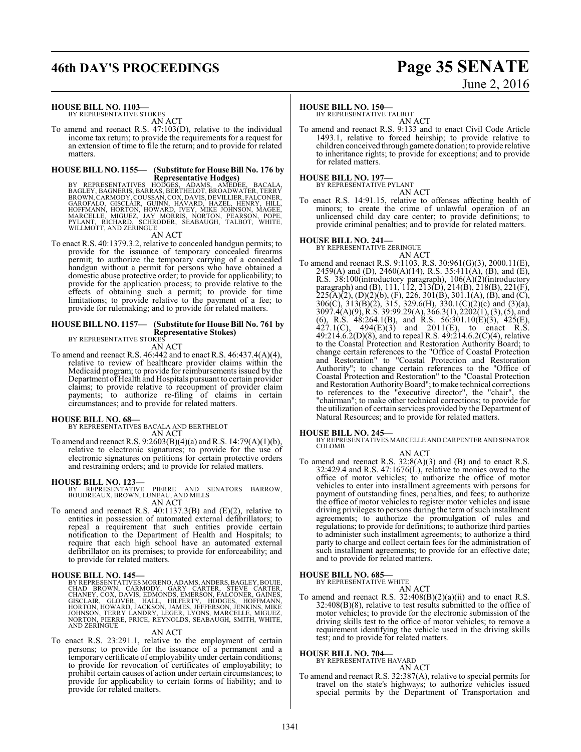**HOUSE BILL NO. 1103—**
BY REPRESENTATIVE STOKES
AN ACT

To amend and reenact R.S. 47:103(D), relative to the individual income tax return; to provide the requirements for a request for an extension of time to file the return; and to provide for related matters.

**HOUSE BILL NO. 1155— (Substitute for House Bill No. 176 by Representative Hodges)**
BY REPRESENTATIVES HODGES, ADAMS, AMEDEE, BACALA, BAGLEY, BAGNERIS, BARRAS, BERTHELOT, BROADWATER, TERRY BROWN, CARMODY, COUSSAN, COX, DAVIS, DEVILLIER, FALCONER, GAROFALO, GISCLAIR, GUINN, HAVARD, HAZEL, HENRY, HILL, HOFFMANN, HORTON, HOWARD, IVEY, MIKE JOHNSON, MAGEE, MARCELLE, MIGUEZ, JAY MORRIS, NORTON, PEARSON, POPE, PYLANT, RICHARD, SCHRODER, SEABAUGH, TALBOT, WHITE, WILLMOTT, AND ZERINGUE
AN ACT

To enact R.S. 40:1379.3.2, relative to concealed handgun permits; to provide for the issuance of temporary concealed firearms permit; to authorize the temporary carrying of a concealed handgun without a permit for persons who have obtained a domestic abuse protective order; to provide for applicability; to provide for the application process; to provide relative to the effects of obtaining such a permit; to provide for time limitations; to provide relative to the payment of a fee; to provide for rulemaking; and to provide for related matters.

**HOUSE BILL NO. 1157— (Substitute for House Bill No. 761 by Representative Stokes)**
BY REPRESENTATIVE STOKES
AN ACT

To amend and reenact R.S. 46:442 and to enact R.S. 46:437.4(A)(4), relative to review of healthcare provider claims within the Medicaid program; to provide for reimbursements issued by the Department of Health and Hospitals pursuant to certain provider claims; to provide relative to recoupment of provider claim payments; to authorize re-filing of claims in certain circumstances; and to provide for related matters.

**HOUSE BILL NO. 68—**
BY REPRESENTATIVES BACALA AND BERTHELOT
AN ACT

To amend and reenact R.S. 9:2603(B)(4)(a) and R.S. 14:79(A)(1)(b), relative to electronic signatures; to provide for the use of electronic signatures on petitions for certain protective orders and restraining orders; and to provide for related matters.

**HOUSE BILL NO. 123—**
BY REPRESENTATIVE PIERRE AND SENATORS BARROW, BOUDREAUX, BROWN, LUNEAU, AND MILLS
AN ACT

To amend and reenact R.S. 40:1137.3(B) and (E)(2), relative to entities in possession of automated external defibrillators; to repeal a requirement that such entities provide certain notification to the Department of Health and Hospitals; to require that each high school have an automated external defibrillator on its premises; to provide for enforceability; and to provide for related matters.

**HOUSE BILL NO. 145—**
BY REPRESENTATIVES MORENO, ADAMS, ANDERS, BAGLEY, BOUIE, CHAD BROWN, CARMODY, GARY CARTER, STEVE CARTER, CHANEY, COX, DAVIS, EDMONDS, EMERSON, FALCONER, GAINES, GISCLAIR, GLOVER, HALL, HILFERTY, HODGES, HOFFMANN, HORTON, HOWARD, JACKSON, JAMES, JEFFERSON, JENKINS, MIKE JOHNSON, TERRY LANDRY, LEGER, LYONS, MARCELLE, MIGUEZ, NORTON, PIERRE, PRICE, REYNOLDS, SEABAUGH, SMITH, WHITE, AND ZERINGUE
AN ACT

To enact R.S. 23:291.1, relative to the employment of certain persons; to provide for the issuance of a permanent and a temporary certificate of employability under certain conditions; to provide for revocation of certificates of employability; to prohibit certain causes of action under certain circumstances; to provide for applicability to certain forms of liability; and to provide for related matters.

**HOUSE BILL NO. 150—**
BY REPRESENTATIVE TALBOT
AN ACT

To amend and reenact R.S. 9:133 and to enact Civil Code Article 1493.1, relative to forced heirship; to provide relative to children conceived through gamete donation; to provide relative to inheritance rights; to provide for exceptions; and to provide for related matters.

**HOUSE BILL NO. 197—**
BY REPRESENTATIVE PYLANT
AN ACT

To enact R.S. 14:91.15, relative to offenses affecting health of minors; to create the crime of unlawful operation of an unlicensed child day care center; to provide definitions; to provide criminal penalties; and to provide for related matters.

**HOUSE BILL NO. 241—**
BY REPRESENTATIVE ZERINGUE
AN ACT

To amend and reenact R.S. 9:1103, R.S. 30:961(G)(3), 2000.11(E), 2459(A) and (D), 2460(A)(14), R.S. 35:411(A), (B), and (E), R.S. 38:100(introductory paragraph), 106(A)(2)(introductory paragraph) and (B), 111, 112, 213(D), 214(B), 218(B), 221(F), 225(A)(2), (D)(2)(b), (F), 226, 301(B), 301.1(A), (B), and (C), 306(C), 313(B)(2), 315, 329.6(H), 330.1(C)(2)(c) and (3)(a), 3097.4(A)(9), R.S. 39:99.29(A), 366.3(1), 2202(1), (3), (5), and (6), R.S. 48:264.1(B), and R.S. 56:301.10(E)(3), 425(E), 427.1(C), 494(E)(3) and 2011(E), to enact R.S. 49:214.6.2(D)(8), and to repeal R.S. 49:214.6.2(C)(4), relative to the Coastal Protection and Restoration Authority Board; to change certain references to the "Office of Coastal Protection and Restoration" to "Coastal Protection and Restoration Authority"; to change certain references to the "Office of Coastal Protection and Restoration" to the "Coastal Protection and Restoration Authority Board"; to make technical corrections to references to the "executive director", the "chair", the "chairman"; to make other technical corrections; to provide for the utilization of certain services provided by the Department of Natural Resources; and to provide for related matters.

**HOUSE BILL NO. 245—**
BY REPRESENTATIVES MARCELLE AND CARPENTER AND SENATOR COLOMB
AN ACT

To amend and reenact R.S. 32:8(A)(3) and (B) and to enact R.S. 32:429.4 and R.S. 47:1676(L), relative to monies owed to the office of motor vehicles; to authorize the office of motor vehicles to enter into installment agreements with persons for payment of outstanding fines, penalties, and fees; to authorize the office of motor vehicles to register motor vehicles and issue driving privileges to persons during the term of such installment agreements; to authorize the promulgation of rules and regulations; to provide for definitions; to authorize third parties to administer such installment agreements; to authorize a third party to charge and collect certain fees for the administration of such installment agreements; to provide for an effective date; and to provide for related matters.

**HOUSE BILL NO. 685—**
BY REPRESENTATIVE WHITE
AN ACT

To amend and reenact R.S. 32:408(B)(2)(a)(ii) and to enact R.S. 32:408(B)(8), relative to test results submitted to the office of motor vehicles; to provide for the electronic submission of the driving skills test to the office of motor vehicles; to remove a requirement identifying the vehicle used in the driving skills test; and to provide for related matters.

**HOUSE BILL NO. 704—**
BY REPRESENTATIVE HAVARD
AN ACT

To amend and reenact R.S. 32:387(A), relative to special permits for travel on the state's highways; to authorize vehicles issued special permits by the Department of Transportation and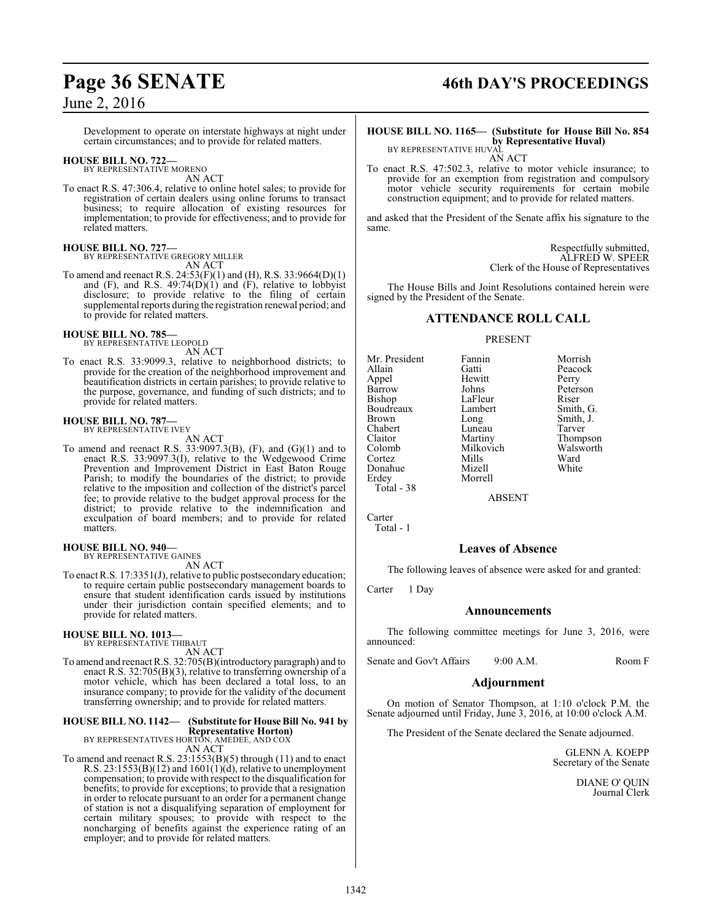Development to operate on interstate highways at night under certain circumstances; and to provide for related matters.

**HOUSE BILL NO. 722—**
BY REPRESENTATIVE MORENO
AN ACT

To enact R.S. 47:306.4, relative to online hotel sales; to provide for registration of certain dealers using online forums to transact business; to require allocation of existing resources for implementation; to provide for effectiveness; and to provide for related matters.

**HOUSE BILL NO. 727—**
BY REPRESENTATIVE GREGORY MILLER
AN ACT

To amend and reenact R.S. 24:53(F)(1) and (H), R.S. 33:9664(D)(1) and (F), and R.S. 49:74(D)(1) and (F), relative to lobbyist disclosure; to provide relative to the filing of certain supplemental reports during the registration renewal period; and to provide for related matters.

**HOUSE BILL NO. 785—**
BY REPRESENTATIVE LEOPOLD
AN ACT

To enact R.S. 33:9099.3, relative to neighborhood districts; to provide for the creation of the neighborhood improvement and beautification districts in certain parishes; to provide relative to the purpose, governance, and funding of such districts; and to provide for related matters.

**HOUSE BILL NO. 787—**
BY REPRESENTATIVE IVEY
AN ACT

To amend and reenact R.S. 33:9097.3(B), (F), and (G)(1) and to enact R.S. 33:9097.3(I), relative to the Wedgewood Crime Prevention and Improvement District in East Baton Rouge Parish; to modify the boundaries of the district; to provide relative to the imposition and collection of the district's parcel fee; to provide relative to the budget approval process for the district; to provide relative to the indemnification and exculpation of board members; and to provide for related matters.

**HOUSE BILL NO. 940—**
BY REPRESENTATIVE GAINES
AN ACT

To enact R.S. 17:3351(J), relative to public postsecondary education; to require certain public postsecondary management boards to ensure that student identification cards issued by institutions under their jurisdiction contain specified elements; and to provide for related matters.

**HOUSE BILL NO. 1013—**
BY REPRESENTATIVE THIBAUT
AN ACT

To amend and reenact R.S. 32:705(B)(introductory paragraph) and to enact R.S. 32:705(B)(3), relative to transferring ownership of a motor vehicle, which has been declared a total loss, to an insurance company; to provide for the validity of the document transferring ownership; and to provide for related matters.

**HOUSE BILL NO. 1142— (Substitute for House Bill No. 941 by Representative Horton)**
BY REPRESENTATIVES HORTON, AMEDEE, AND COX
AN ACT

To amend and reenact R.S. 23:1553(B)(5) through (11) and to enact R.S. 23:1553(B)(12) and 1601(1)(d), relative to unemployment compensation; to provide with respect to the disqualification for benefits; to provide for exceptions; to provide that a resignation in order to relocate pursuant to an order for a permanent change of station is not a disqualifying separation of employment for certain military spouses; to provide with respect to the noncharging of benefits against the experience rating of an employer; and to provide for related matters.

**HOUSE BILL NO. 1165— (Substitute for House Bill No. 854 by Representative Huval)**
BY REPRESENTATIVE HUVAL
AN ACT

To enact R.S. 47:502.3, relative to motor vehicle insurance; to provide for an exemption from registration and compulsory motor vehicle security requirements for certain mobile construction equipment; and to provide for related matters.

and asked that the President of the Senate affix his signature to the same.

Respectfully submitted,
ALFRED W. SPEER
Clerk of the House of Representatives

The House Bills and Joint Resolutions contained herein were signed by the President of the Senate.

## ATTENDANCE ROLL CALL

PRESENT

| | | |
|---|---|---|
| Mr. President | Fannin | Morrish |
| Allain | Gatti | Peacock |
| Appel | Hewitt | Perry |
| Barrow | Johns | Peterson |
| Bishop | LaFleur | Riser |
| Boudreaux | Lambert | Smith, G. |
| Brown | Long | Smith, J. |
| Chabert | Luneau | Tarver |
| Claitor | Martiny | Thompson |
| Colomb | Milkovich | Walsworth |
| Cortez | Mills | Ward |
| Donahue | Mizell | White |
| Erdey | Morrell | |
| Total - 38 | | |

ABSENT

Carter
Total - 1

## Leaves of Absence

The following leaves of absence were asked for and granted:

Carter 1 Day

## Announcements

The following committee meetings for June 3, 2016, were announced:

Senate and Gov't Affairs 9:00 A.M. Room F

## Adjournment

On motion of Senator Thompson, at 1:10 o'clock P.M. the Senate adjourned until Friday, June 3, 2016, at 10:00 o'clock A.M.

The President of the Senate declared the Senate adjourned.

GLENN A. KOEPP
Secretary of the Senate

DIANE O' QUIN
Journal Clerk